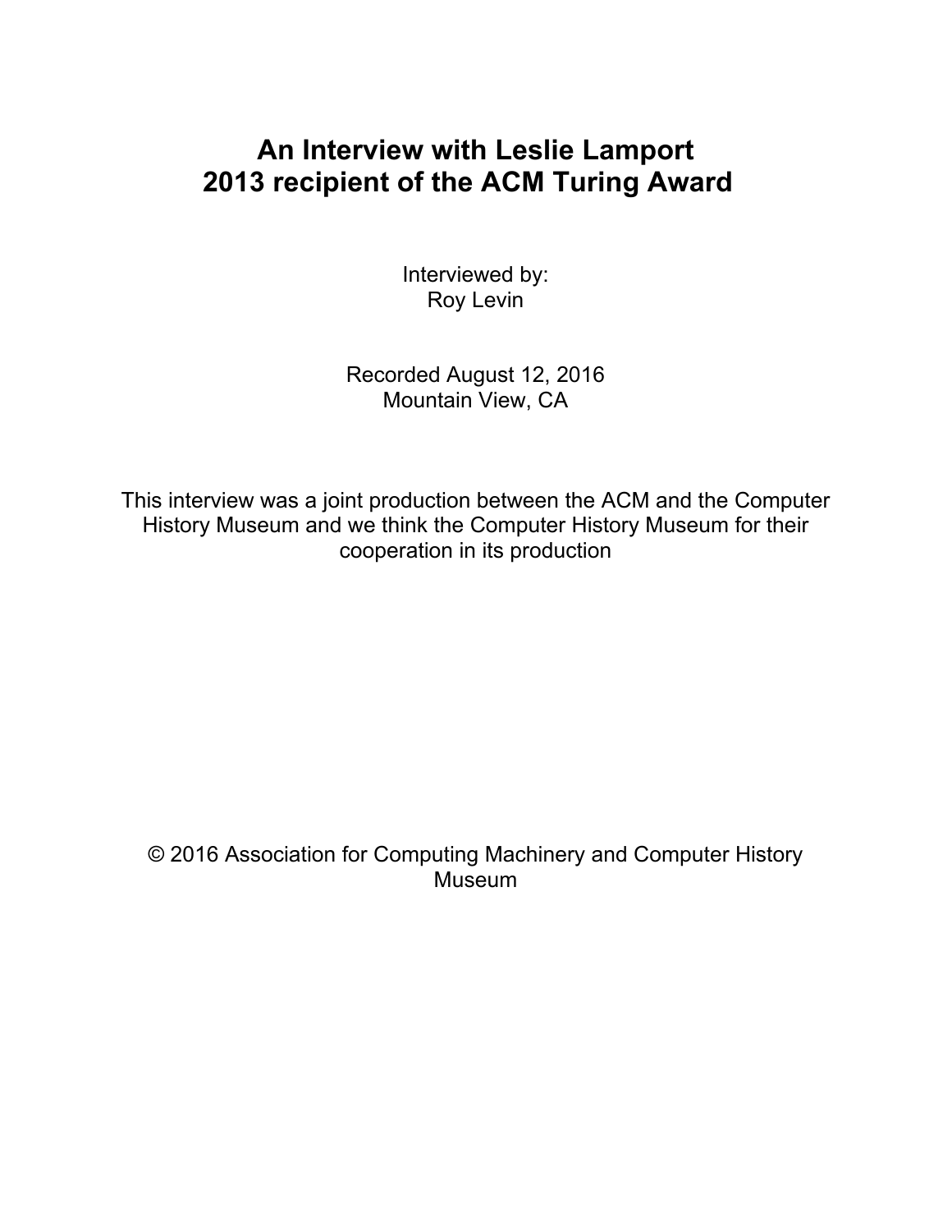# An Interview with Leslie Lamport
# 2013 recipient of the ACM Turing Award

Interviewed by:
Roy Levin

Recorded August 12, 2016
Mountain View, CA

This interview was a joint production between the ACM and the Computer History Museum and we think the Computer History Museum for their cooperation in its production

© 2016 Association for Computing Machinery and Computer History Museum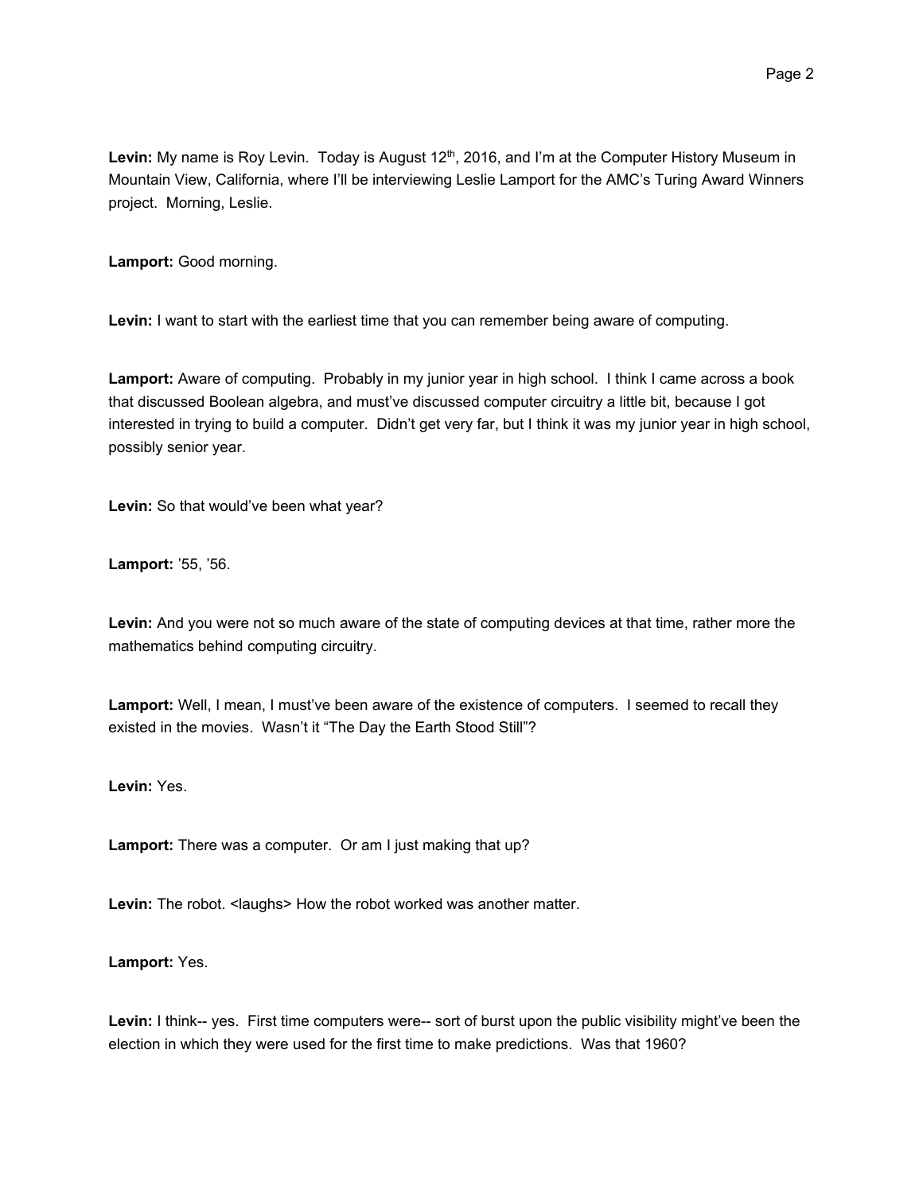**Levin:** My name is Roy Levin. Today is August 12th, 2016, and I'm at the Computer History Museum in Mountain View, California, where I'll be interviewing Leslie Lamport for the AMC's Turing Award Winners project. Morning, Leslie.

**Lamport:** Good morning.

**Levin:** I want to start with the earliest time that you can remember being aware of computing.

**Lamport:** Aware of computing. Probably in my junior year in high school. I think I came across a book that discussed Boolean algebra, and must've discussed computer circuitry a little bit, because I got interested in trying to build a computer. Didn't get very far, but I think it was my junior year in high school, possibly senior year.

**Levin:** So that would've been what year?

**Lamport:** '55, '56.

**Levin:** And you were not so much aware of the state of computing devices at that time, rather more the mathematics behind computing circuitry.

**Lamport:** Well, I mean, I must've been aware of the existence of computers. I seemed to recall they existed in the movies. Wasn't it "The Day the Earth Stood Still"?

**Levin:** Yes.

**Lamport:** There was a computer. Or am I just making that up?

**Levin:** The robot. <laughs> How the robot worked was another matter.

**Lamport:** Yes.

**Levin:** I think-- yes. First time computers were-- sort of burst upon the public visibility might've been the election in which they were used for the first time to make predictions. Was that 1960?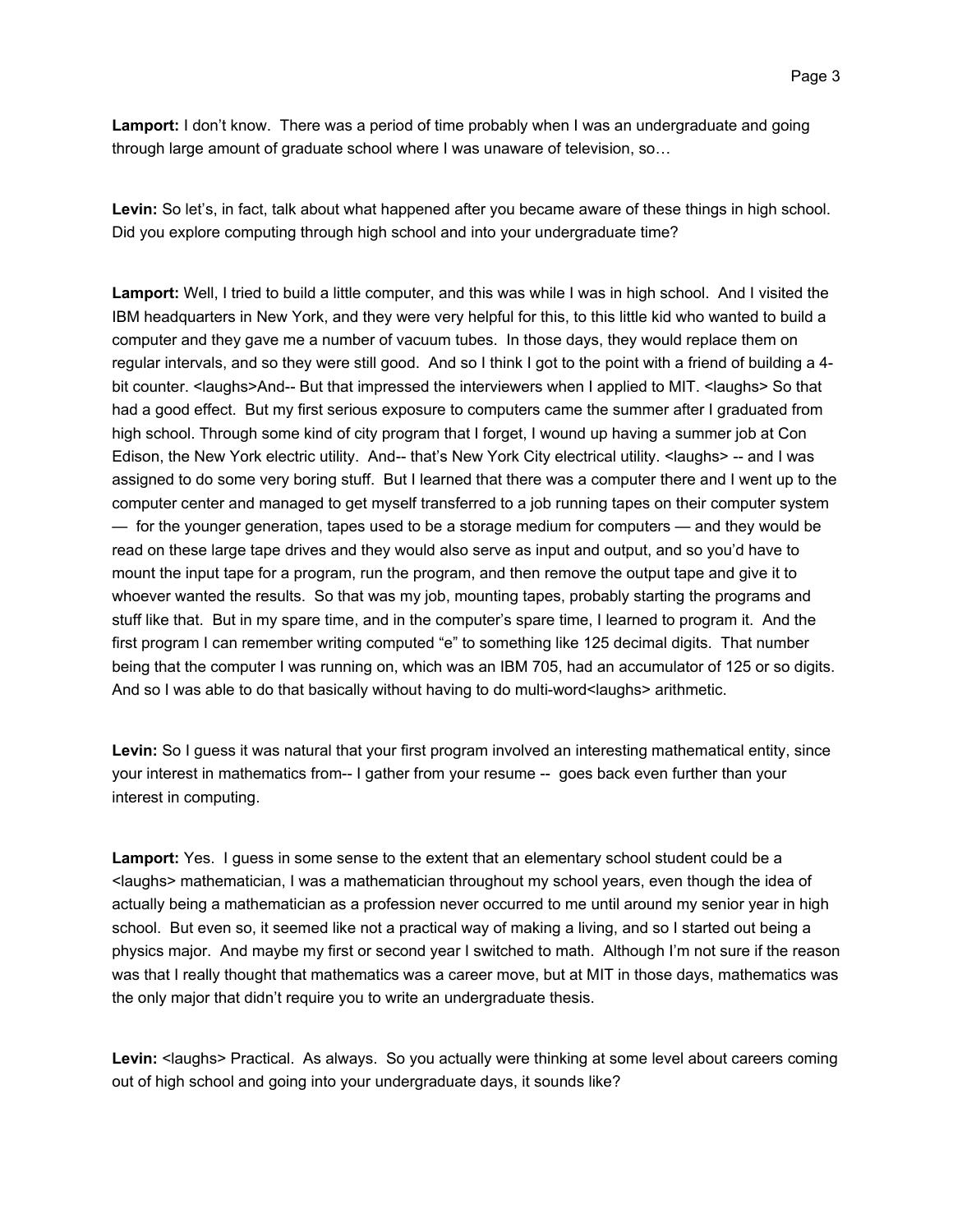**Lamport:** I don't know. There was a period of time probably when I was an undergraduate and going through large amount of graduate school where I was unaware of television, so…

**Levin:** So let's, in fact, talk about what happened after you became aware of these things in high school. Did you explore computing through high school and into your undergraduate time?

**Lamport:** Well, I tried to build a little computer, and this was while I was in high school. And I visited the IBM headquarters in New York, and they were very helpful for this, to this little kid who wanted to build a computer and they gave me a number of vacuum tubes. In those days, they would replace them on regular intervals, and so they were still good. And so I think I got to the point with a friend of building a 4-bit counter. <laughs>And-- But that impressed the interviewers when I applied to MIT. <laughs> So that had a good effect. But my first serious exposure to computers came the summer after I graduated from high school. Through some kind of city program that I forget, I wound up having a summer job at Con Edison, the New York electric utility. And-- that's New York City electrical utility. <laughs> -- and I was assigned to do some very boring stuff. But I learned that there was a computer there and I went up to the computer center and managed to get myself transferred to a job running tapes on their computer system — for the younger generation, tapes used to be a storage medium for computers — and they would be read on these large tape drives and they would also serve as input and output, and so you'd have to mount the input tape for a program, run the program, and then remove the output tape and give it to whoever wanted the results. So that was my job, mounting tapes, probably starting the programs and stuff like that. But in my spare time, and in the computer's spare time, I learned to program it. And the first program I can remember writing computed "e" to something like 125 decimal digits. That number being that the computer I was running on, which was an IBM 705, had an accumulator of 125 or so digits. And so I was able to do that basically without having to do multi-word<laughs> arithmetic.

**Levin:** So I guess it was natural that your first program involved an interesting mathematical entity, since your interest in mathematics from-- I gather from your resume -- goes back even further than your interest in computing.

**Lamport:** Yes. I guess in some sense to the extent that an elementary school student could be a <laughs> mathematician, I was a mathematician throughout my school years, even though the idea of actually being a mathematician as a profession never occurred to me until around my senior year in high school. But even so, it seemed like not a practical way of making a living, and so I started out being a physics major. And maybe my first or second year I switched to math. Although I'm not sure if the reason was that I really thought that mathematics was a career move, but at MIT in those days, mathematics was the only major that didn't require you to write an undergraduate thesis.

**Levin:** <laughs> Practical. As always. So you actually were thinking at some level about careers coming out of high school and going into your undergraduate days, it sounds like?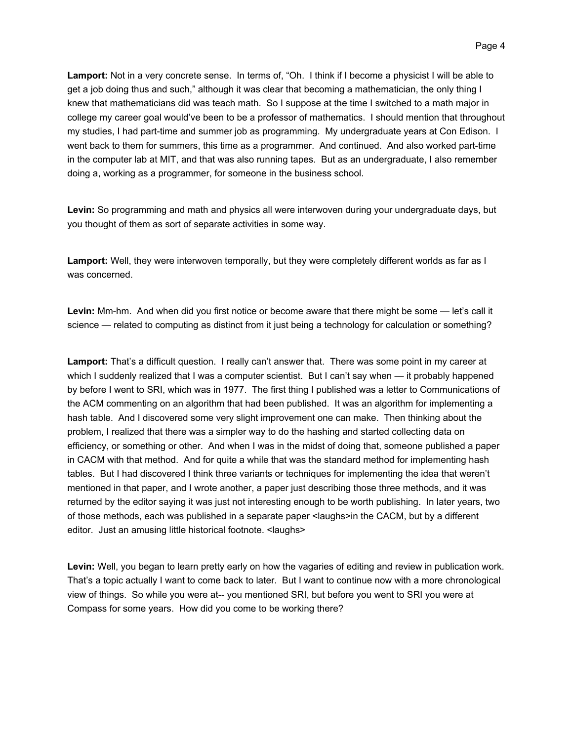**Lamport:** Not in a very concrete sense. In terms of, "Oh. I think if I become a physicist I will be able to get a job doing thus and such," although it was clear that becoming a mathematician, the only thing I knew that mathematicians did was teach math. So I suppose at the time I switched to a math major in college my career goal would've been to be a professor of mathematics. I should mention that throughout my studies, I had part-time and summer job as programming. My undergraduate years at Con Edison. I went back to them for summers, this time as a programmer. And continued. And also worked part-time in the computer lab at MIT, and that was also running tapes. But as an undergraduate, I also remember doing a, working as a programmer, for someone in the business school.

**Levin:** So programming and math and physics all were interwoven during your undergraduate days, but you thought of them as sort of separate activities in some way.

**Lamport:** Well, they were interwoven temporally, but they were completely different worlds as far as I was concerned.

**Levin:** Mm-hm. And when did you first notice or become aware that there might be some — let's call it science — related to computing as distinct from it just being a technology for calculation or something?

**Lamport:** That's a difficult question. I really can't answer that. There was some point in my career at which I suddenly realized that I was a computer scientist. But I can't say when — it probably happened by before I went to SRI, which was in 1977. The first thing I published was a letter to Communications of the ACM commenting on an algorithm that had been published. It was an algorithm for implementing a hash table. And I discovered some very slight improvement one can make. Then thinking about the problem, I realized that there was a simpler way to do the hashing and started collecting data on efficiency, or something or other. And when I was in the midst of doing that, someone published a paper in CACM with that method. And for quite a while that was the standard method for implementing hash tables. But I had discovered I think three variants or techniques for implementing the idea that weren't mentioned in that paper, and I wrote another, a paper just describing those three methods, and it was returned by the editor saying it was just not interesting enough to be worth publishing. In later years, two of those methods, each was published in a separate paper <laughs>in the CACM, but by a different editor. Just an amusing little historical footnote. <laughs>

**Levin:** Well, you began to learn pretty early on how the vagaries of editing and review in publication work. That's a topic actually I want to come back to later. But I want to continue now with a more chronological view of things. So while you were at-- you mentioned SRI, but before you went to SRI you were at Compass for some years. How did you come to be working there?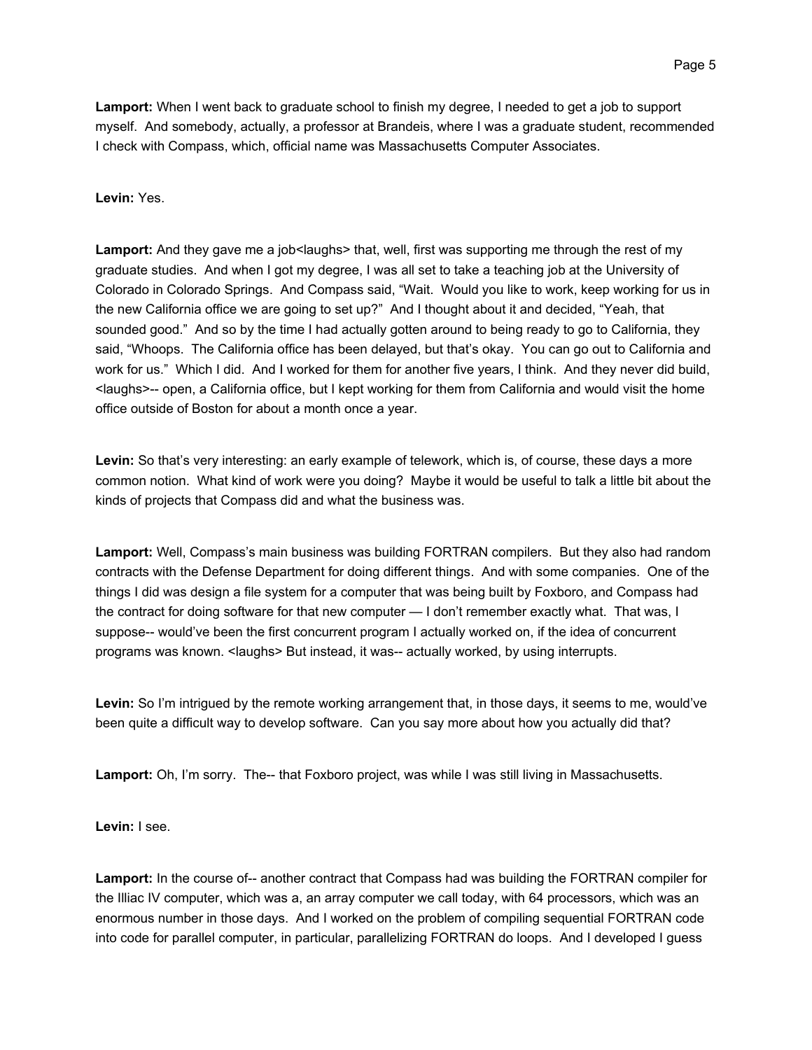**Lamport:** When I went back to graduate school to finish my degree, I needed to get a job to support myself. And somebody, actually, a professor at Brandeis, where I was a graduate student, recommended I check with Compass, which, official name was Massachusetts Computer Associates.

**Levin:** Yes.

**Lamport:** And they gave me a job<laughs> that, well, first was supporting me through the rest of my graduate studies. And when I got my degree, I was all set to take a teaching job at the University of Colorado in Colorado Springs. And Compass said, "Wait. Would you like to work, keep working for us in the new California office we are going to set up?" And I thought about it and decided, "Yeah, that sounded good." And so by the time I had actually gotten around to being ready to go to California, they said, "Whoops. The California office has been delayed, but that's okay. You can go out to California and work for us." Which I did. And I worked for them for another five years, I think. And they never did build, <laughs>-- open, a California office, but I kept working for them from California and would visit the home office outside of Boston for about a month once a year.

**Levin:** So that's very interesting: an early example of telework, which is, of course, these days a more common notion. What kind of work were you doing? Maybe it would be useful to talk a little bit about the kinds of projects that Compass did and what the business was.

**Lamport:** Well, Compass's main business was building FORTRAN compilers. But they also had random contracts with the Defense Department for doing different things. And with some companies. One of the things I did was design a file system for a computer that was being built by Foxboro, and Compass had the contract for doing software for that new computer — I don't remember exactly what. That was, I suppose-- would've been the first concurrent program I actually worked on, if the idea of concurrent programs was known. <laughs> But instead, it was-- actually worked, by using interrupts.

**Levin:** So I'm intrigued by the remote working arrangement that, in those days, it seems to me, would've been quite a difficult way to develop software. Can you say more about how you actually did that?

**Lamport:** Oh, I'm sorry. The-- that Foxboro project, was while I was still living in Massachusetts.

**Levin:** I see.

**Lamport:** In the course of-- another contract that Compass had was building the FORTRAN compiler for the Illiac IV computer, which was a, an array computer we call today, with 64 processors, which was an enormous number in those days. And I worked on the problem of compiling sequential FORTRAN code into code for parallel computer, in particular, parallelizing FORTRAN do loops. And I developed I guess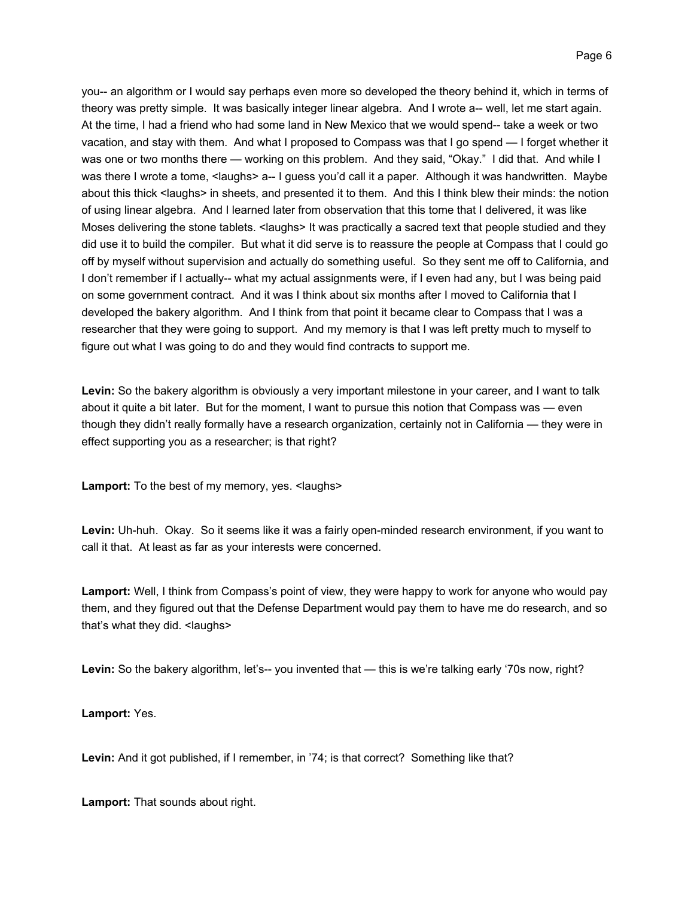you-- an algorithm or I would say perhaps even more so developed the theory behind it, which in terms of theory was pretty simple. It was basically integer linear algebra. And I wrote a-- well, let me start again. At the time, I had a friend who had some land in New Mexico that we would spend-- take a week or two vacation, and stay with them. And what I proposed to Compass was that I go spend — I forget whether it was one or two months there — working on this problem. And they said, "Okay." I did that. And while I was there I wrote a tome, <laughs> a-- I guess you'd call it a paper. Although it was handwritten. Maybe about this thick <laughs> in sheets, and presented it to them. And this I think blew their minds: the notion of using linear algebra. And I learned later from observation that this tome that I delivered, it was like Moses delivering the stone tablets. <laughs> It was practically a sacred text that people studied and they did use it to build the compiler. But what it did serve is to reassure the people at Compass that I could go off by myself without supervision and actually do something useful. So they sent me off to California, and I don't remember if I actually-- what my actual assignments were, if I even had any, but I was being paid on some government contract. And it was I think about six months after I moved to California that I developed the bakery algorithm. And I think from that point it became clear to Compass that I was a researcher that they were going to support. And my memory is that I was left pretty much to myself to figure out what I was going to do and they would find contracts to support me.

**Levin:** So the bakery algorithm is obviously a very important milestone in your career, and I want to talk about it quite a bit later. But for the moment, I want to pursue this notion that Compass was — even though they didn't really formally have a research organization, certainly not in California — they were in effect supporting you as a researcher; is that right?

**Lamport:** To the best of my memory, yes. <laughs>

**Levin:** Uh-huh. Okay. So it seems like it was a fairly open-minded research environment, if you want to call it that. At least as far as your interests were concerned.

**Lamport:** Well, I think from Compass's point of view, they were happy to work for anyone who would pay them, and they figured out that the Defense Department would pay them to have me do research, and so that's what they did. <laughs>

**Levin:** So the bakery algorithm, let's-- you invented that — this is we're talking early '70s now, right?

**Lamport:** Yes.

**Levin:** And it got published, if I remember, in '74; is that correct? Something like that?

**Lamport:** That sounds about right.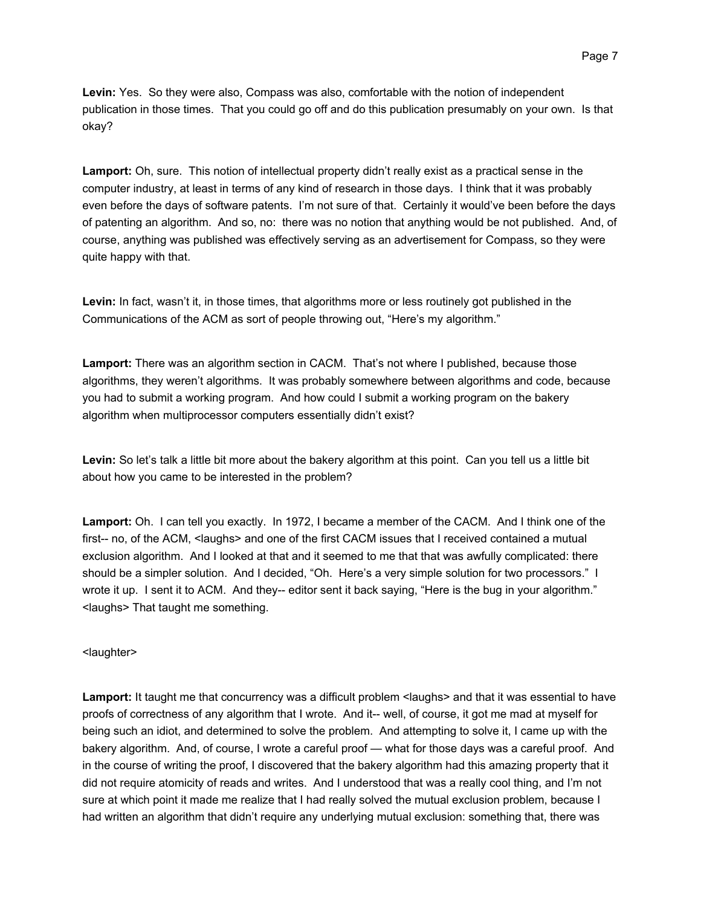**Levin:** Yes. So they were also, Compass was also, comfortable with the notion of independent publication in those times. That you could go off and do this publication presumably on your own. Is that okay?

**Lamport:** Oh, sure. This notion of intellectual property didn't really exist as a practical sense in the computer industry, at least in terms of any kind of research in those days. I think that it was probably even before the days of software patents. I'm not sure of that. Certainly it would've been before the days of patenting an algorithm. And so, no: there was no notion that anything would be not published. And, of course, anything was published was effectively serving as an advertisement for Compass, so they were quite happy with that.

**Levin:** In fact, wasn't it, in those times, that algorithms more or less routinely got published in the Communications of the ACM as sort of people throwing out, "Here's my algorithm."

**Lamport:** There was an algorithm section in CACM. That's not where I published, because those algorithms, they weren't algorithms. It was probably somewhere between algorithms and code, because you had to submit a working program. And how could I submit a working program on the bakery algorithm when multiprocessor computers essentially didn't exist?

**Levin:** So let's talk a little bit more about the bakery algorithm at this point. Can you tell us a little bit about how you came to be interested in the problem?

**Lamport:** Oh. I can tell you exactly. In 1972, I became a member of the CACM. And I think one of the first-- no, of the ACM, <laughs> and one of the first CACM issues that I received contained a mutual exclusion algorithm. And I looked at that and it seemed to me that that was awfully complicated: there should be a simpler solution. And I decided, "Oh. Here's a very simple solution for two processors." I wrote it up. I sent it to ACM. And they-- editor sent it back saying, "Here is the bug in your algorithm." <laughs> That taught me something.

<laughter>

**Lamport:** It taught me that concurrency was a difficult problem <laughs> and that it was essential to have proofs of correctness of any algorithm that I wrote. And it-- well, of course, it got me mad at myself for being such an idiot, and determined to solve the problem. And attempting to solve it, I came up with the bakery algorithm. And, of course, I wrote a careful proof — what for those days was a careful proof. And in the course of writing the proof, I discovered that the bakery algorithm had this amazing property that it did not require atomicity of reads and writes. And I understood that was a really cool thing, and I'm not sure at which point it made me realize that I had really solved the mutual exclusion problem, because I had written an algorithm that didn't require any underlying mutual exclusion: something that, there was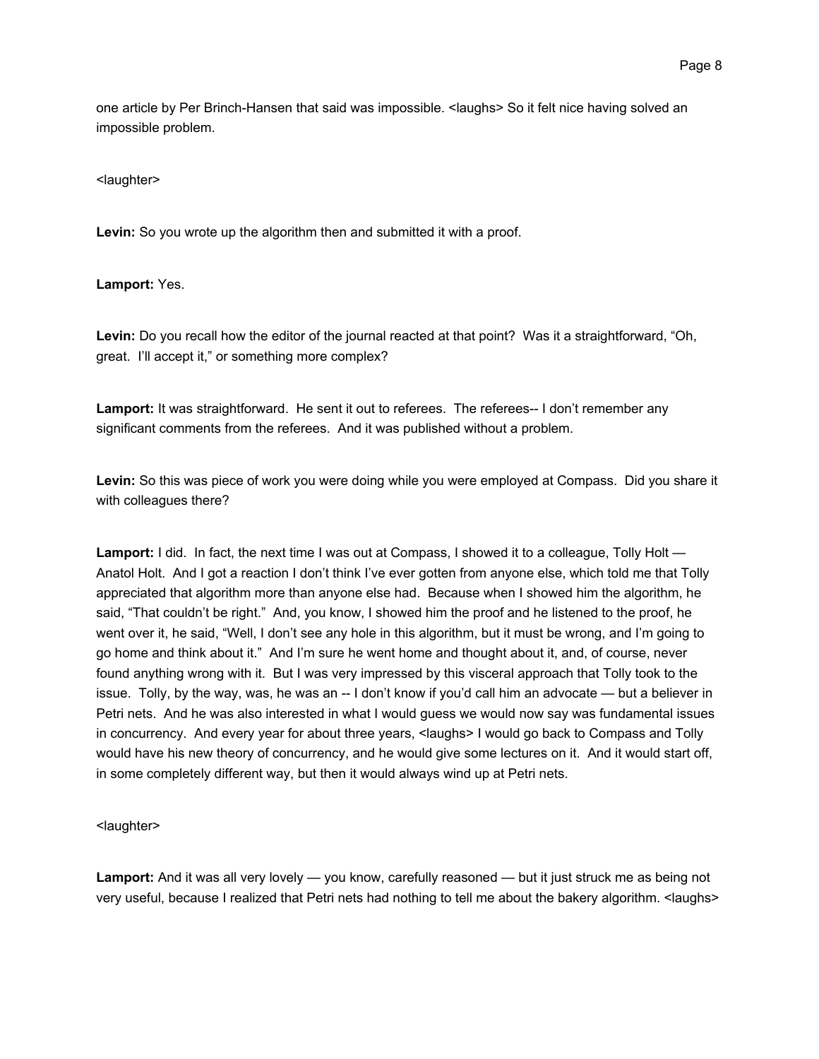one article by Per Brinch-Hansen that said was impossible. <laughs> So it felt nice having solved an impossible problem.

<laughter>

**Levin:** So you wrote up the algorithm then and submitted it with a proof.

**Lamport:** Yes.

**Levin:** Do you recall how the editor of the journal reacted at that point? Was it a straightforward, "Oh, great. I'll accept it," or something more complex?

**Lamport:** It was straightforward. He sent it out to referees. The referees-- I don't remember any significant comments from the referees. And it was published without a problem.

**Levin:** So this was piece of work you were doing while you were employed at Compass. Did you share it with colleagues there?

**Lamport:** I did. In fact, the next time I was out at Compass, I showed it to a colleague, Tolly Holt — Anatol Holt. And I got a reaction I don't think I've ever gotten from anyone else, which told me that Tolly appreciated that algorithm more than anyone else had. Because when I showed him the algorithm, he said, "That couldn't be right." And, you know, I showed him the proof and he listened to the proof, he went over it, he said, "Well, I don't see any hole in this algorithm, but it must be wrong, and I'm going to go home and think about it." And I'm sure he went home and thought about it, and, of course, never found anything wrong with it. But I was very impressed by this visceral approach that Tolly took to the issue. Tolly, by the way, was, he was an -- I don't know if you'd call him an advocate — but a believer in Petri nets. And he was also interested in what I would guess we would now say was fundamental issues in concurrency. And every year for about three years, <laughs> I would go back to Compass and Tolly would have his new theory of concurrency, and he would give some lectures on it. And it would start off, in some completely different way, but then it would always wind up at Petri nets.

<laughter>

**Lamport:** And it was all very lovely — you know, carefully reasoned — but it just struck me as being not very useful, because I realized that Petri nets had nothing to tell me about the bakery algorithm. <laughs>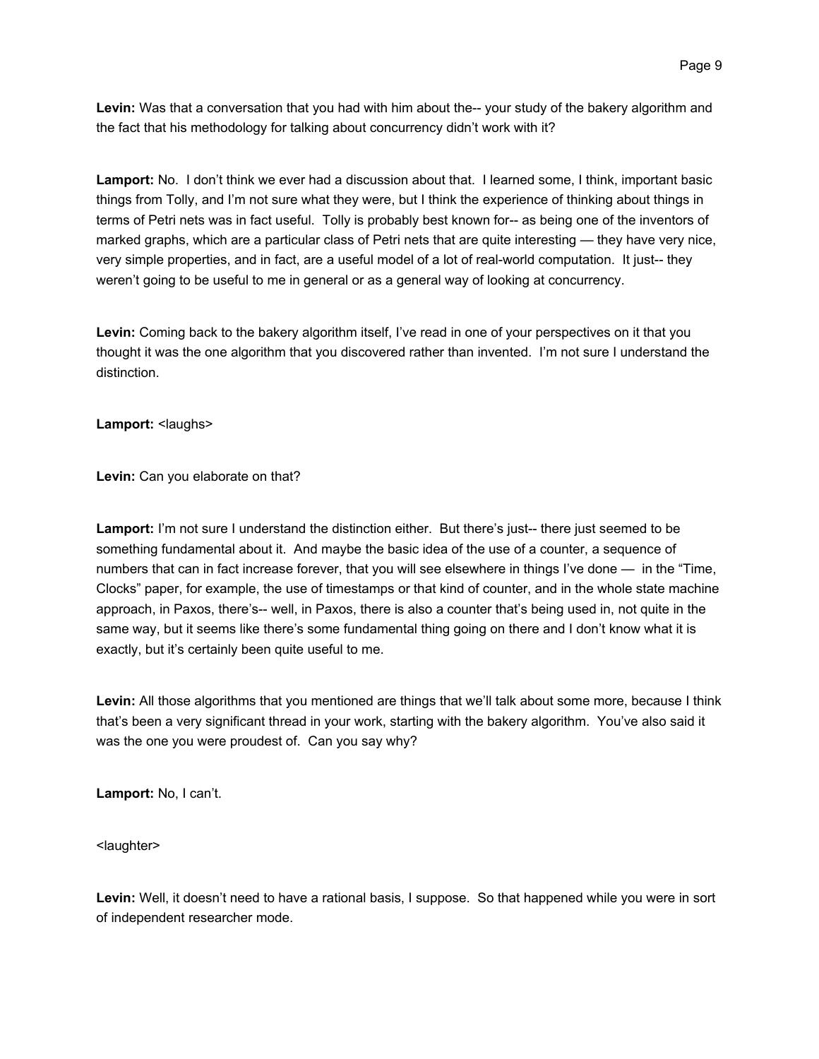**Levin:** Was that a conversation that you had with him about the-- your study of the bakery algorithm and the fact that his methodology for talking about concurrency didn't work with it?

**Lamport:** No. I don't think we ever had a discussion about that. I learned some, I think, important basic things from Tolly, and I'm not sure what they were, but I think the experience of thinking about things in terms of Petri nets was in fact useful. Tolly is probably best known for-- as being one of the inventors of marked graphs, which are a particular class of Petri nets that are quite interesting — they have very nice, very simple properties, and in fact, are a useful model of a lot of real-world computation. It just-- they weren't going to be useful to me in general or as a general way of looking at concurrency.

**Levin:** Coming back to the bakery algorithm itself, I've read in one of your perspectives on it that you thought it was the one algorithm that you discovered rather than invented. I'm not sure I understand the distinction.

**Lamport:** <laughs>

**Levin:** Can you elaborate on that?

**Lamport:** I'm not sure I understand the distinction either. But there's just-- there just seemed to be something fundamental about it. And maybe the basic idea of the use of a counter, a sequence of numbers that can in fact increase forever, that you will see elsewhere in things I've done — in the "Time, Clocks" paper, for example, the use of timestamps or that kind of counter, and in the whole state machine approach, in Paxos, there's-- well, in Paxos, there is also a counter that's being used in, not quite in the same way, but it seems like there's some fundamental thing going on there and I don't know what it is exactly, but it's certainly been quite useful to me.

**Levin:** All those algorithms that you mentioned are things that we'll talk about some more, because I think that's been a very significant thread in your work, starting with the bakery algorithm. You've also said it was the one you were proudest of. Can you say why?

**Lamport:** No, I can't.

<laughter>

**Levin:** Well, it doesn't need to have a rational basis, I suppose. So that happened while you were in sort of independent researcher mode.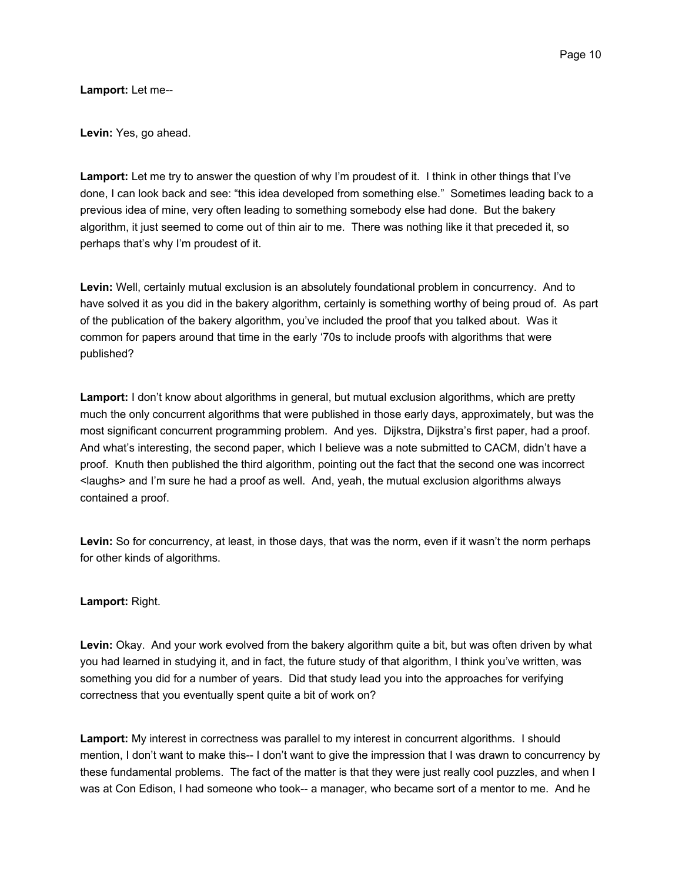**Lamport:** Let me--

**Levin:** Yes, go ahead.

**Lamport:** Let me try to answer the question of why I'm proudest of it. I think in other things that I've done, I can look back and see: "this idea developed from something else." Sometimes leading back to a previous idea of mine, very often leading to something somebody else had done. But the bakery algorithm, it just seemed to come out of thin air to me. There was nothing like it that preceded it, so perhaps that's why I'm proudest of it.

**Levin:** Well, certainly mutual exclusion is an absolutely foundational problem in concurrency. And to have solved it as you did in the bakery algorithm, certainly is something worthy of being proud of. As part of the publication of the bakery algorithm, you've included the proof that you talked about. Was it common for papers around that time in the early '70s to include proofs with algorithms that were published?

**Lamport:** I don't know about algorithms in general, but mutual exclusion algorithms, which are pretty much the only concurrent algorithms that were published in those early days, approximately, but was the most significant concurrent programming problem. And yes. Dijkstra, Dijkstra's first paper, had a proof. And what's interesting, the second paper, which I believe was a note submitted to CACM, didn't have a proof. Knuth then published the third algorithm, pointing out the fact that the second one was incorrect <laughs> and I'm sure he had a proof as well. And, yeah, the mutual exclusion algorithms always contained a proof.

**Levin:** So for concurrency, at least, in those days, that was the norm, even if it wasn't the norm perhaps for other kinds of algorithms.

**Lamport:** Right.

**Levin:** Okay. And your work evolved from the bakery algorithm quite a bit, but was often driven by what you had learned in studying it, and in fact, the future study of that algorithm, I think you've written, was something you did for a number of years. Did that study lead you into the approaches for verifying correctness that you eventually spent quite a bit of work on?

**Lamport:** My interest in correctness was parallel to my interest in concurrent algorithms. I should mention, I don't want to make this-- I don't want to give the impression that I was drawn to concurrency by these fundamental problems. The fact of the matter is that they were just really cool puzzles, and when I was at Con Edison, I had someone who took-- a manager, who became sort of a mentor to me. And he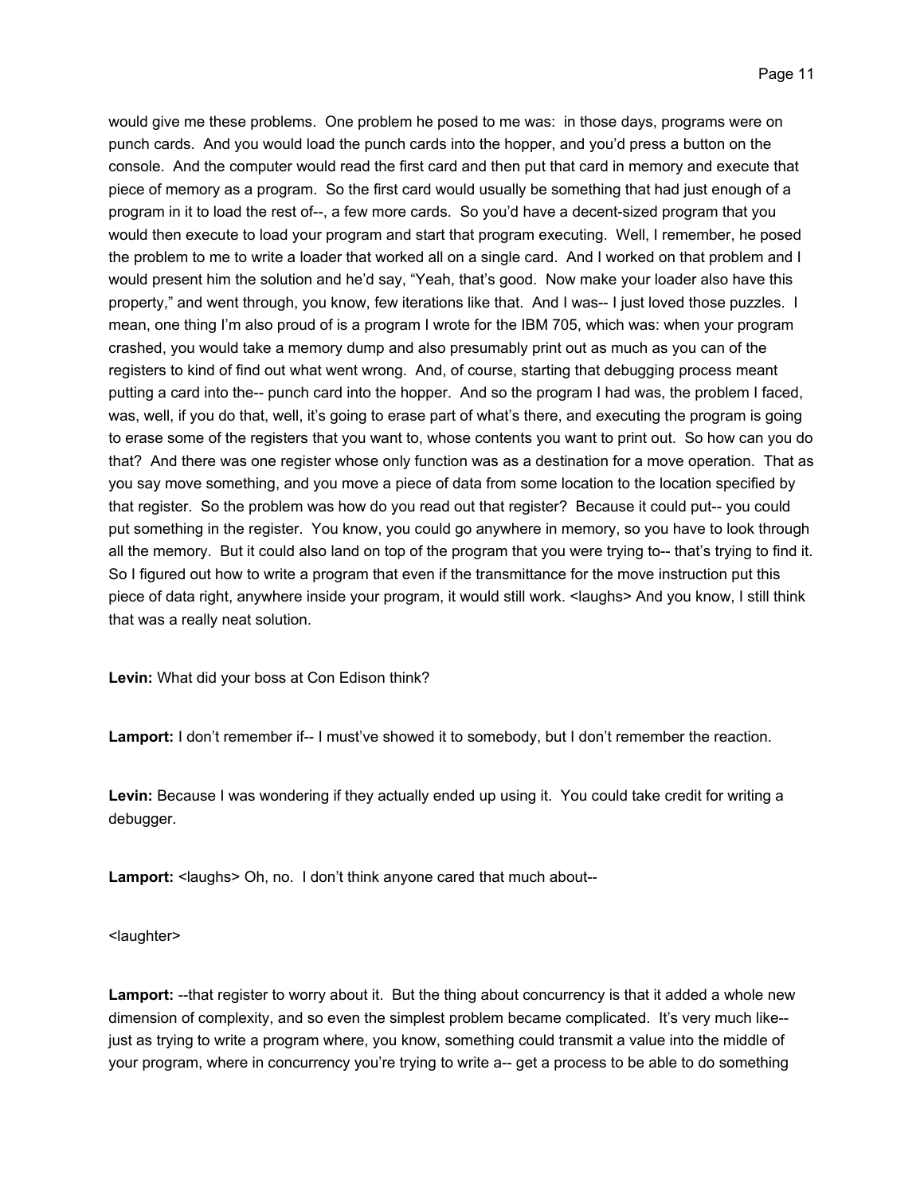would give me these problems. One problem he posed to me was: in those days, programs were on punch cards. And you would load the punch cards into the hopper, and you'd press a button on the console. And the computer would read the first card and then put that card in memory and execute that piece of memory as a program. So the first card would usually be something that had just enough of a program in it to load the rest of--, a few more cards. So you'd have a decent-sized program that you would then execute to load your program and start that program executing. Well, I remember, he posed the problem to me to write a loader that worked all on a single card. And I worked on that problem and I would present him the solution and he'd say, "Yeah, that's good. Now make your loader also have this property," and went through, you know, few iterations like that. And I was-- I just loved those puzzles. I mean, one thing I'm also proud of is a program I wrote for the IBM 705, which was: when your program crashed, you would take a memory dump and also presumably print out as much as you can of the registers to kind of find out what went wrong. And, of course, starting that debugging process meant putting a card into the-- punch card into the hopper. And so the program I had was, the problem I faced, was, well, if you do that, well, it's going to erase part of what's there, and executing the program is going to erase some of the registers that you want to, whose contents you want to print out. So how can you do that? And there was one register whose only function was as a destination for a move operation. That as you say move something, and you move a piece of data from some location to the location specified by that register. So the problem was how do you read out that register? Because it could put-- you could put something in the register. You know, you could go anywhere in memory, so you have to look through all the memory. But it could also land on top of the program that you were trying to-- that's trying to find it. So I figured out how to write a program that even if the transmittance for the move instruction put this piece of data right, anywhere inside your program, it would still work. <laughs> And you know, I still think that was a really neat solution.

**Levin:** What did your boss at Con Edison think?

**Lamport:** I don't remember if-- I must've showed it to somebody, but I don't remember the reaction.

**Levin:** Because I was wondering if they actually ended up using it. You could take credit for writing a debugger.

**Lamport:** <laughs> Oh, no. I don't think anyone cared that much about--

<laughter>

**Lamport:** --that register to worry about it. But the thing about concurrency is that it added a whole new dimension of complexity, and so even the simplest problem became complicated. It's very much like-- just as trying to write a program where, you know, something could transmit a value into the middle of your program, where in concurrency you're trying to write a-- get a process to be able to do something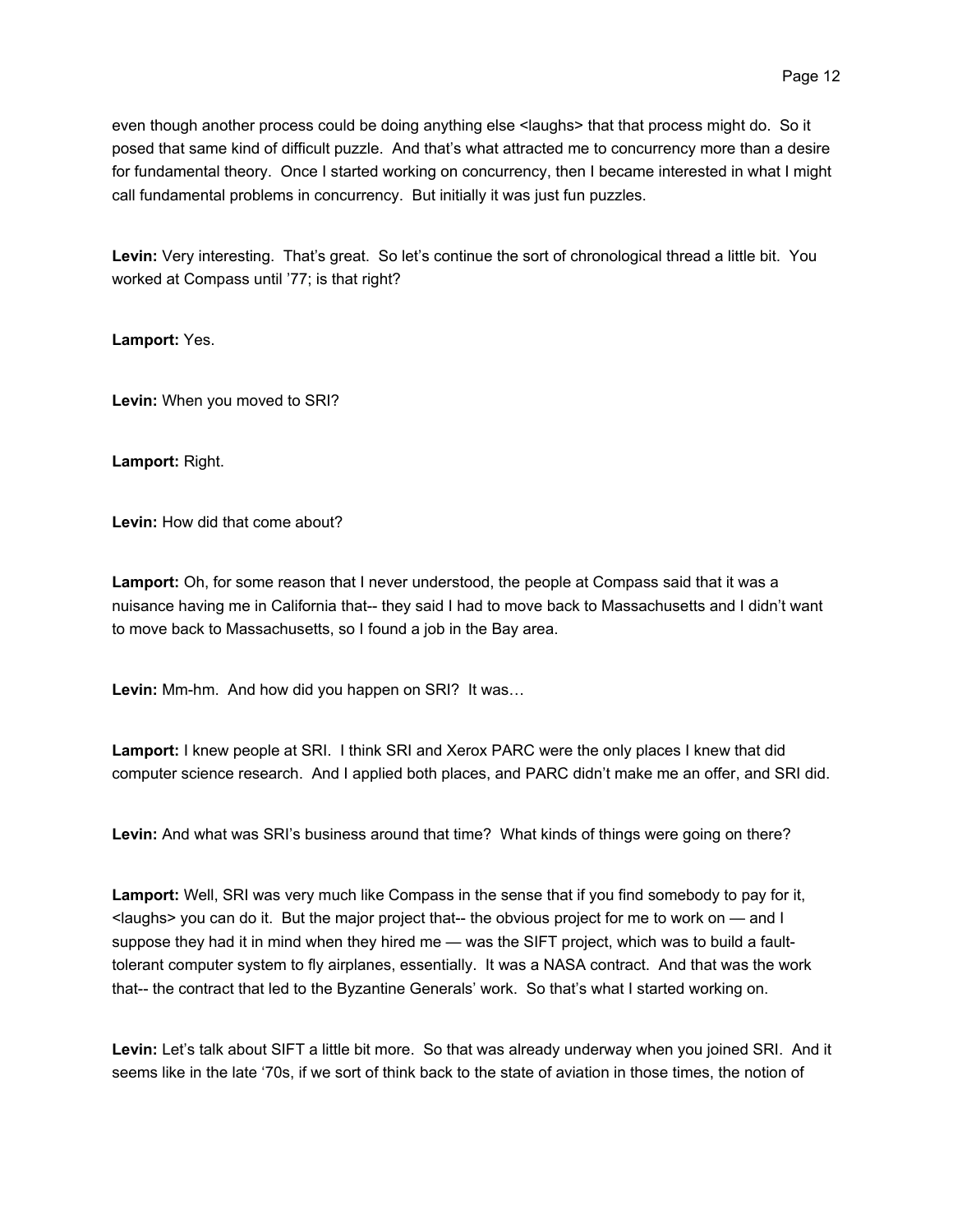even though another process could be doing anything else <laughs> that that process might do. So it posed that same kind of difficult puzzle. And that's what attracted me to concurrency more than a desire for fundamental theory. Once I started working on concurrency, then I became interested in what I might call fundamental problems in concurrency. But initially it was just fun puzzles.

**Levin:** Very interesting. That's great. So let's continue the sort of chronological thread a little bit. You worked at Compass until '77; is that right?

**Lamport:** Yes.

**Levin:** When you moved to SRI?

**Lamport:** Right.

**Levin:** How did that come about?

**Lamport:** Oh, for some reason that I never understood, the people at Compass said that it was a nuisance having me in California that-- they said I had to move back to Massachusetts and I didn't want to move back to Massachusetts, so I found a job in the Bay area.

**Levin:** Mm-hm. And how did you happen on SRI? It was…

**Lamport:** I knew people at SRI. I think SRI and Xerox PARC were the only places I knew that did computer science research. And I applied both places, and PARC didn't make me an offer, and SRI did.

**Levin:** And what was SRI's business around that time? What kinds of things were going on there?

**Lamport:** Well, SRI was very much like Compass in the sense that if you find somebody to pay for it, <laughs> you can do it. But the major project that-- the obvious project for me to work on — and I suppose they had it in mind when they hired me — was the SIFT project, which was to build a fault-tolerant computer system to fly airplanes, essentially. It was a NASA contract. And that was the work that-- the contract that led to the Byzantine Generals' work. So that's what I started working on.

**Levin:** Let's talk about SIFT a little bit more. So that was already underway when you joined SRI. And it seems like in the late '70s, if we sort of think back to the state of aviation in those times, the notion of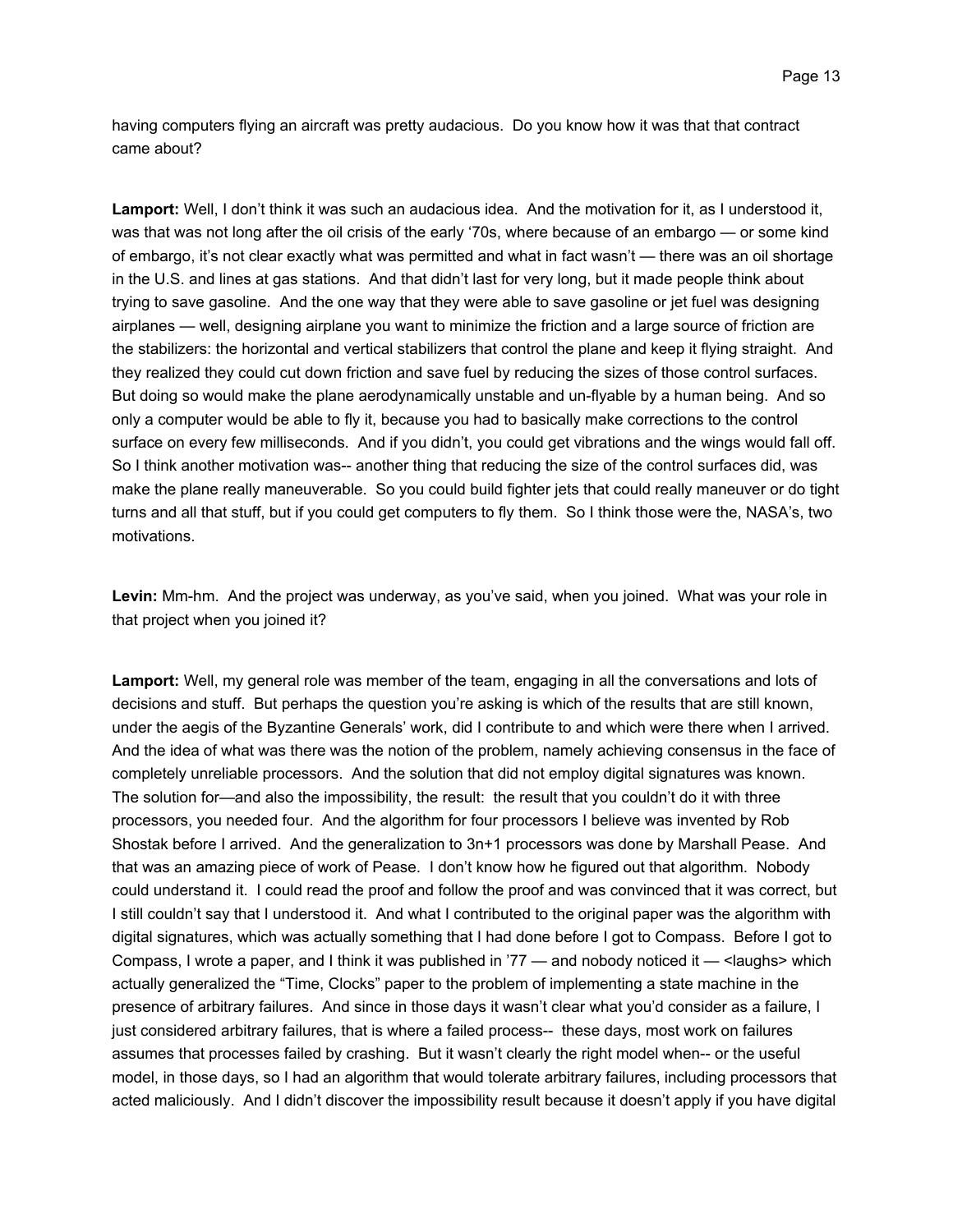having computers flying an aircraft was pretty audacious. Do you know how it was that that contract came about?

**Lamport:** Well, I don't think it was such an audacious idea. And the motivation for it, as I understood it, was that was not long after the oil crisis of the early '70s, where because of an embargo — or some kind of embargo, it's not clear exactly what was permitted and what in fact wasn't — there was an oil shortage in the U.S. and lines at gas stations. And that didn't last for very long, but it made people think about trying to save gasoline. And the one way that they were able to save gasoline or jet fuel was designing airplanes — well, designing airplane you want to minimize the friction and a large source of friction are the stabilizers: the horizontal and vertical stabilizers that control the plane and keep it flying straight. And they realized they could cut down friction and save fuel by reducing the sizes of those control surfaces. But doing so would make the plane aerodynamically unstable and un-flyable by a human being. And so only a computer would be able to fly it, because you had to basically make corrections to the control surface on every few milliseconds. And if you didn't, you could get vibrations and the wings would fall off. So I think another motivation was-- another thing that reducing the size of the control surfaces did, was make the plane really maneuverable. So you could build fighter jets that could really maneuver or do tight turns and all that stuff, but if you could get computers to fly them. So I think those were the, NASA's, two motivations.

**Levin:** Mm-hm. And the project was underway, as you've said, when you joined. What was your role in that project when you joined it?

**Lamport:** Well, my general role was member of the team, engaging in all the conversations and lots of decisions and stuff. But perhaps the question you're asking is which of the results that are still known, under the aegis of the Byzantine Generals' work, did I contribute to and which were there when I arrived. And the idea of what was there was the notion of the problem, namely achieving consensus in the face of completely unreliable processors. And the solution that did not employ digital signatures was known. The solution for—and also the impossibility, the result: the result that you couldn't do it with three processors, you needed four. And the algorithm for four processors I believe was invented by Rob Shostak before I arrived. And the generalization to 3n+1 processors was done by Marshall Pease. And that was an amazing piece of work of Pease. I don't know how he figured out that algorithm. Nobody could understand it. I could read the proof and follow the proof and was convinced that it was correct, but I still couldn't say that I understood it. And what I contributed to the original paper was the algorithm with digital signatures, which was actually something that I had done before I got to Compass. Before I got to Compass, I wrote a paper, and I think it was published in '77 — and nobody noticed it — <laughs> which actually generalized the "Time, Clocks" paper to the problem of implementing a state machine in the presence of arbitrary failures. And since in those days it wasn't clear what you'd consider as a failure, I just considered arbitrary failures, that is where a failed process-- these days, most work on failures assumes that processes failed by crashing. But it wasn't clearly the right model when-- or the useful model, in those days, so I had an algorithm that would tolerate arbitrary failures, including processors that acted maliciously. And I didn't discover the impossibility result because it doesn't apply if you have digital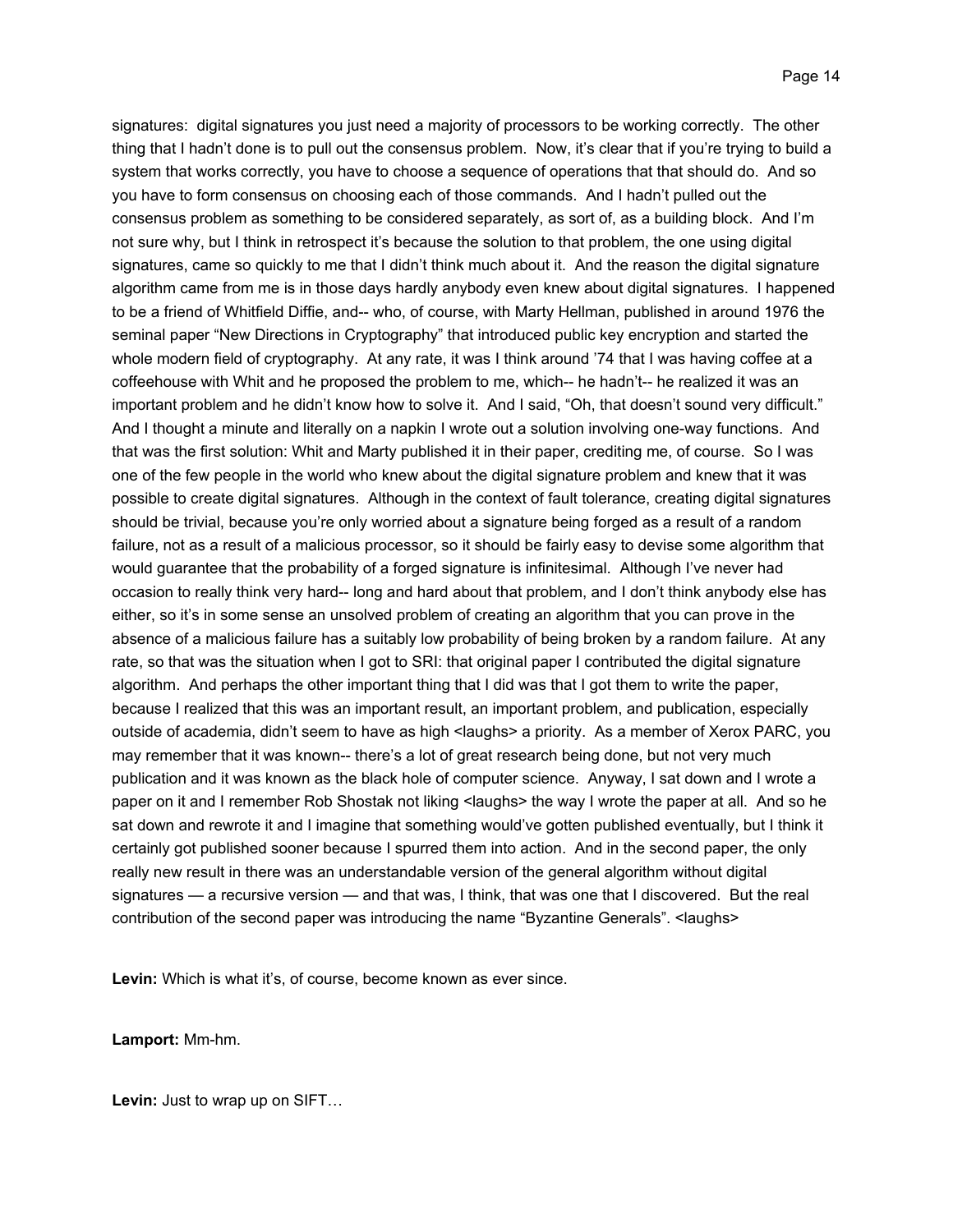signatures: digital signatures you just need a majority of processors to be working correctly. The other thing that I hadn't done is to pull out the consensus problem. Now, it's clear that if you're trying to build a system that works correctly, you have to choose a sequence of operations that that should do. And so you have to form consensus on choosing each of those commands. And I hadn't pulled out the consensus problem as something to be considered separately, as sort of, as a building block. And I'm not sure why, but I think in retrospect it's because the solution to that problem, the one using digital signatures, came so quickly to me that I didn't think much about it. And the reason the digital signature algorithm came from me is in those days hardly anybody even knew about digital signatures. I happened to be a friend of Whitfield Diffie, and-- who, of course, with Marty Hellman, published in around 1976 the seminal paper "New Directions in Cryptography" that introduced public key encryption and started the whole modern field of cryptography. At any rate, it was I think around '74 that I was having coffee at a coffeehouse with Whit and he proposed the problem to me, which-- he hadn't-- he realized it was an important problem and he didn't know how to solve it. And I said, "Oh, that doesn't sound very difficult." And I thought a minute and literally on a napkin I wrote out a solution involving one-way functions. And that was the first solution: Whit and Marty published it in their paper, crediting me, of course. So I was one of the few people in the world who knew about the digital signature problem and knew that it was possible to create digital signatures. Although in the context of fault tolerance, creating digital signatures should be trivial, because you're only worried about a signature being forged as a result of a random failure, not as a result of a malicious processor, so it should be fairly easy to devise some algorithm that would guarantee that the probability of a forged signature is infinitesimal. Although I've never had occasion to really think very hard-- long and hard about that problem, and I don't think anybody else has either, so it's in some sense an unsolved problem of creating an algorithm that you can prove in the absence of a malicious failure has a suitably low probability of being broken by a random failure. At any rate, so that was the situation when I got to SRI: that original paper I contributed the digital signature algorithm. And perhaps the other important thing that I did was that I got them to write the paper, because I realized that this was an important result, an important problem, and publication, especially outside of academia, didn't seem to have as high <laughs> a priority. As a member of Xerox PARC, you may remember that it was known-- there's a lot of great research being done, but not very much publication and it was known as the black hole of computer science. Anyway, I sat down and I wrote a paper on it and I remember Rob Shostak not liking <laughs> the way I wrote the paper at all. And so he sat down and rewrote it and I imagine that something would've gotten published eventually, but I think it certainly got published sooner because I spurred them into action. And in the second paper, the only really new result in there was an understandable version of the general algorithm without digital signatures — a recursive version — and that was, I think, that was one that I discovered. But the real contribution of the second paper was introducing the name "Byzantine Generals". <laughs>

**Levin:** Which is what it's, of course, become known as ever since.

**Lamport:** Mm-hm.

**Levin:** Just to wrap up on SIFT…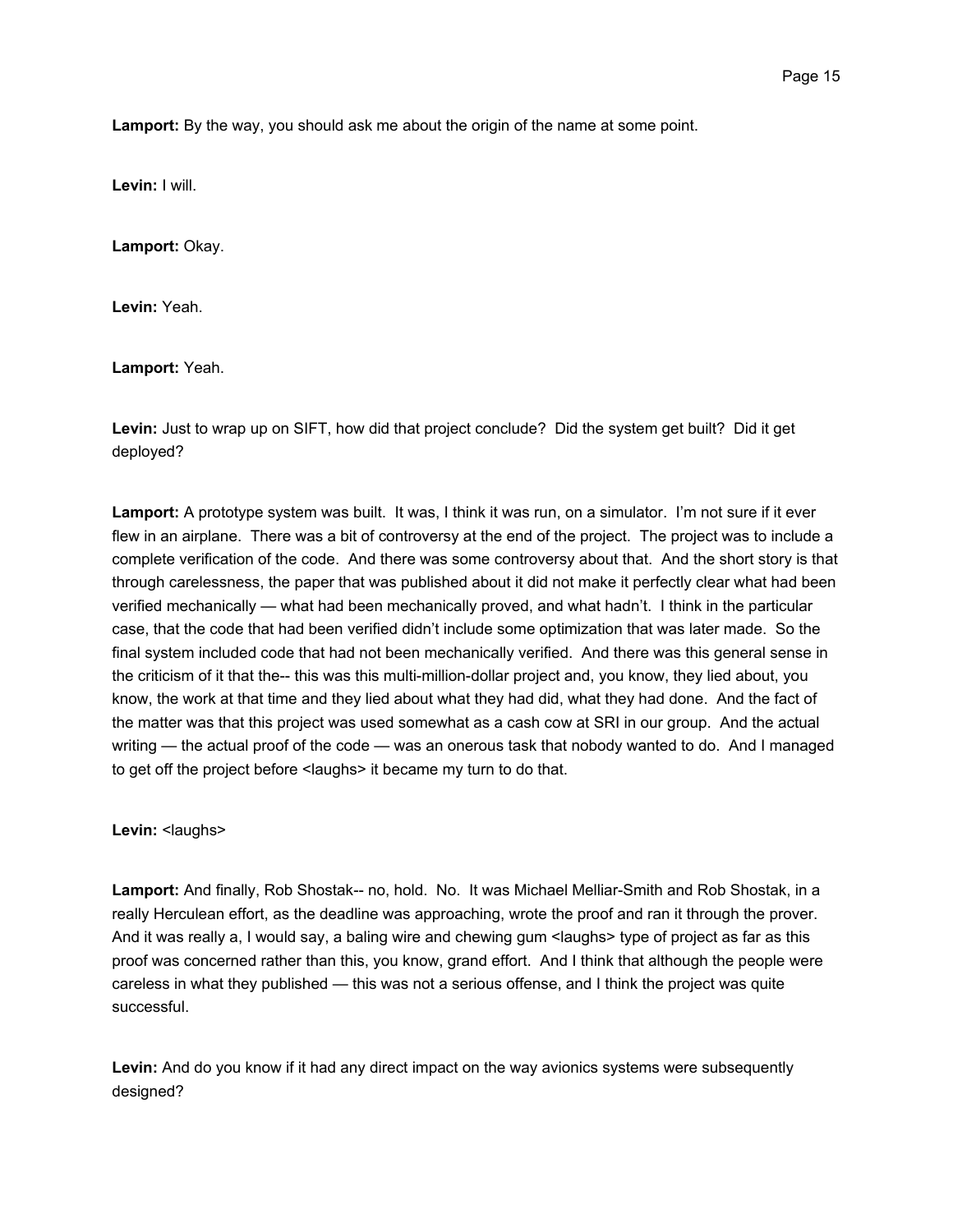**Lamport:** By the way, you should ask me about the origin of the name at some point.

**Levin:** I will.

**Lamport:** Okay.

**Levin:** Yeah.

**Lamport:** Yeah.

**Levin:** Just to wrap up on SIFT, how did that project conclude? Did the system get built? Did it get deployed?

**Lamport:** A prototype system was built. It was, I think it was run, on a simulator. I'm not sure if it ever flew in an airplane. There was a bit of controversy at the end of the project. The project was to include a complete verification of the code. And there was some controversy about that. And the short story is that through carelessness, the paper that was published about it did not make it perfectly clear what had been verified mechanically — what had been mechanically proved, and what hadn't. I think in the particular case, that the code that had been verified didn't include some optimization that was later made. So the final system included code that had not been mechanically verified. And there was this general sense in the criticism of it that the-- this was this multi-million-dollar project and, you know, they lied about, you know, the work at that time and they lied about what they had did, what they had done. And the fact of the matter was that this project was used somewhat as a cash cow at SRI in our group. And the actual writing — the actual proof of the code — was an onerous task that nobody wanted to do. And I managed to get off the project before <laughs> it became my turn to do that.

**Levin:** <laughs>

**Lamport:** And finally, Rob Shostak-- no, hold. No. It was Michael Melliar-Smith and Rob Shostak, in a really Herculean effort, as the deadline was approaching, wrote the proof and ran it through the prover. And it was really a, I would say, a baling wire and chewing gum <laughs> type of project as far as this proof was concerned rather than this, you know, grand effort. And I think that although the people were careless in what they published — this was not a serious offense, and I think the project was quite successful.

**Levin:** And do you know if it had any direct impact on the way avionics systems were subsequently designed?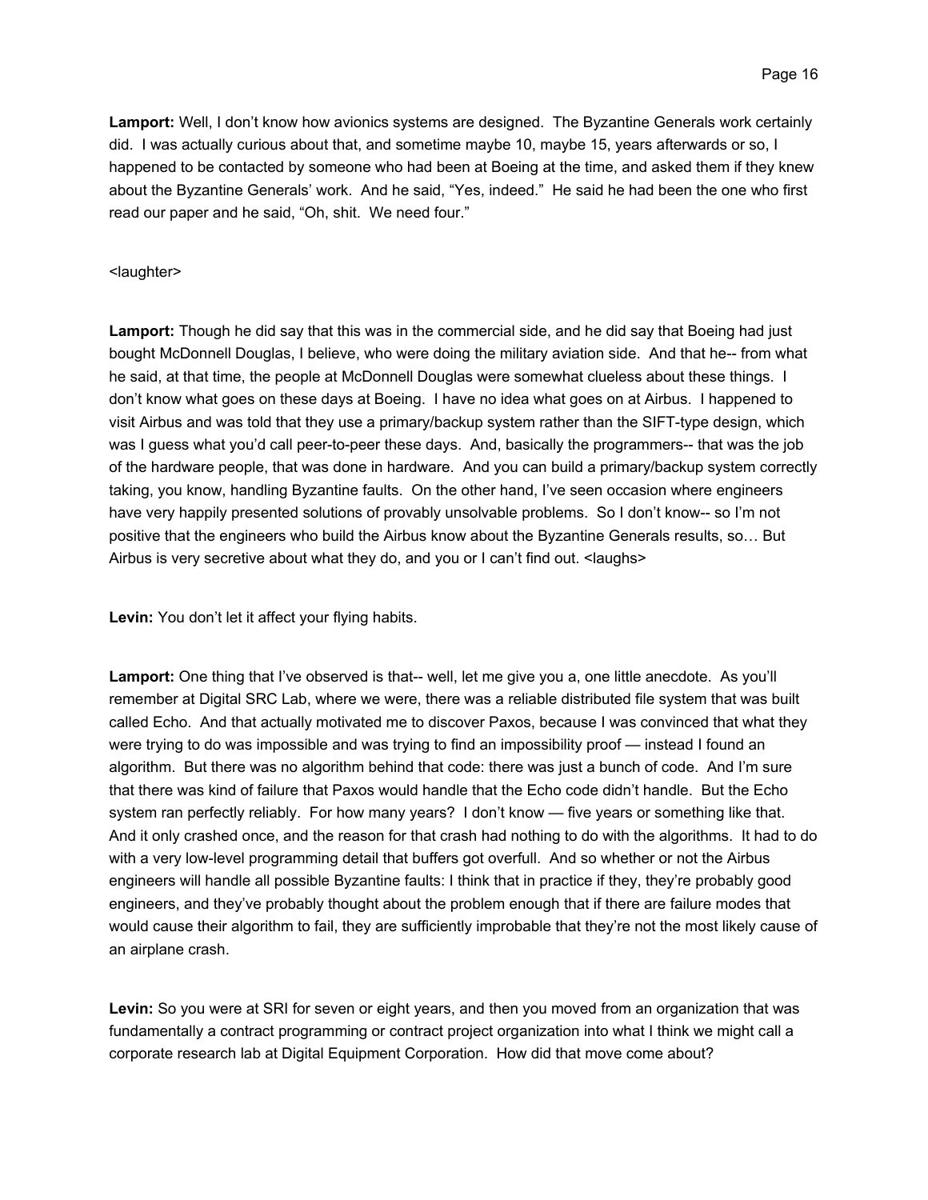**Lamport:** Well, I don't know how avionics systems are designed. The Byzantine Generals work certainly did. I was actually curious about that, and sometime maybe 10, maybe 15, years afterwards or so, I happened to be contacted by someone who had been at Boeing at the time, and asked them if they knew about the Byzantine Generals' work. And he said, "Yes, indeed." He said he had been the one who first read our paper and he said, "Oh, shit. We need four."

<laughter>

**Lamport:** Though he did say that this was in the commercial side, and he did say that Boeing had just bought McDonnell Douglas, I believe, who were doing the military aviation side. And that he-- from what he said, at that time, the people at McDonnell Douglas were somewhat clueless about these things. I don't know what goes on these days at Boeing. I have no idea what goes on at Airbus. I happened to visit Airbus and was told that they use a primary/backup system rather than the SIFT-type design, which was I guess what you'd call peer-to-peer these days. And, basically the programmers-- that was the job of the hardware people, that was done in hardware. And you can build a primary/backup system correctly taking, you know, handling Byzantine faults. On the other hand, I've seen occasion where engineers have very happily presented solutions of provably unsolvable problems. So I don't know-- so I'm not positive that the engineers who build the Airbus know about the Byzantine Generals results, so… But Airbus is very secretive about what they do, and you or I can't find out. <laughs>

**Levin:** You don't let it affect your flying habits.

**Lamport:** One thing that I've observed is that-- well, let me give you a, one little anecdote. As you'll remember at Digital SRC Lab, where we were, there was a reliable distributed file system that was built called Echo. And that actually motivated me to discover Paxos, because I was convinced that what they were trying to do was impossible and was trying to find an impossibility proof — instead I found an algorithm. But there was no algorithm behind that code: there was just a bunch of code. And I'm sure that there was kind of failure that Paxos would handle that the Echo code didn't handle. But the Echo system ran perfectly reliably. For how many years? I don't know — five years or something like that. And it only crashed once, and the reason for that crash had nothing to do with the algorithms. It had to do with a very low-level programming detail that buffers got overfull. And so whether or not the Airbus engineers will handle all possible Byzantine faults: I think that in practice if they, they're probably good engineers, and they've probably thought about the problem enough that if there are failure modes that would cause their algorithm to fail, they are sufficiently improbable that they're not the most likely cause of an airplane crash.

**Levin:** So you were at SRI for seven or eight years, and then you moved from an organization that was fundamentally a contract programming or contract project organization into what I think we might call a corporate research lab at Digital Equipment Corporation. How did that move come about?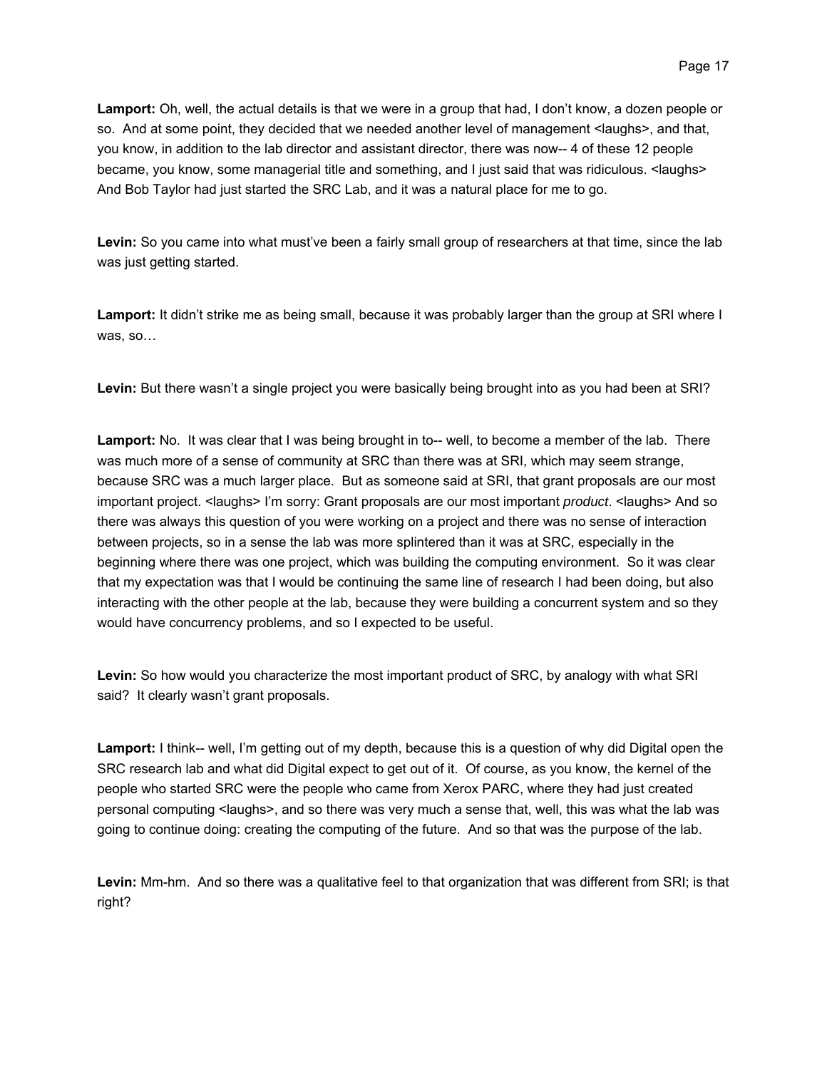**Lamport:** Oh, well, the actual details is that we were in a group that had, I don't know, a dozen people or so. And at some point, they decided that we needed another level of management <laughs>, and that, you know, in addition to the lab director and assistant director, there was now-- 4 of these 12 people became, you know, some managerial title and something, and I just said that was ridiculous. <laughs> And Bob Taylor had just started the SRC Lab, and it was a natural place for me to go.

**Levin:** So you came into what must've been a fairly small group of researchers at that time, since the lab was just getting started.

**Lamport:** It didn't strike me as being small, because it was probably larger than the group at SRI where I was, so…

**Levin:** But there wasn't a single project you were basically being brought into as you had been at SRI?

**Lamport:** No. It was clear that I was being brought in to-- well, to become a member of the lab. There was much more of a sense of community at SRC than there was at SRI, which may seem strange, because SRC was a much larger place. But as someone said at SRI, that grant proposals are our most important project. <laughs> I'm sorry: Grant proposals are our most important *product*. <laughs> And so there was always this question of you were working on a project and there was no sense of interaction between projects, so in a sense the lab was more splintered than it was at SRC, especially in the beginning where there was one project, which was building the computing environment. So it was clear that my expectation was that I would be continuing the same line of research I had been doing, but also interacting with the other people at the lab, because they were building a concurrent system and so they would have concurrency problems, and so I expected to be useful.

**Levin:** So how would you characterize the most important product of SRC, by analogy with what SRI said? It clearly wasn't grant proposals.

**Lamport:** I think-- well, I'm getting out of my depth, because this is a question of why did Digital open the SRC research lab and what did Digital expect to get out of it. Of course, as you know, the kernel of the people who started SRC were the people who came from Xerox PARC, where they had just created personal computing <laughs>, and so there was very much a sense that, well, this was what the lab was going to continue doing: creating the computing of the future. And so that was the purpose of the lab.

**Levin:** Mm-hm. And so there was a qualitative feel to that organization that was different from SRI; is that right?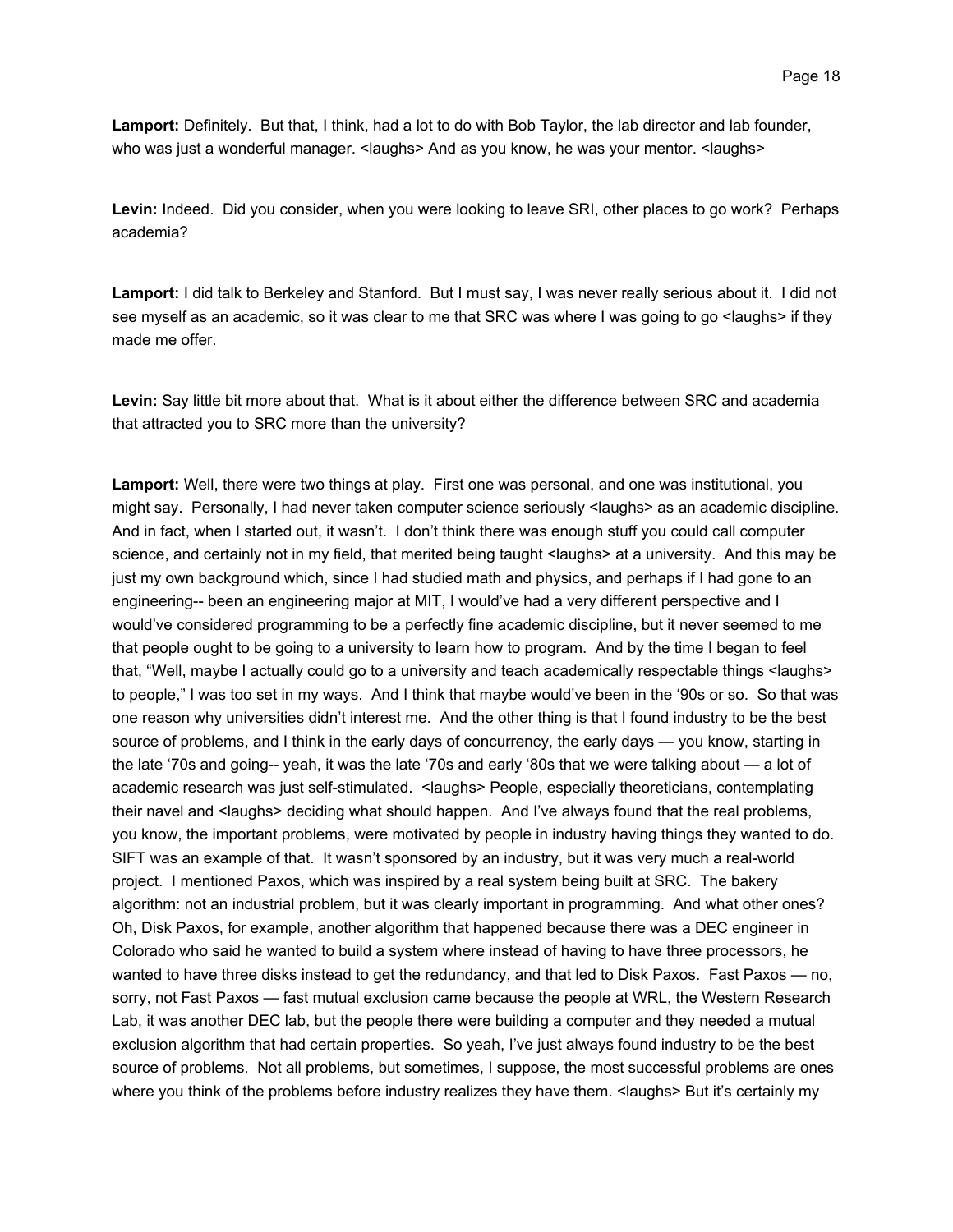**Lamport:** Definitely. But that, I think, had a lot to do with Bob Taylor, the lab director and lab founder, who was just a wonderful manager. <laughs> And as you know, he was your mentor. <laughs>

**Levin:** Indeed. Did you consider, when you were looking to leave SRI, other places to go work? Perhaps academia?

**Lamport:** I did talk to Berkeley and Stanford. But I must say, I was never really serious about it. I did not see myself as an academic, so it was clear to me that SRC was where I was going to go <laughs> if they made me offer.

**Levin:** Say little bit more about that. What is it about either the difference between SRC and academia that attracted you to SRC more than the university?

**Lamport:** Well, there were two things at play. First one was personal, and one was institutional, you might say. Personally, I had never taken computer science seriously <laughs> as an academic discipline. And in fact, when I started out, it wasn't. I don't think there was enough stuff you could call computer science, and certainly not in my field, that merited being taught <laughs> at a university. And this may be just my own background which, since I had studied math and physics, and perhaps if I had gone to an engineering-- been an engineering major at MIT, I would've had a very different perspective and I would've considered programming to be a perfectly fine academic discipline, but it never seemed to me that people ought to be going to a university to learn how to program. And by the time I began to feel that, "Well, maybe I actually could go to a university and teach academically respectable things <laughs> to people," I was too set in my ways. And I think that maybe would've been in the '90s or so. So that was one reason why universities didn't interest me. And the other thing is that I found industry to be the best source of problems, and I think in the early days of concurrency, the early days — you know, starting in the late '70s and going-- yeah, it was the late '70s and early '80s that we were talking about — a lot of academic research was just self-stimulated. <laughs> People, especially theoreticians, contemplating their navel and <laughs> deciding what should happen. And I've always found that the real problems, you know, the important problems, were motivated by people in industry having things they wanted to do. SIFT was an example of that. It wasn't sponsored by an industry, but it was very much a real-world project. I mentioned Paxos, which was inspired by a real system being built at SRC. The bakery algorithm: not an industrial problem, but it was clearly important in programming. And what other ones? Oh, Disk Paxos, for example, another algorithm that happened because there was a DEC engineer in Colorado who said he wanted to build a system where instead of having to have three processors, he wanted to have three disks instead to get the redundancy, and that led to Disk Paxos. Fast Paxos — no, sorry, not Fast Paxos — fast mutual exclusion came because the people at WRL, the Western Research Lab, it was another DEC lab, but the people there were building a computer and they needed a mutual exclusion algorithm that had certain properties. So yeah, I've just always found industry to be the best source of problems. Not all problems, but sometimes, I suppose, the most successful problems are ones where you think of the problems before industry realizes they have them. <laughs> But it's certainly my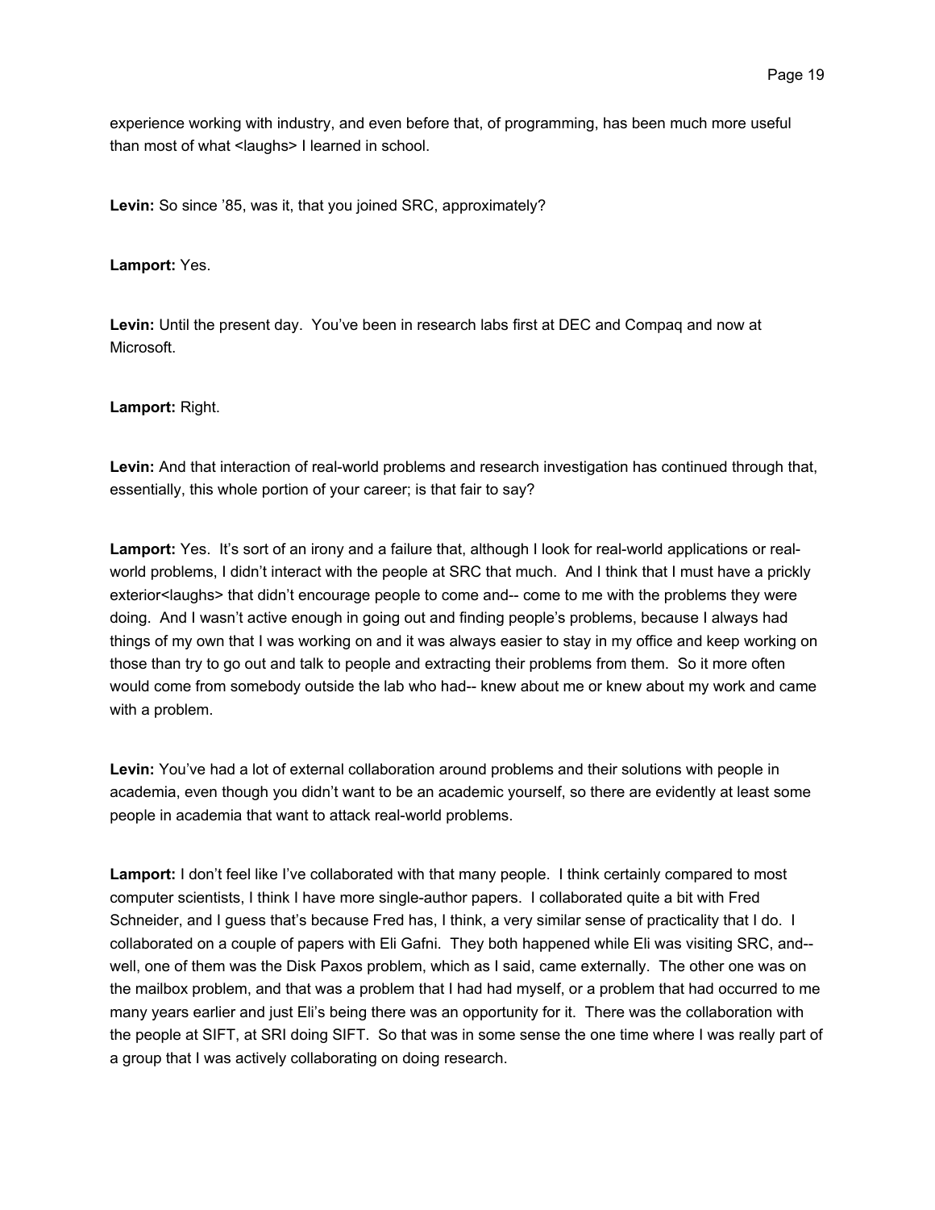experience working with industry, and even before that, of programming, has been much more useful than most of what <laughs> I learned in school.

**Levin:** So since '85, was it, that you joined SRC, approximately?

**Lamport:** Yes.

**Levin:** Until the present day. You've been in research labs first at DEC and Compaq and now at Microsoft.

**Lamport:** Right.

**Levin:** And that interaction of real-world problems and research investigation has continued through that, essentially, this whole portion of your career; is that fair to say?

**Lamport:** Yes. It's sort of an irony and a failure that, although I look for real-world applications or real-world problems, I didn't interact with the people at SRC that much. And I think that I must have a prickly exterior<laughs> that didn't encourage people to come and-- come to me with the problems they were doing. And I wasn't active enough in going out and finding people's problems, because I always had things of my own that I was working on and it was always easier to stay in my office and keep working on those than try to go out and talk to people and extracting their problems from them. So it more often would come from somebody outside the lab who had-- knew about me or knew about my work and came with a problem.

**Levin:** You've had a lot of external collaboration around problems and their solutions with people in academia, even though you didn't want to be an academic yourself, so there are evidently at least some people in academia that want to attack real-world problems.

**Lamport:** I don't feel like I've collaborated with that many people. I think certainly compared to most computer scientists, I think I have more single-author papers. I collaborated quite a bit with Fred Schneider, and I guess that's because Fred has, I think, a very similar sense of practicality that I do. I collaborated on a couple of papers with Eli Gafni. They both happened while Eli was visiting SRC, and-- well, one of them was the Disk Paxos problem, which as I said, came externally. The other one was on the mailbox problem, and that was a problem that I had had myself, or a problem that had occurred to me many years earlier and just Eli's being there was an opportunity for it. There was the collaboration with the people at SIFT, at SRI doing SIFT. So that was in some sense the one time where I was really part of a group that I was actively collaborating on doing research.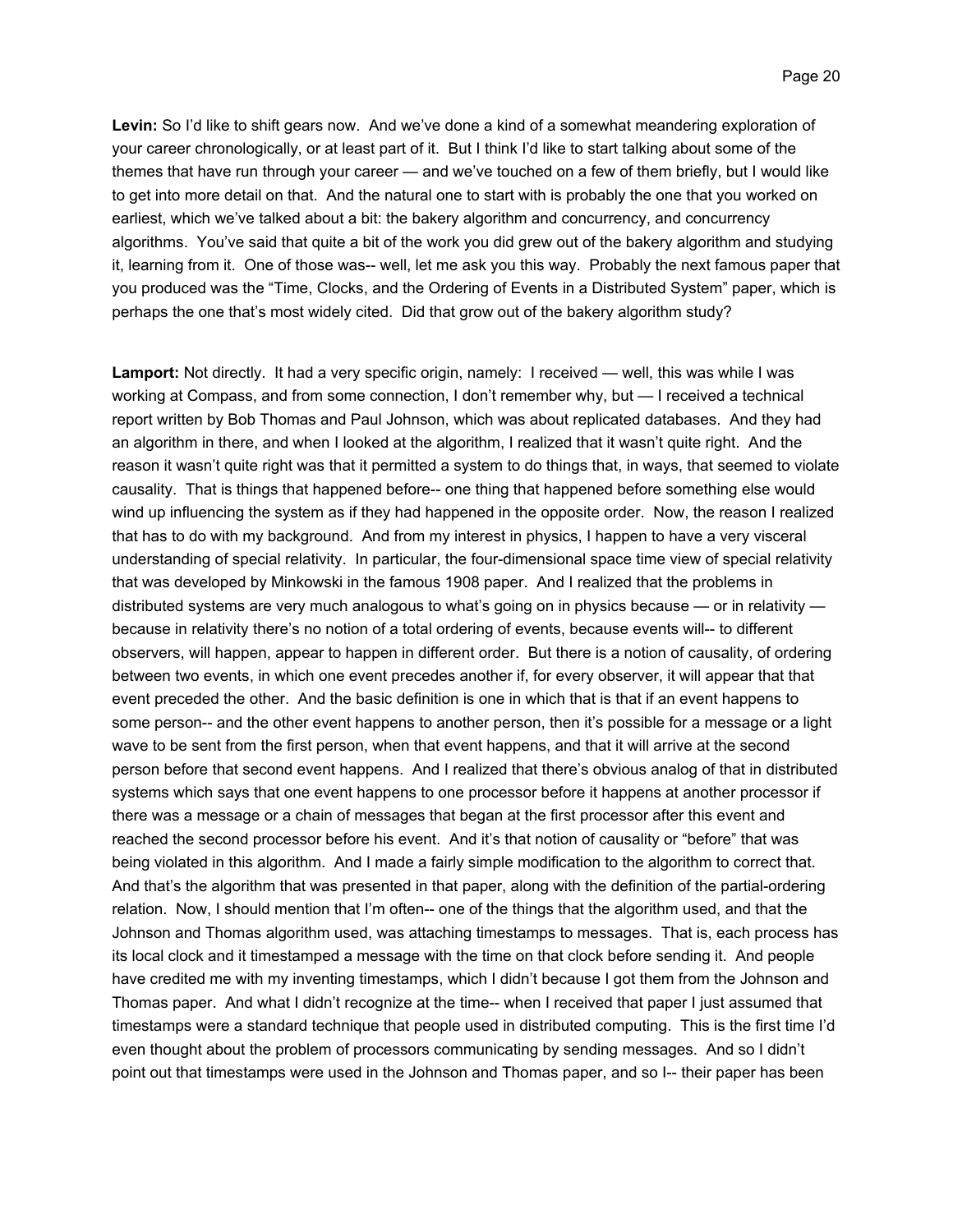**Levin:** So I'd like to shift gears now. And we've done a kind of a somewhat meandering exploration of your career chronologically, or at least part of it. But I think I'd like to start talking about some of the themes that have run through your career — and we've touched on a few of them briefly, but I would like to get into more detail on that. And the natural one to start with is probably the one that you worked on earliest, which we've talked about a bit: the bakery algorithm and concurrency, and concurrency algorithms. You've said that quite a bit of the work you did grew out of the bakery algorithm and studying it, learning from it. One of those was-- well, let me ask you this way. Probably the next famous paper that you produced was the "Time, Clocks, and the Ordering of Events in a Distributed System" paper, which is perhaps the one that's most widely cited. Did that grow out of the bakery algorithm study?

**Lamport:** Not directly. It had a very specific origin, namely: I received — well, this was while I was working at Compass, and from some connection, I don't remember why, but — I received a technical report written by Bob Thomas and Paul Johnson, which was about replicated databases. And they had an algorithm in there, and when I looked at the algorithm, I realized that it wasn't quite right. And the reason it wasn't quite right was that it permitted a system to do things that, in ways, that seemed to violate causality. That is things that happened before-- one thing that happened before something else would wind up influencing the system as if they had happened in the opposite order. Now, the reason I realized that has to do with my background. And from my interest in physics, I happen to have a very visceral understanding of special relativity. In particular, the four-dimensional space time view of special relativity that was developed by Minkowski in the famous 1908 paper. And I realized that the problems in distributed systems are very much analogous to what's going on in physics because — or in relativity — because in relativity there's no notion of a total ordering of events, because events will-- to different observers, will happen, appear to happen in different order. But there is a notion of causality, of ordering between two events, in which one event precedes another if, for every observer, it will appear that that event preceded the other. And the basic definition is one in which that is that if an event happens to some person-- and the other event happens to another person, then it's possible for a message or a light wave to be sent from the first person, when that event happens, and that it will arrive at the second person before that second event happens. And I realized that there's obvious analog of that in distributed systems which says that one event happens to one processor before it happens at another processor if there was a message or a chain of messages that began at the first processor after this event and reached the second processor before his event. And it's that notion of causality or "before" that was being violated in this algorithm. And I made a fairly simple modification to the algorithm to correct that. And that's the algorithm that was presented in that paper, along with the definition of the partial-ordering relation. Now, I should mention that I'm often-- one of the things that the algorithm used, and that the Johnson and Thomas algorithm used, was attaching timestamps to messages. That is, each process has its local clock and it timestamped a message with the time on that clock before sending it. And people have credited me with my inventing timestamps, which I didn't because I got them from the Johnson and Thomas paper. And what I didn't recognize at the time-- when I received that paper I just assumed that timestamps were a standard technique that people used in distributed computing. This is the first time I'd even thought about the problem of processors communicating by sending messages. And so I didn't point out that timestamps were used in the Johnson and Thomas paper, and so I-- their paper has been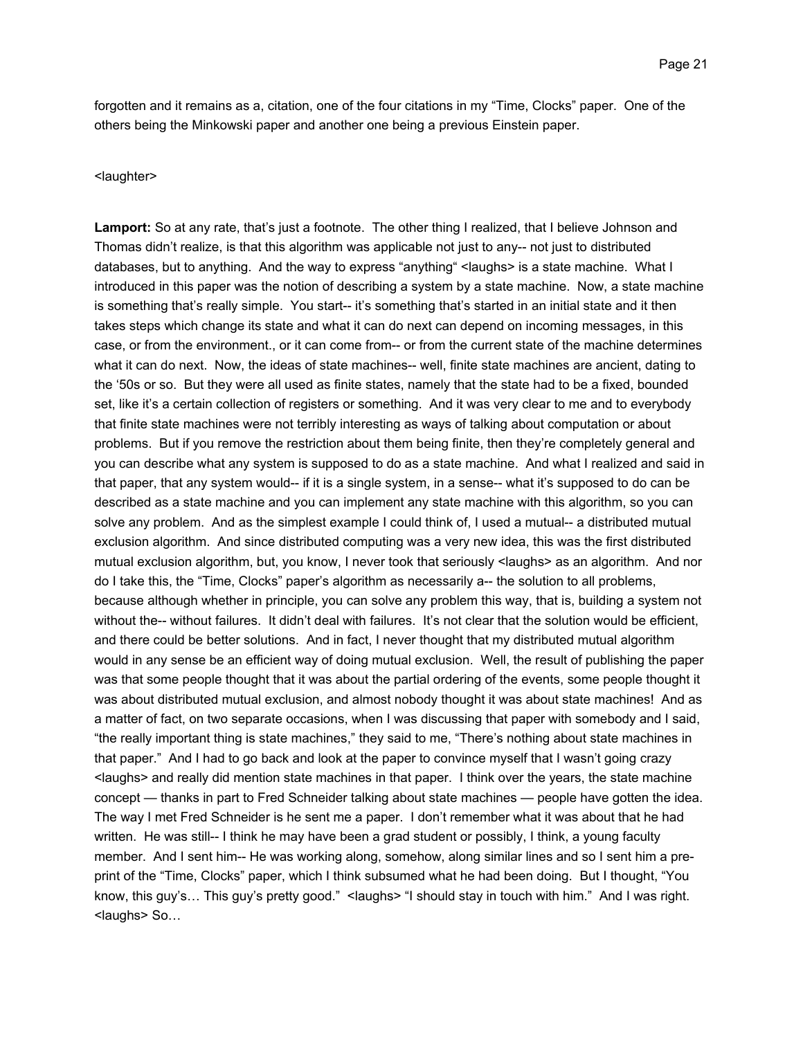forgotten and it remains as a, citation, one of the four citations in my "Time, Clocks" paper. One of the others being the Minkowski paper and another one being a previous Einstein paper.

<laughter>

**Lamport:** So at any rate, that's just a footnote. The other thing I realized, that I believe Johnson and Thomas didn't realize, is that this algorithm was applicable not just to any-- not just to distributed databases, but to anything. And the way to express "anything" <laughs> is a state machine. What I introduced in this paper was the notion of describing a system by a state machine. Now, a state machine is something that's really simple. You start-- it's something that's started in an initial state and it then takes steps which change its state and what it can do next can depend on incoming messages, in this case, or from the environment., or it can come from-- or from the current state of the machine determines what it can do next. Now, the ideas of state machines-- well, finite state machines are ancient, dating to the '50s or so. But they were all used as finite states, namely that the state had to be a fixed, bounded set, like it's a certain collection of registers or something. And it was very clear to me and to everybody that finite state machines were not terribly interesting as ways of talking about computation or about problems. But if you remove the restriction about them being finite, then they're completely general and you can describe what any system is supposed to do as a state machine. And what I realized and said in that paper, that any system would-- if it is a single system, in a sense-- what it's supposed to do can be described as a state machine and you can implement any state machine with this algorithm, so you can solve any problem. And as the simplest example I could think of, I used a mutual-- a distributed mutual exclusion algorithm. And since distributed computing was a very new idea, this was the first distributed mutual exclusion algorithm, but, you know, I never took that seriously <laughs> as an algorithm. And nor do I take this, the "Time, Clocks" paper's algorithm as necessarily a-- the solution to all problems, because although whether in principle, you can solve any problem this way, that is, building a system not without the-- without failures. It didn't deal with failures. It's not clear that the solution would be efficient, and there could be better solutions. And in fact, I never thought that my distributed mutual algorithm would in any sense be an efficient way of doing mutual exclusion. Well, the result of publishing the paper was that some people thought that it was about the partial ordering of the events, some people thought it was about distributed mutual exclusion, and almost nobody thought it was about state machines! And as a matter of fact, on two separate occasions, when I was discussing that paper with somebody and I said, "the really important thing is state machines," they said to me, "There's nothing about state machines in that paper." And I had to go back and look at the paper to convince myself that I wasn't going crazy <laughs> and really did mention state machines in that paper. I think over the years, the state machine concept — thanks in part to Fred Schneider talking about state machines — people have gotten the idea. The way I met Fred Schneider is he sent me a paper. I don't remember what it was about that he had written. He was still-- I think he may have been a grad student or possibly, I think, a young faculty member. And I sent him-- He was working along, somehow, along similar lines and so I sent him a pre-print of the "Time, Clocks" paper, which I think subsumed what he had been doing. But I thought, "You know, this guy's… This guy's pretty good." <laughs> "I should stay in touch with him." And I was right. <laughs> So…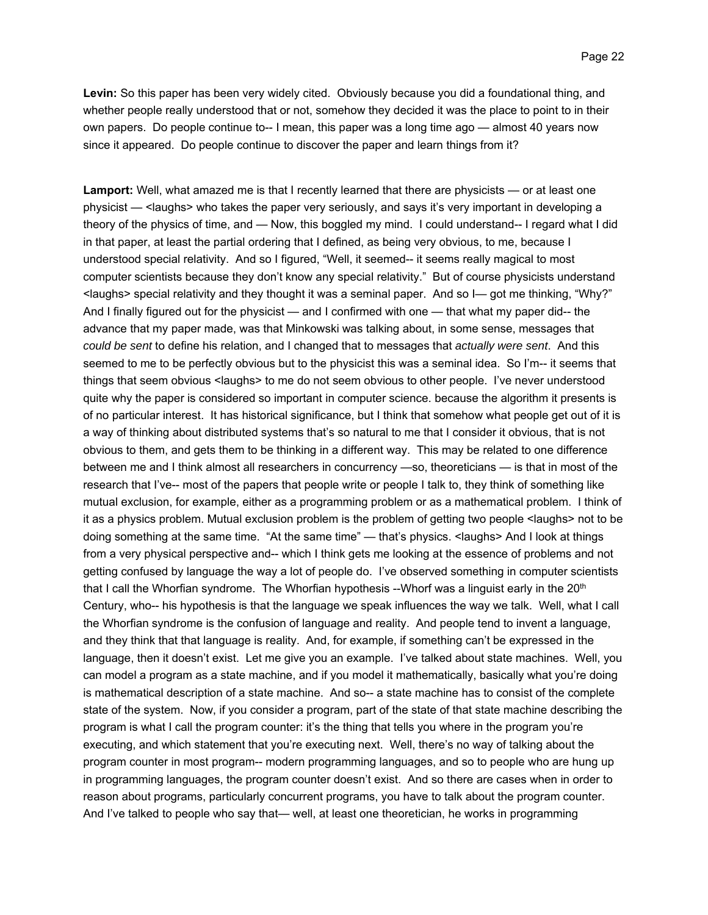**Levin:** So this paper has been very widely cited. Obviously because you did a foundational thing, and whether people really understood that or not, somehow they decided it was the place to point to in their own papers. Do people continue to-- I mean, this paper was a long time ago — almost 40 years now since it appeared. Do people continue to discover the paper and learn things from it?

**Lamport:** Well, what amazed me is that I recently learned that there are physicists — or at least one physicist — <laughs> who takes the paper very seriously, and says it's very important in developing a theory of the physics of time, and — Now, this boggled my mind. I could understand-- I regard what I did in that paper, at least the partial ordering that I defined, as being very obvious, to me, because I understood special relativity. And so I figured, "Well, it seemed-- it seems really magical to most computer scientists because they don't know any special relativity." But of course physicists understand <laughs> special relativity and they thought it was a seminal paper. And so I— got me thinking, "Why?" And I finally figured out for the physicist — and I confirmed with one — that what my paper did-- the advance that my paper made, was that Minkowski was talking about, in some sense, messages that *could be sent* to define his relation, and I changed that to messages that *actually were sent*. And this seemed to me to be perfectly obvious but to the physicist this was a seminal idea. So I'm-- it seems that things that seem obvious <laughs> to me do not seem obvious to other people. I've never understood quite why the paper is considered so important in computer science. because the algorithm it presents is of no particular interest. It has historical significance, but I think that somehow what people get out of it is a way of thinking about distributed systems that's so natural to me that I consider it obvious, that is not obvious to them, and gets them to be thinking in a different way. This may be related to one difference between me and I think almost all researchers in concurrency —so, theoreticians — is that in most of the research that I've-- most of the papers that people write or people I talk to, they think of something like mutual exclusion, for example, either as a programming problem or as a mathematical problem. I think of it as a physics problem. Mutual exclusion problem is the problem of getting two people <laughs> not to be doing something at the same time. "At the same time" — that's physics. <laughs> And I look at things from a very physical perspective and-- which I think gets me looking at the essence of problems and not getting confused by language the way a lot of people do. I've observed something in computer scientists that I call the Whorfian syndrome. The Whorfian hypothesis --Whorf was a linguist early in the 20th Century, who-- his hypothesis is that the language we speak influences the way we talk. Well, what I call the Whorfian syndrome is the confusion of language and reality. And people tend to invent a language, and they think that that language is reality. And, for example, if something can't be expressed in the language, then it doesn't exist. Let me give you an example. I've talked about state machines. Well, you can model a program as a state machine, and if you model it mathematically, basically what you're doing is mathematical description of a state machine. And so-- a state machine has to consist of the complete state of the system. Now, if you consider a program, part of the state of that state machine describing the program is what I call the program counter: it's the thing that tells you where in the program you're executing, and which statement that you're executing next. Well, there's no way of talking about the program counter in most program-- modern programming languages, and so to people who are hung up in programming languages, the program counter doesn't exist. And so there are cases when in order to reason about programs, particularly concurrent programs, you have to talk about the program counter. And I've talked to people who say that— well, at least one theoretician, he works in programming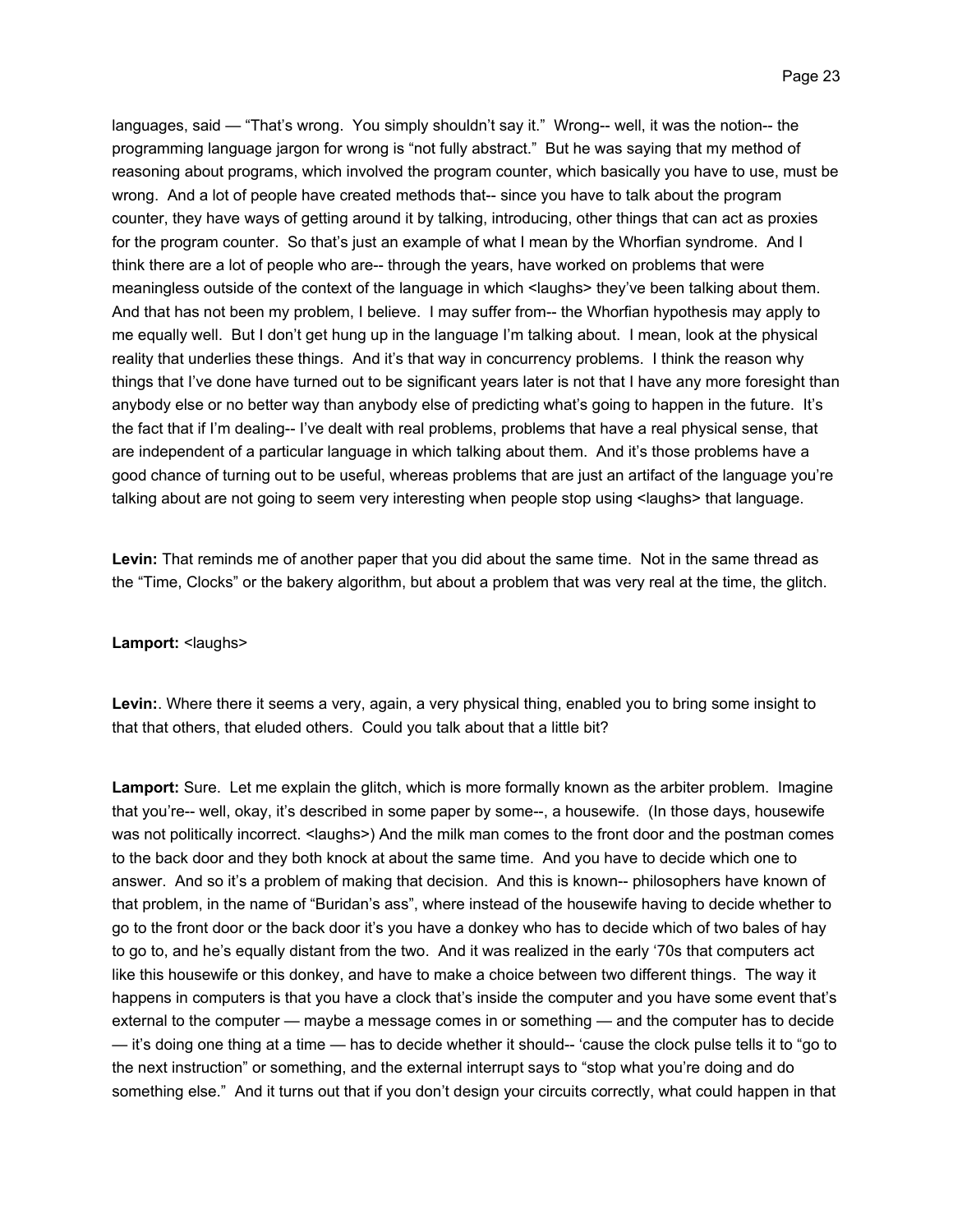languages, said — "That's wrong. You simply shouldn't say it." Wrong-- well, it was the notion-- the programming language jargon for wrong is "not fully abstract." But he was saying that my method of reasoning about programs, which involved the program counter, which basically you have to use, must be wrong. And a lot of people have created methods that-- since you have to talk about the program counter, they have ways of getting around it by talking, introducing, other things that can act as proxies for the program counter. So that's just an example of what I mean by the Whorfian syndrome. And I think there are a lot of people who are-- through the years, have worked on problems that were meaningless outside of the context of the language in which <laughs> they've been talking about them. And that has not been my problem, I believe. I may suffer from-- the Whorfian hypothesis may apply to me equally well. But I don't get hung up in the language I'm talking about. I mean, look at the physical reality that underlies these things. And it's that way in concurrency problems. I think the reason why things that I've done have turned out to be significant years later is not that I have any more foresight than anybody else or no better way than anybody else of predicting what's going to happen in the future. It's the fact that if I'm dealing-- I've dealt with real problems, problems that have a real physical sense, that are independent of a particular language in which talking about them. And it's those problems have a good chance of turning out to be useful, whereas problems that are just an artifact of the language you're talking about are not going to seem very interesting when people stop using <laughs> that language.

**Levin:** That reminds me of another paper that you did about the same time. Not in the same thread as the "Time, Clocks" or the bakery algorithm, but about a problem that was very real at the time, the glitch.

**Lamport:** <laughs>

**Levin:**. Where there it seems a very, again, a very physical thing, enabled you to bring some insight to that that others, that eluded others. Could you talk about that a little bit?

**Lamport:** Sure. Let me explain the glitch, which is more formally known as the arbiter problem. Imagine that you're-- well, okay, it's described in some paper by some--, a housewife. (In those days, housewife was not politically incorrect. <laughs>) And the milk man comes to the front door and the postman comes to the back door and they both knock at about the same time. And you have to decide which one to answer. And so it's a problem of making that decision. And this is known-- philosophers have known of that problem, in the name of "Buridan's ass", where instead of the housewife having to decide whether to go to the front door or the back door it's you have a donkey who has to decide which of two bales of hay to go to, and he's equally distant from the two. And it was realized in the early '70s that computers act like this housewife or this donkey, and have to make a choice between two different things. The way it happens in computers is that you have a clock that's inside the computer and you have some event that's external to the computer — maybe a message comes in or something — and the computer has to decide — it's doing one thing at a time — has to decide whether it should-- 'cause the clock pulse tells it to "go to the next instruction" or something, and the external interrupt says to "stop what you're doing and do something else." And it turns out that if you don't design your circuits correctly, what could happen in that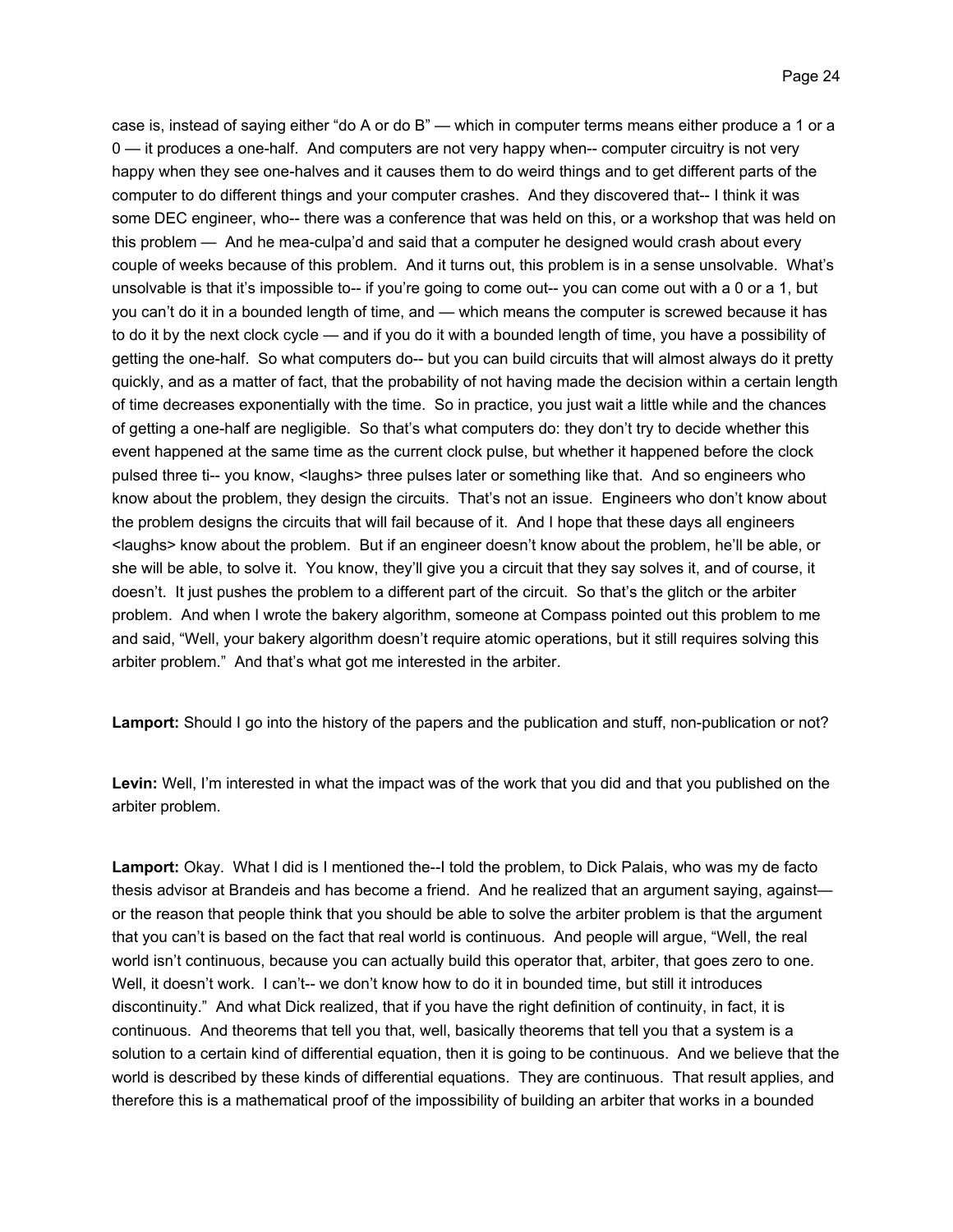case is, instead of saying either "do A or do B" — which in computer terms means either produce a 1 or a 0 — it produces a one-half. And computers are not very happy when-- computer circuitry is not very happy when they see one-halves and it causes them to do weird things and to get different parts of the computer to do different things and your computer crashes. And they discovered that-- I think it was some DEC engineer, who-- there was a conference that was held on this, or a workshop that was held on this problem — And he mea-culpa'd and said that a computer he designed would crash about every couple of weeks because of this problem. And it turns out, this problem is in a sense unsolvable. What's unsolvable is that it's impossible to-- if you're going to come out-- you can come out with a 0 or a 1, but you can't do it in a bounded length of time, and — which means the computer is screwed because it has to do it by the next clock cycle — and if you do it with a bounded length of time, you have a possibility of getting the one-half. So what computers do-- but you can build circuits that will almost always do it pretty quickly, and as a matter of fact, that the probability of not having made the decision within a certain length of time decreases exponentially with the time. So in practice, you just wait a little while and the chances of getting a one-half are negligible. So that's what computers do: they don't try to decide whether this event happened at the same time as the current clock pulse, but whether it happened before the clock pulsed three ti-- you know, <laughs> three pulses later or something like that. And so engineers who know about the problem, they design the circuits. That's not an issue. Engineers who don't know about the problem designs the circuits that will fail because of it. And I hope that these days all engineers <laughs> know about the problem. But if an engineer doesn't know about the problem, he'll be able, or she will be able, to solve it. You know, they'll give you a circuit that they say solves it, and of course, it doesn't. It just pushes the problem to a different part of the circuit. So that's the glitch or the arbiter problem. And when I wrote the bakery algorithm, someone at Compass pointed out this problem to me and said, "Well, your bakery algorithm doesn't require atomic operations, but it still requires solving this arbiter problem." And that's what got me interested in the arbiter.

**Lamport:** Should I go into the history of the papers and the publication and stuff, non-publication or not?

**Levin:** Well, I'm interested in what the impact was of the work that you did and that you published on the arbiter problem.

**Lamport:** Okay. What I did is I mentioned the--I told the problem, to Dick Palais, who was my de facto thesis advisor at Brandeis and has become a friend. And he realized that an argument saying, against— or the reason that people think that you should be able to solve the arbiter problem is that the argument that you can't is based on the fact that real world is continuous. And people will argue, "Well, the real world isn't continuous, because you can actually build this operator that, arbiter, that goes zero to one. Well, it doesn't work. I can't-- we don't know how to do it in bounded time, but still it introduces discontinuity." And what Dick realized, that if you have the right definition of continuity, in fact, it is continuous. And theorems that tell you that, well, basically theorems that tell you that a system is a solution to a certain kind of differential equation, then it is going to be continuous. And we believe that the world is described by these kinds of differential equations. They are continuous. That result applies, and therefore this is a mathematical proof of the impossibility of building an arbiter that works in a bounded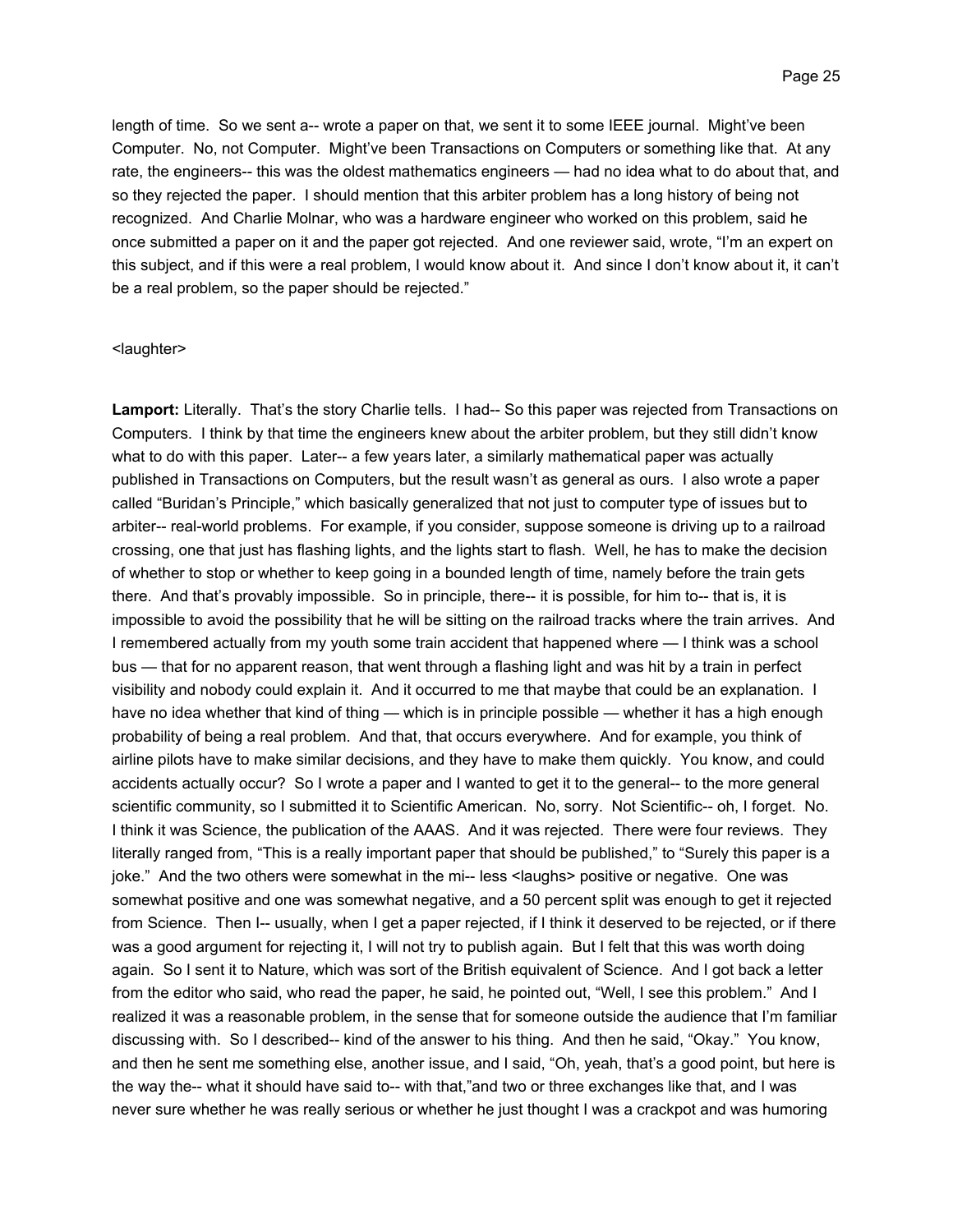length of time. So we sent a-- wrote a paper on that, we sent it to some IEEE journal. Might've been Computer. No, not Computer. Might've been Transactions on Computers or something like that. At any rate, the engineers-- this was the oldest mathematics engineers — had no idea what to do about that, and so they rejected the paper. I should mention that this arbiter problem has a long history of being not recognized. And Charlie Molnar, who was a hardware engineer who worked on this problem, said he once submitted a paper on it and the paper got rejected. And one reviewer said, wrote, "I'm an expert on this subject, and if this were a real problem, I would know about it. And since I don't know about it, it can't be a real problem, so the paper should be rejected."

<laughter>

**Lamport:** Literally. That's the story Charlie tells. I had-- So this paper was rejected from Transactions on Computers. I think by that time the engineers knew about the arbiter problem, but they still didn't know what to do with this paper. Later-- a few years later, a similarly mathematical paper was actually published in Transactions on Computers, but the result wasn't as general as ours. I also wrote a paper called "Buridan's Principle," which basically generalized that not just to computer type of issues but to arbiter-- real-world problems. For example, if you consider, suppose someone is driving up to a railroad crossing, one that just has flashing lights, and the lights start to flash. Well, he has to make the decision of whether to stop or whether to keep going in a bounded length of time, namely before the train gets there. And that's provably impossible. So in principle, there-- it is possible, for him to-- that is, it is impossible to avoid the possibility that he will be sitting on the railroad tracks where the train arrives. And I remembered actually from my youth some train accident that happened where — I think was a school bus — that for no apparent reason, that went through a flashing light and was hit by a train in perfect visibility and nobody could explain it. And it occurred to me that maybe that could be an explanation. I have no idea whether that kind of thing — which is in principle possible — whether it has a high enough probability of being a real problem. And that, that occurs everywhere. And for example, you think of airline pilots have to make similar decisions, and they have to make them quickly. You know, and could accidents actually occur? So I wrote a paper and I wanted to get it to the general-- to the more general scientific community, so I submitted it to Scientific American. No, sorry. Not Scientific-- oh, I forget. No. I think it was Science, the publication of the AAAS. And it was rejected. There were four reviews. They literally ranged from, "This is a really important paper that should be published," to "Surely this paper is a joke." And the two others were somewhat in the mi-- less <laughs> positive or negative. One was somewhat positive and one was somewhat negative, and a 50 percent split was enough to get it rejected from Science. Then I-- usually, when I get a paper rejected, if I think it deserved to be rejected, or if there was a good argument for rejecting it, I will not try to publish again. But I felt that this was worth doing again. So I sent it to Nature, which was sort of the British equivalent of Science. And I got back a letter from the editor who said, who read the paper, he said, he pointed out, "Well, I see this problem." And I realized it was a reasonable problem, in the sense that for someone outside the audience that I'm familiar discussing with. So I described-- kind of the answer to his thing. And then he said, "Okay." You know, and then he sent me something else, another issue, and I said, "Oh, yeah, that's a good point, but here is the way the-- what it should have said to-- with that,"and two or three exchanges like that, and I was never sure whether he was really serious or whether he just thought I was a crackpot and was humoring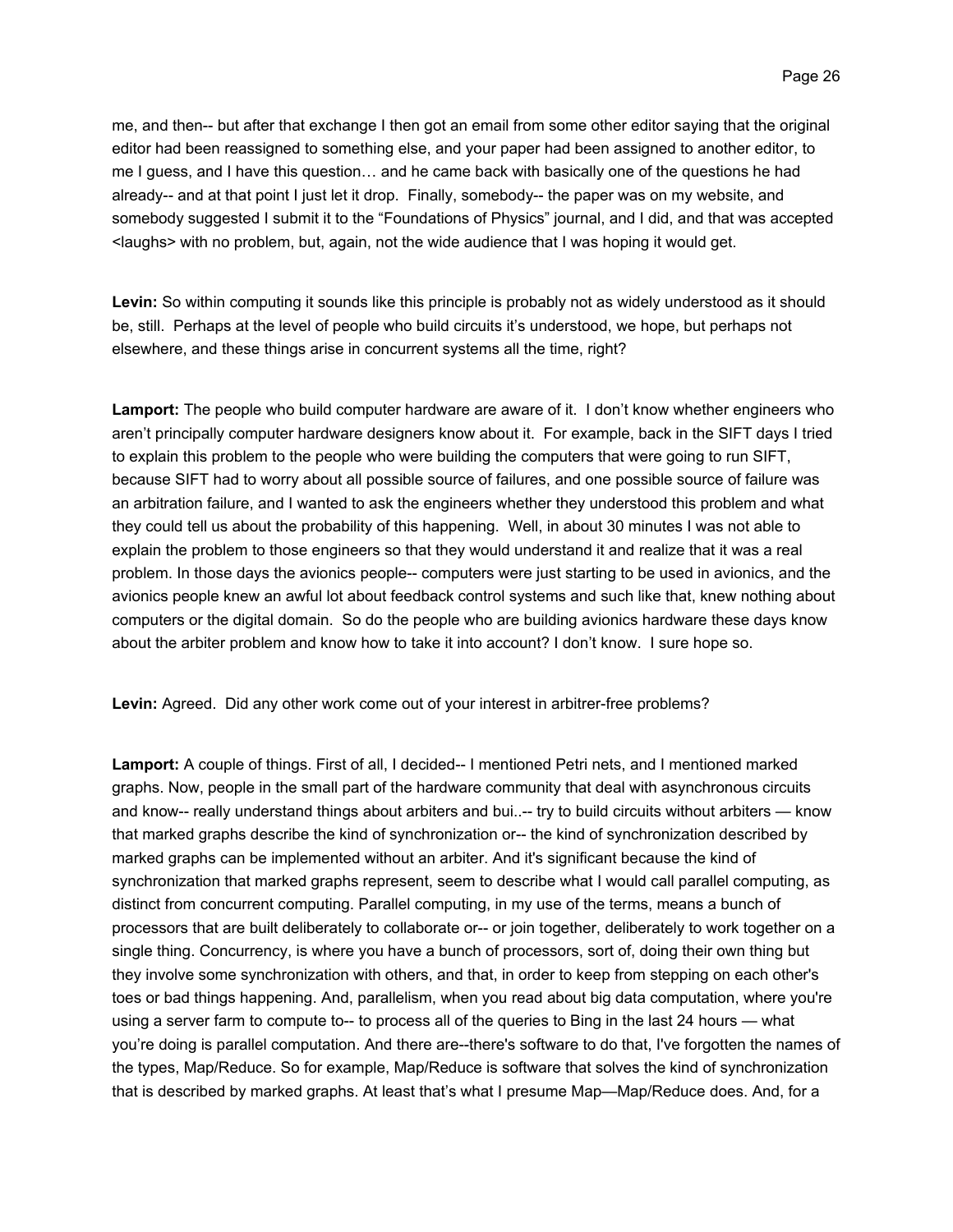me, and then-- but after that exchange I then got an email from some other editor saying that the original editor had been reassigned to something else, and your paper had been assigned to another editor, to me I guess, and I have this question… and he came back with basically one of the questions he had already-- and at that point I just let it drop. Finally, somebody-- the paper was on my website, and somebody suggested I submit it to the "Foundations of Physics" journal, and I did, and that was accepted <laughs> with no problem, but, again, not the wide audience that I was hoping it would get.

**Levin:** So within computing it sounds like this principle is probably not as widely understood as it should be, still. Perhaps at the level of people who build circuits it's understood, we hope, but perhaps not elsewhere, and these things arise in concurrent systems all the time, right?

**Lamport:** The people who build computer hardware are aware of it. I don't know whether engineers who aren't principally computer hardware designers know about it. For example, back in the SIFT days I tried to explain this problem to the people who were building the computers that were going to run SIFT, because SIFT had to worry about all possible source of failures, and one possible source of failure was an arbitration failure, and I wanted to ask the engineers whether they understood this problem and what they could tell us about the probability of this happening. Well, in about 30 minutes I was not able to explain the problem to those engineers so that they would understand it and realize that it was a real problem. In those days the avionics people-- computers were just starting to be used in avionics, and the avionics people knew an awful lot about feedback control systems and such like that, knew nothing about computers or the digital domain. So do the people who are building avionics hardware these days know about the arbiter problem and know how to take it into account? I don't know. I sure hope so.

**Levin:** Agreed. Did any other work come out of your interest in arbitrer-free problems?

**Lamport:** A couple of things. First of all, I decided-- I mentioned Petri nets, and I mentioned marked graphs. Now, people in the small part of the hardware community that deal with asynchronous circuits and know-- really understand things about arbiters and bui..-- try to build circuits without arbiters — know that marked graphs describe the kind of synchronization or-- the kind of synchronization described by marked graphs can be implemented without an arbiter. And it's significant because the kind of synchronization that marked graphs represent, seem to describe what I would call parallel computing, as distinct from concurrent computing. Parallel computing, in my use of the terms, means a bunch of processors that are built deliberately to collaborate or-- or join together, deliberately to work together on a single thing. Concurrency, is where you have a bunch of processors, sort of, doing their own thing but they involve some synchronization with others, and that, in order to keep from stepping on each other's toes or bad things happening. And, parallelism, when you read about big data computation, where you're using a server farm to compute to-- to process all of the queries to Bing in the last 24 hours — what you're doing is parallel computation. And there are--there's software to do that, I've forgotten the names of the types, Map/Reduce. So for example, Map/Reduce is software that solves the kind of synchronization that is described by marked graphs. At least that's what I presume Map—Map/Reduce does. And, for a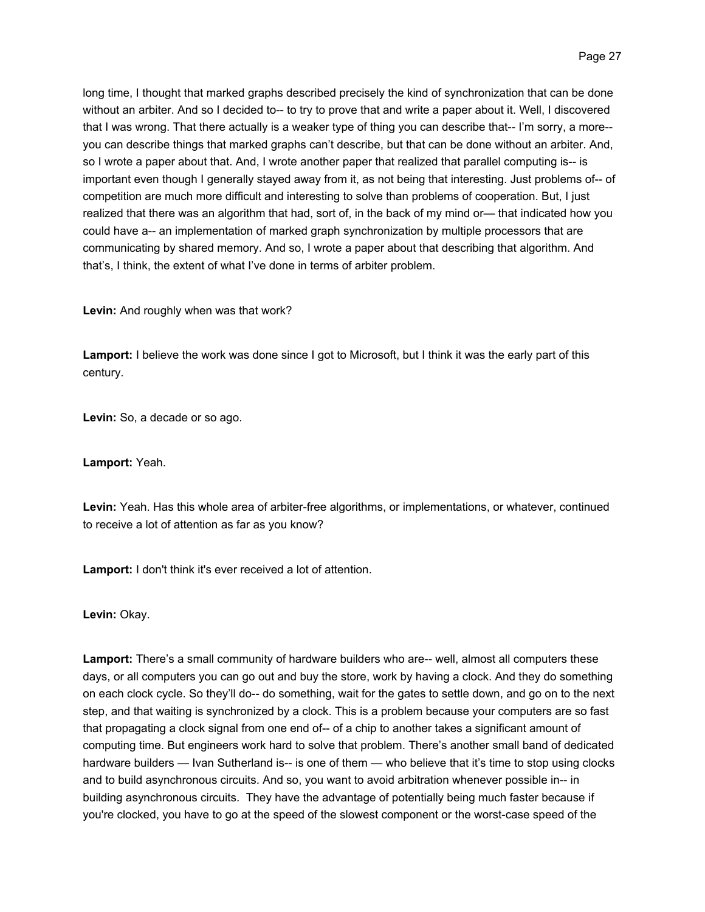long time, I thought that marked graphs described precisely the kind of synchronization that can be done without an arbiter. And so I decided to-- to try to prove that and write a paper about it. Well, I discovered that I was wrong. That there actually is a weaker type of thing you can describe that-- I'm sorry, a more-- you can describe things that marked graphs can't describe, but that can be done without an arbiter. And, so I wrote a paper about that. And, I wrote another paper that realized that parallel computing is-- is important even though I generally stayed away from it, as not being that interesting. Just problems of-- of competition are much more difficult and interesting to solve than problems of cooperation. But, I just realized that there was an algorithm that had, sort of, in the back of my mind or— that indicated how you could have a-- an implementation of marked graph synchronization by multiple processors that are communicating by shared memory. And so, I wrote a paper about that describing that algorithm. And that's, I think, the extent of what I've done in terms of arbiter problem.

**Levin:** And roughly when was that work?

**Lamport:** I believe the work was done since I got to Microsoft, but I think it was the early part of this century.

**Levin:** So, a decade or so ago.

**Lamport:** Yeah.

**Levin:** Yeah. Has this whole area of arbiter-free algorithms, or implementations, or whatever, continued to receive a lot of attention as far as you know?

**Lamport:** I don't think it's ever received a lot of attention.

**Levin:** Okay.

**Lamport:** There's a small community of hardware builders who are-- well, almost all computers these days, or all computers you can go out and buy the store, work by having a clock. And they do something on each clock cycle. So they'll do-- do something, wait for the gates to settle down, and go on to the next step, and that waiting is synchronized by a clock. This is a problem because your computers are so fast that propagating a clock signal from one end of-- of a chip to another takes a significant amount of computing time. But engineers work hard to solve that problem. There's another small band of dedicated hardware builders — Ivan Sutherland is-- is one of them — who believe that it's time to stop using clocks and to build asynchronous circuits. And so, you want to avoid arbitration whenever possible in-- in building asynchronous circuits. They have the advantage of potentially being much faster because if you're clocked, you have to go at the speed of the slowest component or the worst-case speed of the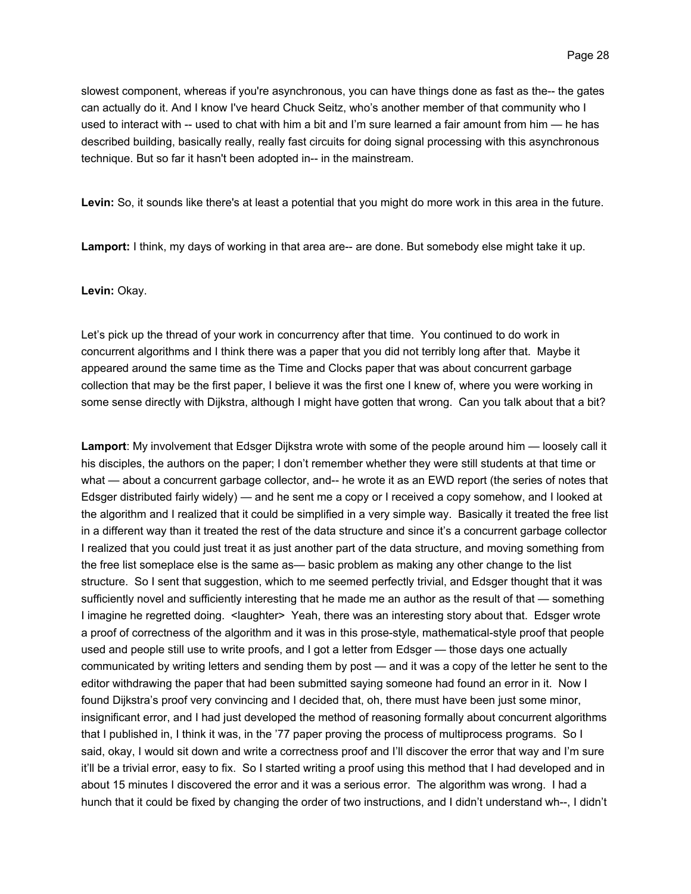slowest component, whereas if you're asynchronous, you can have things done as fast as the-- the gates can actually do it. And I know I've heard Chuck Seitz, who's another member of that community who I used to interact with -- used to chat with him a bit and I'm sure learned a fair amount from him — he has described building, basically really, really fast circuits for doing signal processing with this asynchronous technique. But so far it hasn't been adopted in-- in the mainstream.

**Levin:** So, it sounds like there's at least a potential that you might do more work in this area in the future.

**Lamport:** I think, my days of working in that area are-- are done. But somebody else might take it up.

**Levin:** Okay.

Let's pick up the thread of your work in concurrency after that time. You continued to do work in concurrent algorithms and I think there was a paper that you did not terribly long after that. Maybe it appeared around the same time as the Time and Clocks paper that was about concurrent garbage collection that may be the first paper, I believe it was the first one I knew of, where you were working in some sense directly with Dijkstra, although I might have gotten that wrong. Can you talk about that a bit?

**Lamport**: My involvement that Edsger Dijkstra wrote with some of the people around him — loosely call it his disciples, the authors on the paper; I don't remember whether they were still students at that time or what — about a concurrent garbage collector, and-- he wrote it as an EWD report (the series of notes that Edsger distributed fairly widely) — and he sent me a copy or I received a copy somehow, and I looked at the algorithm and I realized that it could be simplified in a very simple way. Basically it treated the free list in a different way than it treated the rest of the data structure and since it's a concurrent garbage collector I realized that you could just treat it as just another part of the data structure, and moving something from the free list someplace else is the same as— basic problem as making any other change to the list structure. So I sent that suggestion, which to me seemed perfectly trivial, and Edsger thought that it was sufficiently novel and sufficiently interesting that he made me an author as the result of that — something I imagine he regretted doing. <laughter> Yeah, there was an interesting story about that. Edsger wrote a proof of correctness of the algorithm and it was in this prose-style, mathematical-style proof that people used and people still use to write proofs, and I got a letter from Edsger — those days one actually communicated by writing letters and sending them by post — and it was a copy of the letter he sent to the editor withdrawing the paper that had been submitted saying someone had found an error in it. Now I found Dijkstra's proof very convincing and I decided that, oh, there must have been just some minor, insignificant error, and I had just developed the method of reasoning formally about concurrent algorithms that I published in, I think it was, in the '77 paper proving the process of multiprocess programs. So I said, okay, I would sit down and write a correctness proof and I'll discover the error that way and I'm sure it'll be a trivial error, easy to fix. So I started writing a proof using this method that I had developed and in about 15 minutes I discovered the error and it was a serious error. The algorithm was wrong. I had a hunch that it could be fixed by changing the order of two instructions, and I didn't understand wh--, I didn't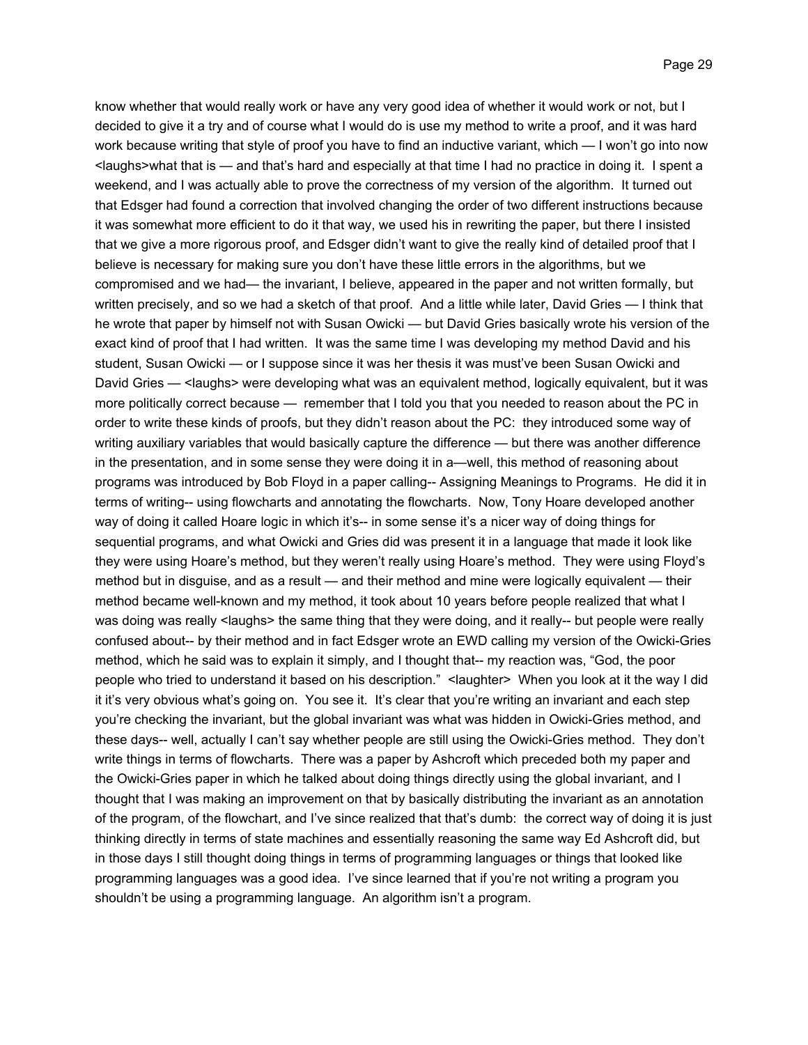know whether that would really work or have any very good idea of whether it would work or not, but I decided to give it a try and of course what I would do is use my method to write a proof, and it was hard work because writing that style of proof you have to find an inductive variant, which — I won't go into now <laughs>what that is — and that's hard and especially at that time I had no practice in doing it. I spent a weekend, and I was actually able to prove the correctness of my version of the algorithm. It turned out that Edsger had found a correction that involved changing the order of two different instructions because it was somewhat more efficient to do it that way, we used his in rewriting the paper, but there I insisted that we give a more rigorous proof, and Edsger didn't want to give the really kind of detailed proof that I believe is necessary for making sure you don't have these little errors in the algorithms, but we compromised and we had— the invariant, I believe, appeared in the paper and not written formally, but written precisely, and so we had a sketch of that proof. And a little while later, David Gries — I think that he wrote that paper by himself not with Susan Owicki — but David Gries basically wrote his version of the exact kind of proof that I had written. It was the same time I was developing my method David and his student, Susan Owicki — or I suppose since it was her thesis it was must've been Susan Owicki and David Gries — <laughs> were developing what was an equivalent method, logically equivalent, but it was more politically correct because — remember that I told you that you needed to reason about the PC in order to write these kinds of proofs, but they didn't reason about the PC: they introduced some way of writing auxiliary variables that would basically capture the difference — but there was another difference in the presentation, and in some sense they were doing it in a—well, this method of reasoning about programs was introduced by Bob Floyd in a paper calling-- Assigning Meanings to Programs. He did it in terms of writing-- using flowcharts and annotating the flowcharts. Now, Tony Hoare developed another way of doing it called Hoare logic in which it's-- in some sense it's a nicer way of doing things for sequential programs, and what Owicki and Gries did was present it in a language that made it look like they were using Hoare's method, but they weren't really using Hoare's method. They were using Floyd's method but in disguise, and as a result — and their method and mine were logically equivalent — their method became well-known and my method, it took about 10 years before people realized that what I was doing was really <laughs> the same thing that they were doing, and it really-- but people were really confused about-- by their method and in fact Edsger wrote an EWD calling my version of the Owicki-Gries method, which he said was to explain it simply, and I thought that-- my reaction was, "God, the poor people who tried to understand it based on his description." <laughter> When you look at it the way I did it it's very obvious what's going on. You see it. It's clear that you're writing an invariant and each step you're checking the invariant, but the global invariant was what was hidden in Owicki-Gries method, and these days-- well, actually I can't say whether people are still using the Owicki-Gries method. They don't write things in terms of flowcharts. There was a paper by Ashcroft which preceded both my paper and the Owicki-Gries paper in which he talked about doing things directly using the global invariant, and I thought that I was making an improvement on that by basically distributing the invariant as an annotation of the program, of the flowchart, and I've since realized that that's dumb: the correct way of doing it is just thinking directly in terms of state machines and essentially reasoning the same way Ed Ashcroft did, but in those days I still thought doing things in terms of programming languages or things that looked like programming languages was a good idea. I've since learned that if you're not writing a program you shouldn't be using a programming language. An algorithm isn't a program.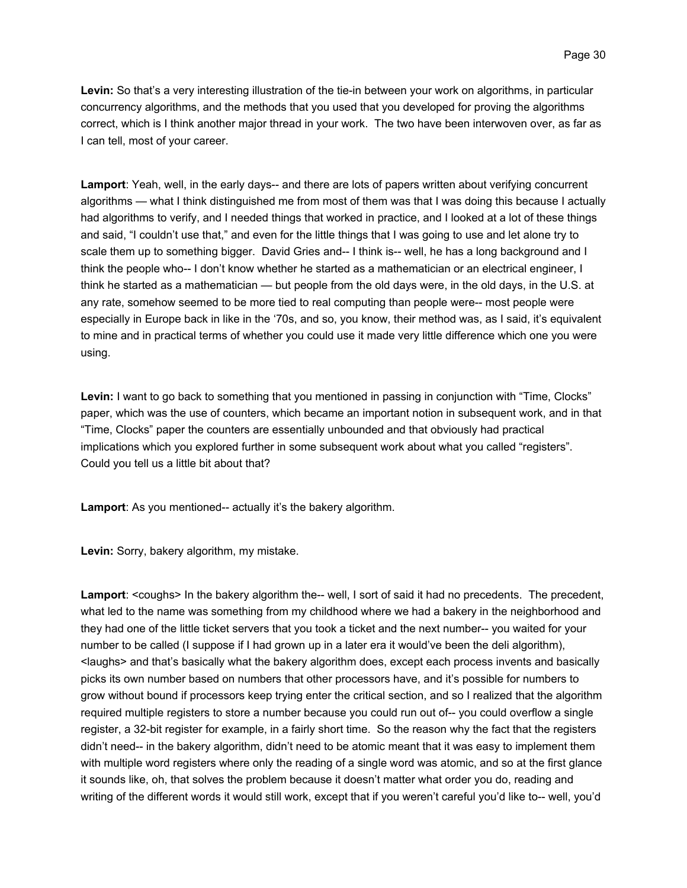**Levin:** So that's a very interesting illustration of the tie-in between your work on algorithms, in particular concurrency algorithms, and the methods that you used that you developed for proving the algorithms correct, which is I think another major thread in your work. The two have been interwoven over, as far as I can tell, most of your career.

**Lamport**: Yeah, well, in the early days-- and there are lots of papers written about verifying concurrent algorithms — what I think distinguished me from most of them was that I was doing this because I actually had algorithms to verify, and I needed things that worked in practice, and I looked at a lot of these things and said, "I couldn't use that," and even for the little things that I was going to use and let alone try to scale them up to something bigger. David Gries and-- I think is-- well, he has a long background and I think the people who-- I don't know whether he started as a mathematician or an electrical engineer, I think he started as a mathematician — but people from the old days were, in the old days, in the U.S. at any rate, somehow seemed to be more tied to real computing than people were-- most people were especially in Europe back in like in the '70s, and so, you know, their method was, as I said, it's equivalent to mine and in practical terms of whether you could use it made very little difference which one you were using.

**Levin:** I want to go back to something that you mentioned in passing in conjunction with "Time, Clocks" paper, which was the use of counters, which became an important notion in subsequent work, and in that "Time, Clocks" paper the counters are essentially unbounded and that obviously had practical implications which you explored further in some subsequent work about what you called "registers". Could you tell us a little bit about that?

**Lamport**: As you mentioned-- actually it's the bakery algorithm.

**Levin:** Sorry, bakery algorithm, my mistake.

**Lamport**: <coughs> In the bakery algorithm the-- well, I sort of said it had no precedents. The precedent, what led to the name was something from my childhood where we had a bakery in the neighborhood and they had one of the little ticket servers that you took a ticket and the next number-- you waited for your number to be called (I suppose if I had grown up in a later era it would've been the deli algorithm), <laughs> and that's basically what the bakery algorithm does, except each process invents and basically picks its own number based on numbers that other processors have, and it's possible for numbers to grow without bound if processors keep trying enter the critical section, and so I realized that the algorithm required multiple registers to store a number because you could run out of-- you could overflow a single register, a 32-bit register for example, in a fairly short time. So the reason why the fact that the registers didn't need-- in the bakery algorithm, didn't need to be atomic meant that it was easy to implement them with multiple word registers where only the reading of a single word was atomic, and so at the first glance it sounds like, oh, that solves the problem because it doesn't matter what order you do, reading and writing of the different words it would still work, except that if you weren't careful you'd like to-- well, you'd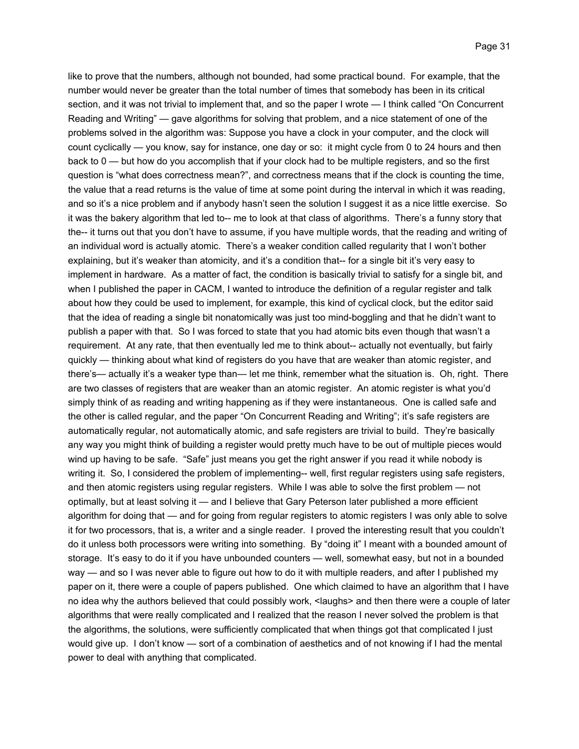like to prove that the numbers, although not bounded, had some practical bound. For example, that the number would never be greater than the total number of times that somebody has been in its critical section, and it was not trivial to implement that, and so the paper I wrote — I think called "On Concurrent Reading and Writing" — gave algorithms for solving that problem, and a nice statement of one of the problems solved in the algorithm was: Suppose you have a clock in your computer, and the clock will count cyclically — you know, say for instance, one day or so: it might cycle from 0 to 24 hours and then back to 0 — but how do you accomplish that if your clock had to be multiple registers, and so the first question is "what does correctness mean?", and correctness means that if the clock is counting the time, the value that a read returns is the value of time at some point during the interval in which it was reading, and so it's a nice problem and if anybody hasn't seen the solution I suggest it as a nice little exercise. So it was the bakery algorithm that led to-- me to look at that class of algorithms. There's a funny story that the-- it turns out that you don't have to assume, if you have multiple words, that the reading and writing of an individual word is actually atomic. There's a weaker condition called regularity that I won't bother explaining, but it's weaker than atomicity, and it's a condition that-- for a single bit it's very easy to implement in hardware. As a matter of fact, the condition is basically trivial to satisfy for a single bit, and when I published the paper in CACM, I wanted to introduce the definition of a regular register and talk about how they could be used to implement, for example, this kind of cyclical clock, but the editor said that the idea of reading a single bit nonatomically was just too mind-boggling and that he didn't want to publish a paper with that. So I was forced to state that you had atomic bits even though that wasn't a requirement. At any rate, that then eventually led me to think about-- actually not eventually, but fairly quickly — thinking about what kind of registers do you have that are weaker than atomic register, and there's— actually it's a weaker type than— let me think, remember what the situation is. Oh, right. There are two classes of registers that are weaker than an atomic register. An atomic register is what you'd simply think of as reading and writing happening as if they were instantaneous. One is called safe and the other is called regular, and the paper "On Concurrent Reading and Writing"; it's safe registers are automatically regular, not automatically atomic, and safe registers are trivial to build. They're basically any way you might think of building a register would pretty much have to be out of multiple pieces would wind up having to be safe. "Safe" just means you get the right answer if you read it while nobody is writing it. So, I considered the problem of implementing-- well, first regular registers using safe registers, and then atomic registers using regular registers. While I was able to solve the first problem — not optimally, but at least solving it — and I believe that Gary Peterson later published a more efficient algorithm for doing that — and for going from regular registers to atomic registers I was only able to solve it for two processors, that is, a writer and a single reader. I proved the interesting result that you couldn't do it unless both processors were writing into something. By "doing it" I meant with a bounded amount of storage. It's easy to do it if you have unbounded counters — well, somewhat easy, but not in a bounded way — and so I was never able to figure out how to do it with multiple readers, and after I published my paper on it, there were a couple of papers published. One which claimed to have an algorithm that I have no idea why the authors believed that could possibly work, <laughs> and then there were a couple of later algorithms that were really complicated and I realized that the reason I never solved the problem is that the algorithms, the solutions, were sufficiently complicated that when things got that complicated I just would give up. I don't know — sort of a combination of aesthetics and of not knowing if I had the mental power to deal with anything that complicated.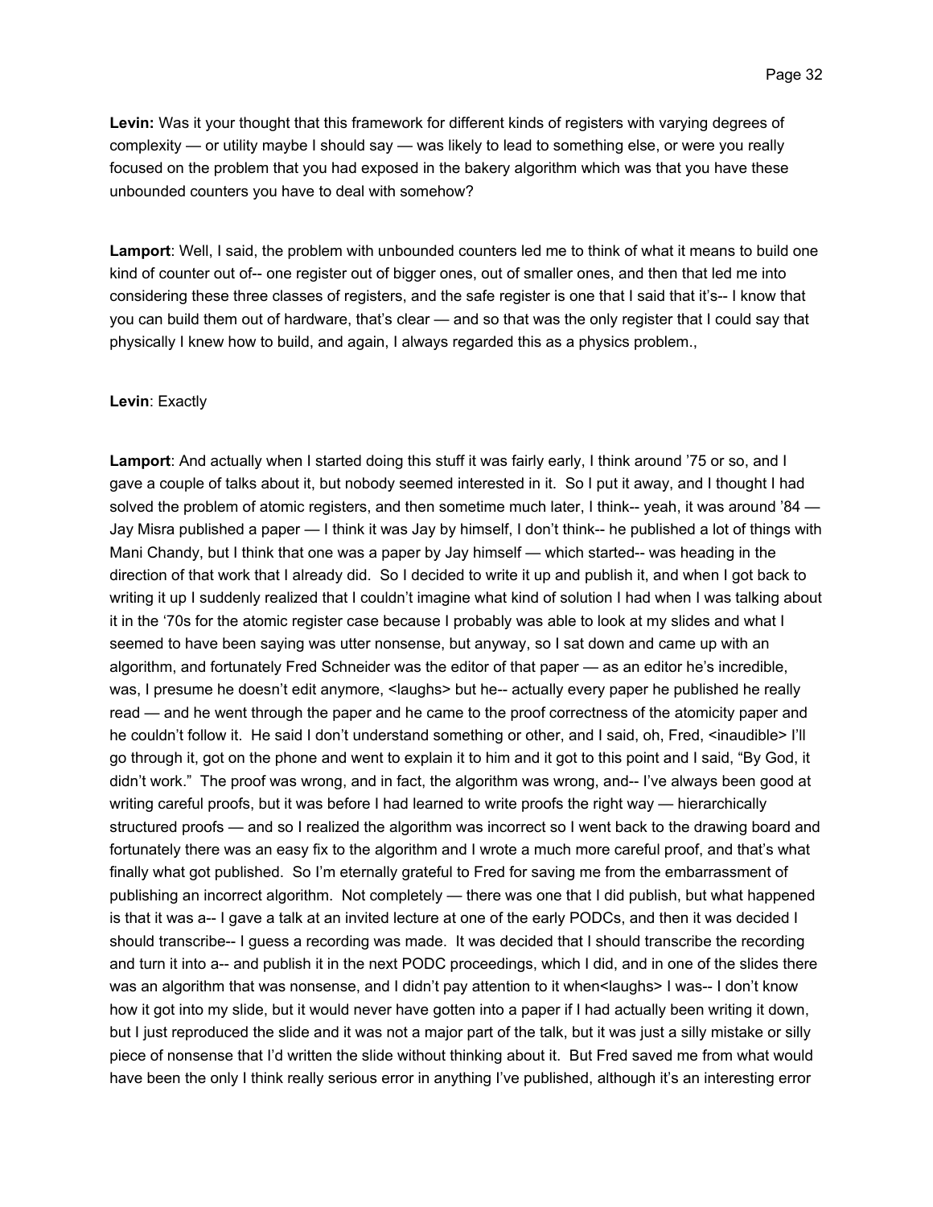**Levin:** Was it your thought that this framework for different kinds of registers with varying degrees of complexity — or utility maybe I should say — was likely to lead to something else, or were you really focused on the problem that you had exposed in the bakery algorithm which was that you have these unbounded counters you have to deal with somehow?

**Lamport**: Well, I said, the problem with unbounded counters led me to think of what it means to build one kind of counter out of-- one register out of bigger ones, out of smaller ones, and then that led me into considering these three classes of registers, and the safe register is one that I said that it's-- I know that you can build them out of hardware, that's clear — and so that was the only register that I could say that physically I knew how to build, and again, I always regarded this as a physics problem.,

**Levin**: Exactly

**Lamport**: And actually when I started doing this stuff it was fairly early, I think around '75 or so, and I gave a couple of talks about it, but nobody seemed interested in it. So I put it away, and I thought I had solved the problem of atomic registers, and then sometime much later, I think-- yeah, it was around '84 — Jay Misra published a paper — I think it was Jay by himself, I don't think-- he published a lot of things with Mani Chandy, but I think that one was a paper by Jay himself — which started-- was heading in the direction of that work that I already did. So I decided to write it up and publish it, and when I got back to writing it up I suddenly realized that I couldn't imagine what kind of solution I had when I was talking about it in the '70s for the atomic register case because I probably was able to look at my slides and what I seemed to have been saying was utter nonsense, but anyway, so I sat down and came up with an algorithm, and fortunately Fred Schneider was the editor of that paper — as an editor he's incredible, was, I presume he doesn't edit anymore, <laughs> but he-- actually every paper he published he really read — and he went through the paper and he came to the proof correctness of the atomicity paper and he couldn't follow it. He said I don't understand something or other, and I said, oh, Fred, <inaudible> I'll go through it, got on the phone and went to explain it to him and it got to this point and I said, "By God, it didn't work." The proof was wrong, and in fact, the algorithm was wrong, and-- I've always been good at writing careful proofs, but it was before I had learned to write proofs the right way — hierarchically structured proofs — and so I realized the algorithm was incorrect so I went back to the drawing board and fortunately there was an easy fix to the algorithm and I wrote a much more careful proof, and that's what finally what got published. So I'm eternally grateful to Fred for saving me from the embarrassment of publishing an incorrect algorithm. Not completely — there was one that I did publish, but what happened is that it was a-- I gave a talk at an invited lecture at one of the early PODCs, and then it was decided I should transcribe-- I guess a recording was made. It was decided that I should transcribe the recording and turn it into a-- and publish it in the next PODC proceedings, which I did, and in one of the slides there was an algorithm that was nonsense, and I didn't pay attention to it when<laughs> I was-- I don't know how it got into my slide, but it would never have gotten into a paper if I had actually been writing it down, but I just reproduced the slide and it was not a major part of the talk, but it was just a silly mistake or silly piece of nonsense that I'd written the slide without thinking about it. But Fred saved me from what would have been the only I think really serious error in anything I've published, although it's an interesting error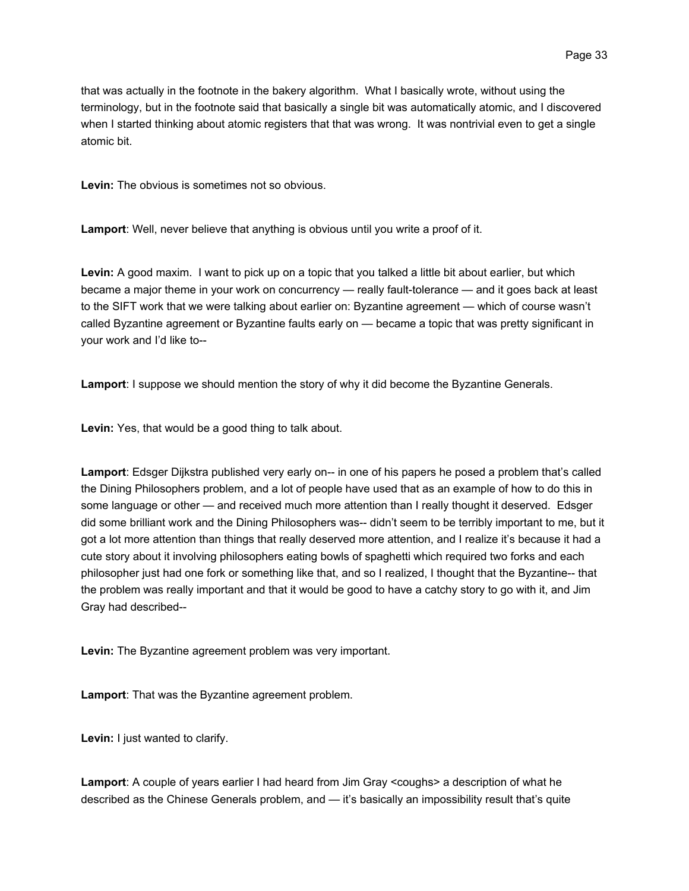that was actually in the footnote in the bakery algorithm. What I basically wrote, without using the terminology, but in the footnote said that basically a single bit was automatically atomic, and I discovered when I started thinking about atomic registers that that was wrong. It was nontrivial even to get a single atomic bit.

**Levin:** The obvious is sometimes not so obvious.

**Lamport**: Well, never believe that anything is obvious until you write a proof of it.

**Levin:** A good maxim. I want to pick up on a topic that you talked a little bit about earlier, but which became a major theme in your work on concurrency — really fault-tolerance — and it goes back at least to the SIFT work that we were talking about earlier on: Byzantine agreement — which of course wasn't called Byzantine agreement or Byzantine faults early on — became a topic that was pretty significant in your work and I'd like to--

**Lamport**: I suppose we should mention the story of why it did become the Byzantine Generals.

**Levin:** Yes, that would be a good thing to talk about.

**Lamport**: Edsger Dijkstra published very early on-- in one of his papers he posed a problem that's called the Dining Philosophers problem, and a lot of people have used that as an example of how to do this in some language or other — and received much more attention than I really thought it deserved. Edsger did some brilliant work and the Dining Philosophers was-- didn't seem to be terribly important to me, but it got a lot more attention than things that really deserved more attention, and I realize it's because it had a cute story about it involving philosophers eating bowls of spaghetti which required two forks and each philosopher just had one fork or something like that, and so I realized, I thought that the Byzantine-- that the problem was really important and that it would be good to have a catchy story to go with it, and Jim Gray had described--

**Levin:** The Byzantine agreement problem was very important.

**Lamport**: That was the Byzantine agreement problem.

**Levin:** I just wanted to clarify.

**Lamport**: A couple of years earlier I had heard from Jim Gray <coughs> a description of what he described as the Chinese Generals problem, and — it's basically an impossibility result that's quite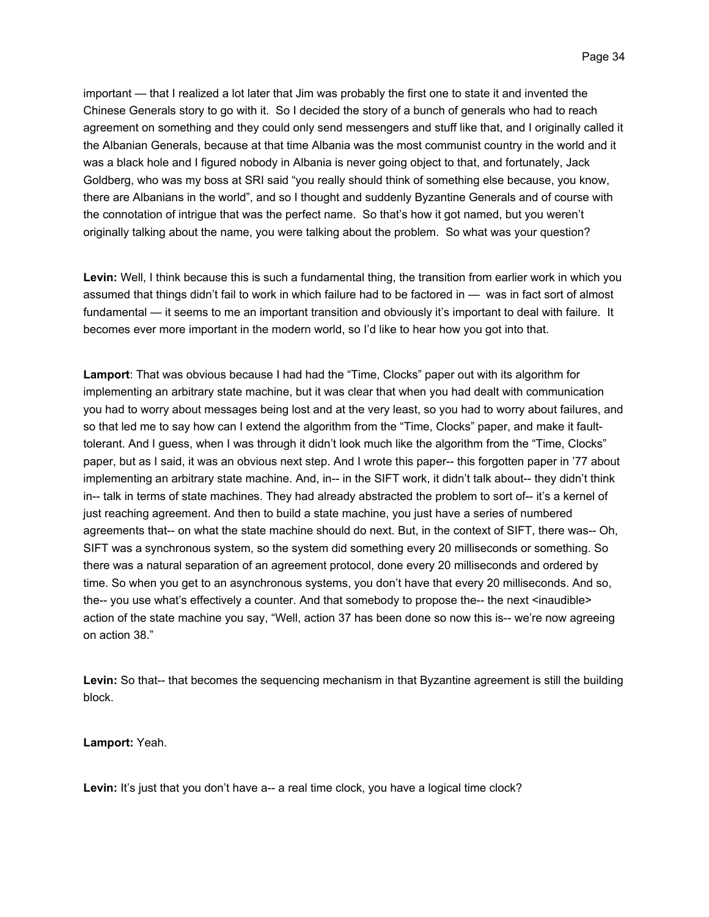important — that I realized a lot later that Jim was probably the first one to state it and invented the Chinese Generals story to go with it. So I decided the story of a bunch of generals who had to reach agreement on something and they could only send messengers and stuff like that, and I originally called it the Albanian Generals, because at that time Albania was the most communist country in the world and it was a black hole and I figured nobody in Albania is never going object to that, and fortunately, Jack Goldberg, who was my boss at SRI said "you really should think of something else because, you know, there are Albanians in the world", and so I thought and suddenly Byzantine Generals and of course with the connotation of intrigue that was the perfect name. So that's how it got named, but you weren't originally talking about the name, you were talking about the problem. So what was your question?

**Levin:** Well, I think because this is such a fundamental thing, the transition from earlier work in which you assumed that things didn't fail to work in which failure had to be factored in — was in fact sort of almost fundamental — it seems to me an important transition and obviously it's important to deal with failure. It becomes ever more important in the modern world, so I'd like to hear how you got into that.

**Lamport**: That was obvious because I had had the "Time, Clocks" paper out with its algorithm for implementing an arbitrary state machine, but it was clear that when you had dealt with communication you had to worry about messages being lost and at the very least, so you had to worry about failures, and so that led me to say how can I extend the algorithm from the "Time, Clocks" paper, and make it fault-tolerant. And I guess, when I was through it didn't look much like the algorithm from the "Time, Clocks" paper, but as I said, it was an obvious next step. And I wrote this paper-- this forgotten paper in '77 about implementing an arbitrary state machine. And, in-- in the SIFT work, it didn't talk about-- they didn't think in-- talk in terms of state machines. They had already abstracted the problem to sort of-- it's a kernel of just reaching agreement. And then to build a state machine, you just have a series of numbered agreements that-- on what the state machine should do next. But, in the context of SIFT, there was-- Oh, SIFT was a synchronous system, so the system did something every 20 milliseconds or something. So there was a natural separation of an agreement protocol, done every 20 milliseconds and ordered by time. So when you get to an asynchronous systems, you don't have that every 20 milliseconds. And so, the-- you use what's effectively a counter. And that somebody to propose the-- the next <inaudible> action of the state machine you say, "Well, action 37 has been done so now this is-- we're now agreeing on action 38."

**Levin:** So that-- that becomes the sequencing mechanism in that Byzantine agreement is still the building block.

**Lamport:** Yeah.

**Levin:** It's just that you don't have a-- a real time clock, you have a logical time clock?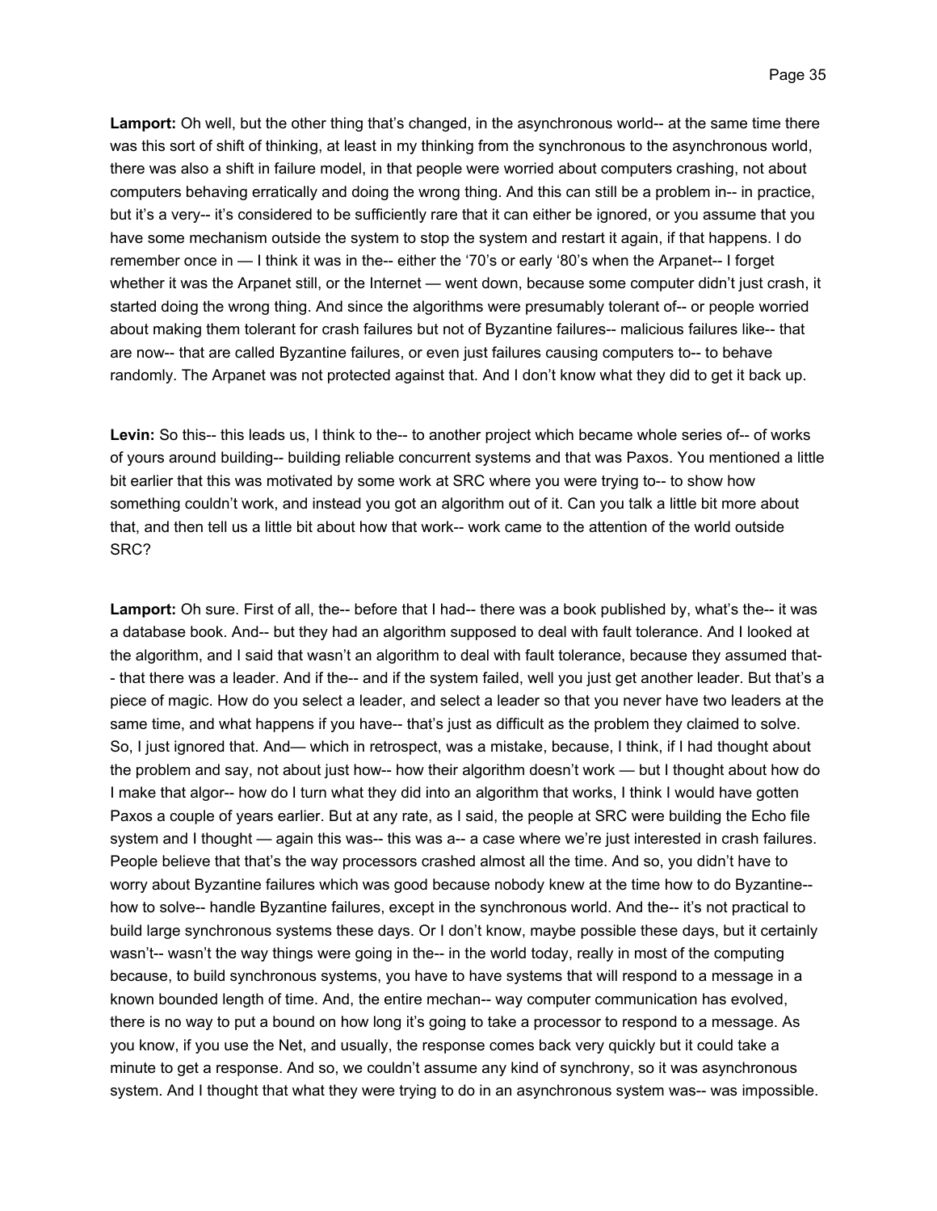**Lamport:** Oh well, but the other thing that's changed, in the asynchronous world-- at the same time there was this sort of shift of thinking, at least in my thinking from the synchronous to the asynchronous world, there was also a shift in failure model, in that people were worried about computers crashing, not about computers behaving erratically and doing the wrong thing. And this can still be a problem in-- in practice, but it's a very-- it's considered to be sufficiently rare that it can either be ignored, or you assume that you have some mechanism outside the system to stop the system and restart it again, if that happens. I do remember once in — I think it was in the-- either the '70's or early '80's when the Arpanet-- I forget whether it was the Arpanet still, or the Internet — went down, because some computer didn't just crash, it started doing the wrong thing. And since the algorithms were presumably tolerant of-- or people worried about making them tolerant for crash failures but not of Byzantine failures-- malicious failures like-- that are now-- that are called Byzantine failures, or even just failures causing computers to-- to behave randomly. The Arpanet was not protected against that. And I don't know what they did to get it back up.

**Levin:** So this-- this leads us, I think to the-- to another project which became whole series of-- of works of yours around building-- building reliable concurrent systems and that was Paxos. You mentioned a little bit earlier that this was motivated by some work at SRC where you were trying to-- to show how something couldn't work, and instead you got an algorithm out of it. Can you talk a little bit more about that, and then tell us a little bit about how that work-- work came to the attention of the world outside SRC?

**Lamport:** Oh sure. First of all, the-- before that I had-- there was a book published by, what's the-- it was a database book. And-- but they had an algorithm supposed to deal with fault tolerance. And I looked at the algorithm, and I said that wasn't an algorithm to deal with fault tolerance, because they assumed that-- that there was a leader. And if the-- and if the system failed, well you just get another leader. But that's a piece of magic. How do you select a leader, and select a leader so that you never have two leaders at the same time, and what happens if you have-- that's just as difficult as the problem they claimed to solve. So, I just ignored that. And— which in retrospect, was a mistake, because, I think, if I had thought about the problem and say, not about just how-- how their algorithm doesn't work — but I thought about how do I make that algor-- how do I turn what they did into an algorithm that works, I think I would have gotten Paxos a couple of years earlier. But at any rate, as I said, the people at SRC were building the Echo file system and I thought — again this was-- this was a-- a case where we're just interested in crash failures. People believe that that's the way processors crashed almost all the time. And so, you didn't have to worry about Byzantine failures which was good because nobody knew at the time how to do Byzantine-- how to solve-- handle Byzantine failures, except in the synchronous world. And the-- it's not practical to build large synchronous systems these days. Or I don't know, maybe possible these days, but it certainly wasn't-- wasn't the way things were going in the-- in the world today, really in most of the computing because, to build synchronous systems, you have to have systems that will respond to a message in a known bounded length of time. And, the entire mechan-- way computer communication has evolved, there is no way to put a bound on how long it's going to take a processor to respond to a message. As you know, if you use the Net, and usually, the response comes back very quickly but it could take a minute to get a response. And so, we couldn't assume any kind of synchrony, so it was asynchronous system. And I thought that what they were trying to do in an asynchronous system was-- was impossible.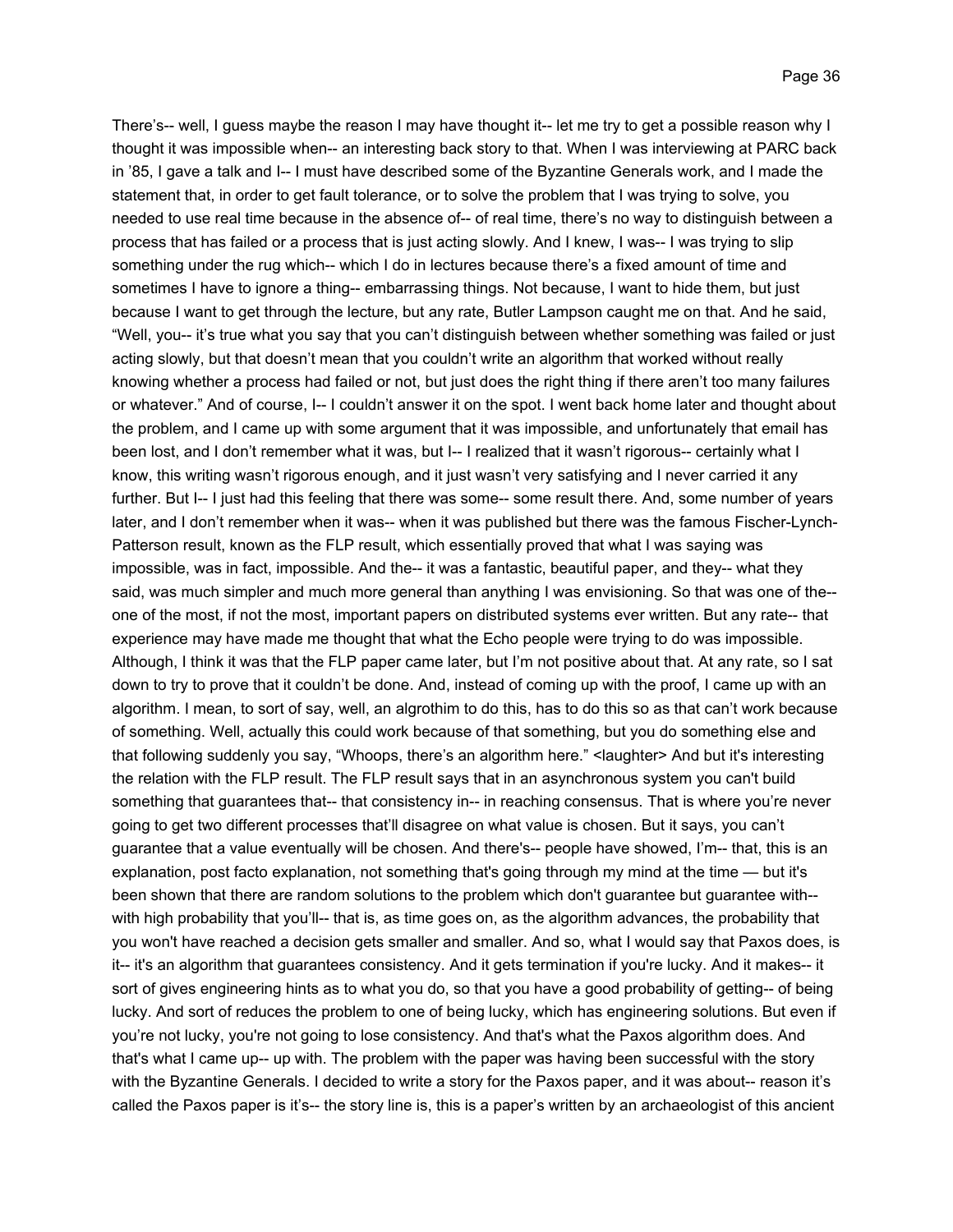There's-- well, I guess maybe the reason I may have thought it-- let me try to get a possible reason why I thought it was impossible when-- an interesting back story to that. When I was interviewing at PARC back in '85, I gave a talk and I-- I must have described some of the Byzantine Generals work, and I made the statement that, in order to get fault tolerance, or to solve the problem that I was trying to solve, you needed to use real time because in the absence of-- of real time, there's no way to distinguish between a process that has failed or a process that is just acting slowly. And I knew, I was-- I was trying to slip something under the rug which-- which I do in lectures because there's a fixed amount of time and sometimes I have to ignore a thing-- embarrassing things. Not because, I want to hide them, but just because I want to get through the lecture, but any rate, Butler Lampson caught me on that. And he said, "Well, you-- it's true what you say that you can't distinguish between whether something was failed or just acting slowly, but that doesn't mean that you couldn't write an algorithm that worked without really knowing whether a process had failed or not, but just does the right thing if there aren't too many failures or whatever." And of course, I-- I couldn't answer it on the spot. I went back home later and thought about the problem, and I came up with some argument that it was impossible, and unfortunately that email has been lost, and I don't remember what it was, but I-- I realized that it wasn't rigorous-- certainly what I know, this writing wasn't rigorous enough, and it just wasn't very satisfying and I never carried it any further. But I-- I just had this feeling that there was some-- some result there. And, some number of years later, and I don't remember when it was-- when it was published but there was the famous Fischer-Lynch-Patterson result, known as the FLP result, which essentially proved that what I was saying was impossible, was in fact, impossible. And the-- it was a fantastic, beautiful paper, and they-- what they said, was much simpler and much more general than anything I was envisioning. So that was one of the-- one of the most, if not the most, important papers on distributed systems ever written. But any rate-- that experience may have made me thought that what the Echo people were trying to do was impossible. Although, I think it was that the FLP paper came later, but I'm not positive about that. At any rate, so I sat down to try to prove that it couldn't be done. And, instead of coming up with the proof, I came up with an algorithm. I mean, to sort of say, well, an algrothim to do this, has to do this so as that can't work because of something. Well, actually this could work because of that something, but you do something else and that following suddenly you say, "Whoops, there's an algorithm here." <laughter> And but it's interesting the relation with the FLP result. The FLP result says that in an asynchronous system you can't build something that guarantees that-- that consistency in-- in reaching consensus. That is where you're never going to get two different processes that'll disagree on what value is chosen. But it says, you can't guarantee that a value eventually will be chosen. And there's-- people have showed, I'm-- that, this is an explanation, post facto explanation, not something that's going through my mind at the time — but it's been shown that there are random solutions to the problem which don't guarantee but guarantee with-- with high probability that you'll-- that is, as time goes on, as the algorithm advances, the probability that you won't have reached a decision gets smaller and smaller. And so, what I would say that Paxos does, is it-- it's an algorithm that guarantees consistency. And it gets termination if you're lucky. And it makes-- it sort of gives engineering hints as to what you do, so that you have a good probability of getting-- of being lucky. And sort of reduces the problem to one of being lucky, which has engineering solutions. But even if you're not lucky, you're not going to lose consistency. And that's what the Paxos algorithm does. And that's what I came up-- up with. The problem with the paper was having been successful with the story with the Byzantine Generals. I decided to write a story for the Paxos paper, and it was about-- reason it's called the Paxos paper is it's-- the story line is, this is a paper's written by an archaeologist of this ancient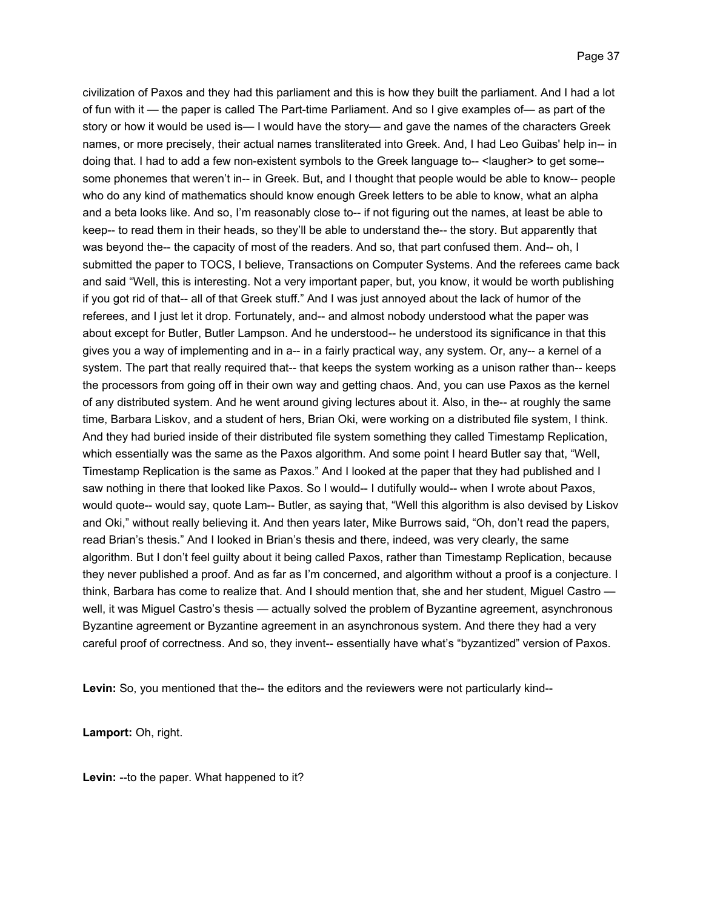civilization of Paxos and they had this parliament and this is how they built the parliament. And I had a lot of fun with it — the paper is called The Part-time Parliament. And so I give examples of— as part of the story or how it would be used is— I would have the story— and gave the names of the characters Greek names, or more precisely, their actual names transliterated into Greek. And, I had Leo Guibas' help in-- in doing that. I had to add a few non-existent symbols to the Greek language to-- <laugher> to get some-- some phonemes that weren't in-- in Greek. But, and I thought that people would be able to know-- people who do any kind of mathematics should know enough Greek letters to be able to know, what an alpha and a beta looks like. And so, I'm reasonably close to-- if not figuring out the names, at least be able to keep-- to read them in their heads, so they'll be able to understand the-- the story. But apparently that was beyond the-- the capacity of most of the readers. And so, that part confused them. And-- oh, I submitted the paper to TOCS, I believe, Transactions on Computer Systems. And the referees came back and said "Well, this is interesting. Not a very important paper, but, you know, it would be worth publishing if you got rid of that-- all of that Greek stuff." And I was just annoyed about the lack of humor of the referees, and I just let it drop. Fortunately, and-- and almost nobody understood what the paper was about except for Butler, Butler Lampson. And he understood-- he understood its significance in that this gives you a way of implementing and in a-- in a fairly practical way, any system. Or, any-- a kernel of a system. The part that really required that-- that keeps the system working as a unison rather than-- keeps the processors from going off in their own way and getting chaos. And, you can use Paxos as the kernel of any distributed system. And he went around giving lectures about it. Also, in the-- at roughly the same time, Barbara Liskov, and a student of hers, Brian Oki, were working on a distributed file system, I think. And they had buried inside of their distributed file system something they called Timestamp Replication, which essentially was the same as the Paxos algorithm. And some point I heard Butler say that, "Well, Timestamp Replication is the same as Paxos." And I looked at the paper that they had published and I saw nothing in there that looked like Paxos. So I would-- I dutifully would-- when I wrote about Paxos, would quote-- would say, quote Lam-- Butler, as saying that, "Well this algorithm is also devised by Liskov and Oki," without really believing it. And then years later, Mike Burrows said, "Oh, don't read the papers, read Brian's thesis." And I looked in Brian's thesis and there, indeed, was very clearly, the same algorithm. But I don't feel guilty about it being called Paxos, rather than Timestamp Replication, because they never published a proof. And as far as I'm concerned, and algorithm without a proof is a conjecture. I think, Barbara has come to realize that. And I should mention that, she and her student, Miguel Castro — well, it was Miguel Castro's thesis — actually solved the problem of Byzantine agreement, asynchronous Byzantine agreement or Byzantine agreement in an asynchronous system. And there they had a very careful proof of correctness. And so, they invent-- essentially have what's "byzantized" version of Paxos.

**Levin:** So, you mentioned that the-- the editors and the reviewers were not particularly kind--

**Lamport:** Oh, right.

**Levin:** --to the paper. What happened to it?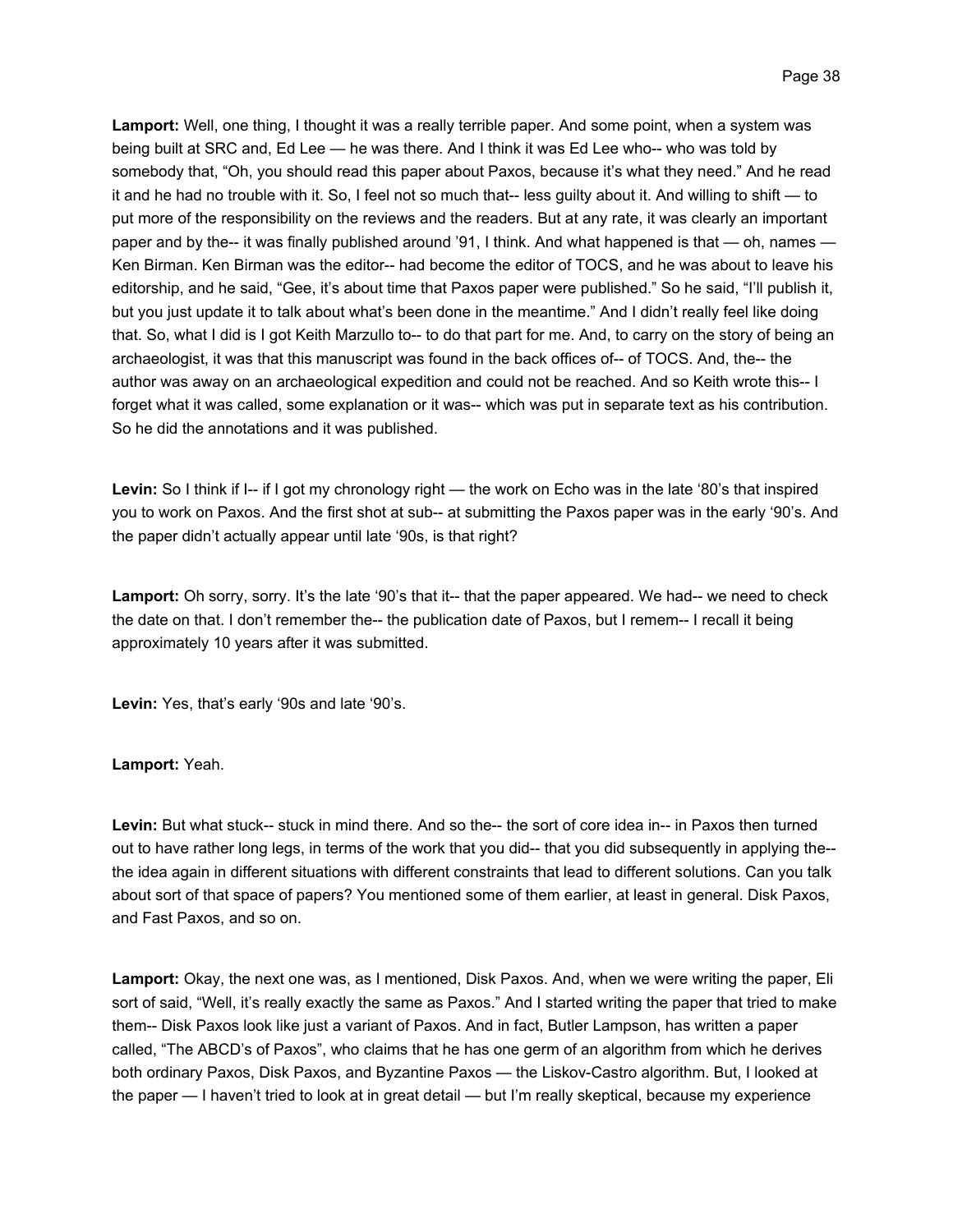**Lamport:** Well, one thing, I thought it was a really terrible paper. And some point, when a system was being built at SRC and, Ed Lee — he was there. And I think it was Ed Lee who-- who was told by somebody that, "Oh, you should read this paper about Paxos, because it's what they need." And he read it and he had no trouble with it. So, I feel not so much that-- less guilty about it. And willing to shift — to put more of the responsibility on the reviews and the readers. But at any rate, it was clearly an important paper and by the-- it was finally published around '91, I think. And what happened is that — oh, names — Ken Birman. Ken Birman was the editor-- had become the editor of TOCS, and he was about to leave his editorship, and he said, "Gee, it's about time that Paxos paper were published." So he said, "I'll publish it, but you just update it to talk about what's been done in the meantime." And I didn't really feel like doing that. So, what I did is I got Keith Marzullo to-- to do that part for me. And, to carry on the story of being an archaeologist, it was that this manuscript was found in the back offices of-- of TOCS. And, the-- the author was away on an archaeological expedition and could not be reached. And so Keith wrote this-- I forget what it was called, some explanation or it was-- which was put in separate text as his contribution. So he did the annotations and it was published.

**Levin:** So I think if I-- if I got my chronology right — the work on Echo was in the late '80's that inspired you to work on Paxos. And the first shot at sub-- at submitting the Paxos paper was in the early '90's. And the paper didn't actually appear until late '90s, is that right?

**Lamport:** Oh sorry, sorry. It's the late '90's that it-- that the paper appeared. We had-- we need to check the date on that. I don't remember the-- the publication date of Paxos, but I remem-- I recall it being approximately 10 years after it was submitted.

**Levin:** Yes, that's early '90s and late '90's.

**Lamport:** Yeah.

**Levin:** But what stuck-- stuck in mind there. And so the-- the sort of core idea in-- in Paxos then turned out to have rather long legs, in terms of the work that you did-- that you did subsequently in applying the-- the idea again in different situations with different constraints that lead to different solutions. Can you talk about sort of that space of papers? You mentioned some of them earlier, at least in general. Disk Paxos, and Fast Paxos, and so on.

**Lamport:** Okay, the next one was, as I mentioned, Disk Paxos. And, when we were writing the paper, Eli sort of said, "Well, it's really exactly the same as Paxos." And I started writing the paper that tried to make them-- Disk Paxos look like just a variant of Paxos. And in fact, Butler Lampson, has written a paper called, "The ABCD's of Paxos", who claims that he has one germ of an algorithm from which he derives both ordinary Paxos, Disk Paxos, and Byzantine Paxos — the Liskov-Castro algorithm. But, I looked at the paper — I haven't tried to look at in great detail — but I'm really skeptical, because my experience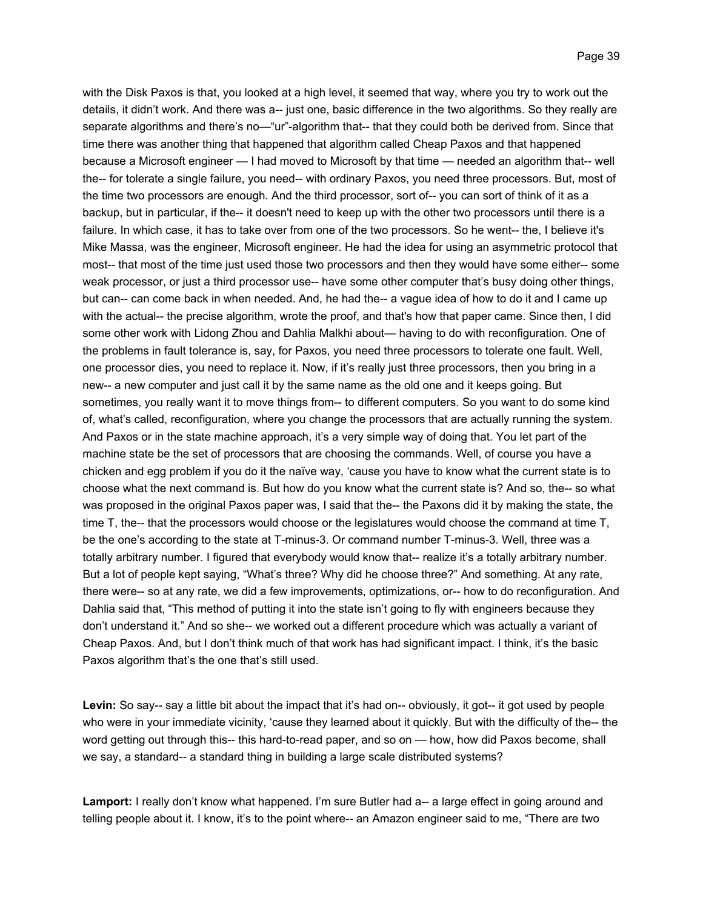with the Disk Paxos is that, you looked at a high level, it seemed that way, where you try to work out the details, it didn't work. And there was a-- just one, basic difference in the two algorithms. So they really are separate algorithms and there's no—"ur"-algorithm that-- that they could both be derived from. Since that time there was another thing that happened that algorithm called Cheap Paxos and that happened because a Microsoft engineer — I had moved to Microsoft by that time — needed an algorithm that-- well the-- for tolerate a single failure, you need-- with ordinary Paxos, you need three processors. But, most of the time two processors are enough. And the third processor, sort of-- you can sort of think of it as a backup, but in particular, if the-- it doesn't need to keep up with the other two processors until there is a failure. In which case, it has to take over from one of the two processors. So he went-- the, I believe it's Mike Massa, was the engineer, Microsoft engineer. He had the idea for using an asymmetric protocol that most-- that most of the time just used those two processors and then they would have some either-- some weak processor, or just a third processor use-- have some other computer that's busy doing other things, but can-- can come back in when needed. And, he had the-- a vague idea of how to do it and I came up with the actual-- the precise algorithm, wrote the proof, and that's how that paper came. Since then, I did some other work with Lidong Zhou and Dahlia Malkhi about— having to do with reconfiguration. One of the problems in fault tolerance is, say, for Paxos, you need three processors to tolerate one fault. Well, one processor dies, you need to replace it. Now, if it's really just three processors, then you bring in a new-- a new computer and just call it by the same name as the old one and it keeps going. But sometimes, you really want it to move things from-- to different computers. So you want to do some kind of, what's called, reconfiguration, where you change the processors that are actually running the system. And Paxos or in the state machine approach, it's a very simple way of doing that. You let part of the machine state be the set of processors that are choosing the commands. Well, of course you have a chicken and egg problem if you do it the naïve way, 'cause you have to know what the current state is to choose what the next command is. But how do you know what the current state is? And so, the-- so what was proposed in the original Paxos paper was, I said that the-- the Paxons did it by making the state, the time T, the-- that the processors would choose or the legislatures would choose the command at time T, be the one's according to the state at T-minus-3. Or command number T-minus-3. Well, three was a totally arbitrary number. I figured that everybody would know that-- realize it's a totally arbitrary number. But a lot of people kept saying, "What's three? Why did he choose three?" And something. At any rate, there were-- so at any rate, we did a few improvements, optimizations, or-- how to do reconfiguration. And Dahlia said that, "This method of putting it into the state isn't going to fly with engineers because they don't understand it." And so she-- we worked out a different procedure which was actually a variant of Cheap Paxos. And, but I don't think much of that work has had significant impact. I think, it's the basic Paxos algorithm that's the one that's still used.

**Levin:** So say-- say a little bit about the impact that it's had on-- obviously, it got-- it got used by people who were in your immediate vicinity, 'cause they learned about it quickly. But with the difficulty of the-- the word getting out through this-- this hard-to-read paper, and so on — how, how did Paxos become, shall we say, a standard-- a standard thing in building a large scale distributed systems?

**Lamport:** I really don't know what happened. I'm sure Butler had a-- a large effect in going around and telling people about it. I know, it's to the point where-- an Amazon engineer said to me, "There are two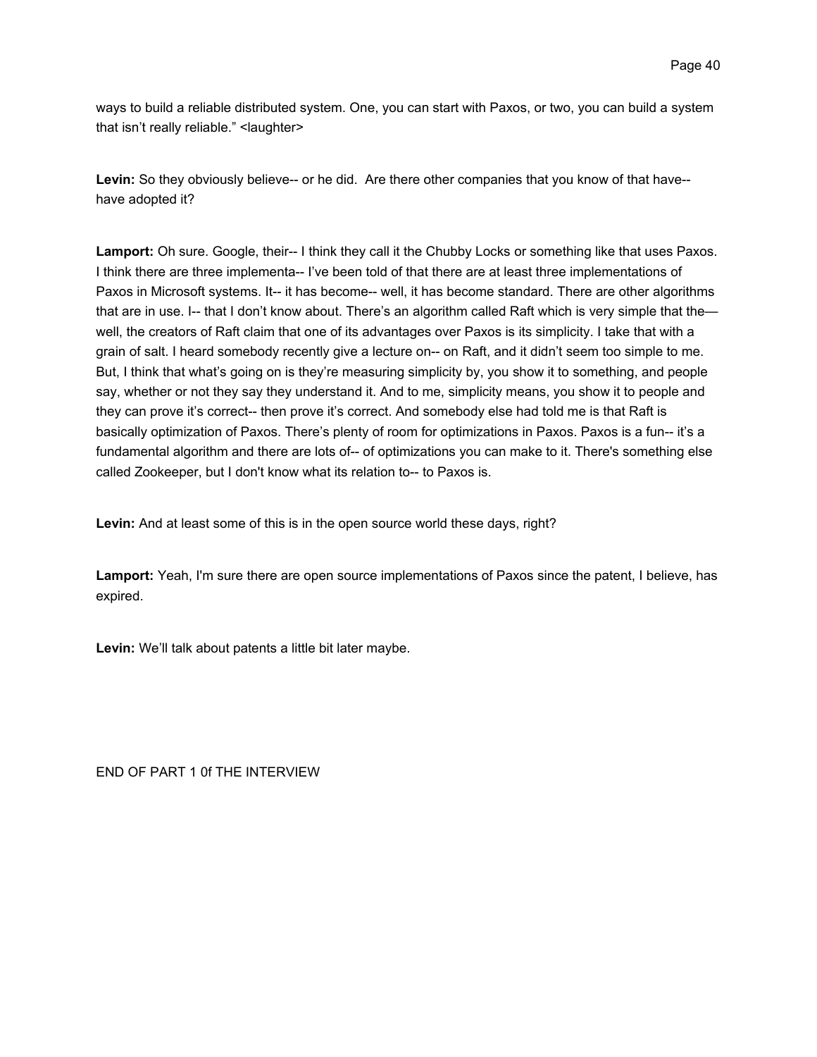ways to build a reliable distributed system. One, you can start with Paxos, or two, you can build a system that isn't really reliable." <laughter>

**Levin:** So they obviously believe-- or he did. Are there other companies that you know of that have-- have adopted it?

**Lamport:** Oh sure. Google, their-- I think they call it the Chubby Locks or something like that uses Paxos. I think there are three implementa-- I've been told of that there are at least three implementations of Paxos in Microsoft systems. It-- it has become-- well, it has become standard. There are other algorithms that are in use. I-- that I don't know about. There's an algorithm called Raft which is very simple that the— well, the creators of Raft claim that one of its advantages over Paxos is its simplicity. I take that with a grain of salt. I heard somebody recently give a lecture on-- on Raft, and it didn't seem too simple to me. But, I think that what's going on is they're measuring simplicity by, you show it to something, and people say, whether or not they say they understand it. And to me, simplicity means, you show it to people and they can prove it's correct-- then prove it's correct. And somebody else had told me is that Raft is basically optimization of Paxos. There's plenty of room for optimizations in Paxos. Paxos is a fun-- it's a fundamental algorithm and there are lots of-- of optimizations you can make to it. There's something else called Zookeeper, but I don't know what its relation to-- to Paxos is.

**Levin:** And at least some of this is in the open source world these days, right?

**Lamport:** Yeah, I'm sure there are open source implementations of Paxos since the patent, I believe, has expired.

**Levin:** We'll talk about patents a little bit later maybe.

END OF PART 1 0f THE INTERVIEW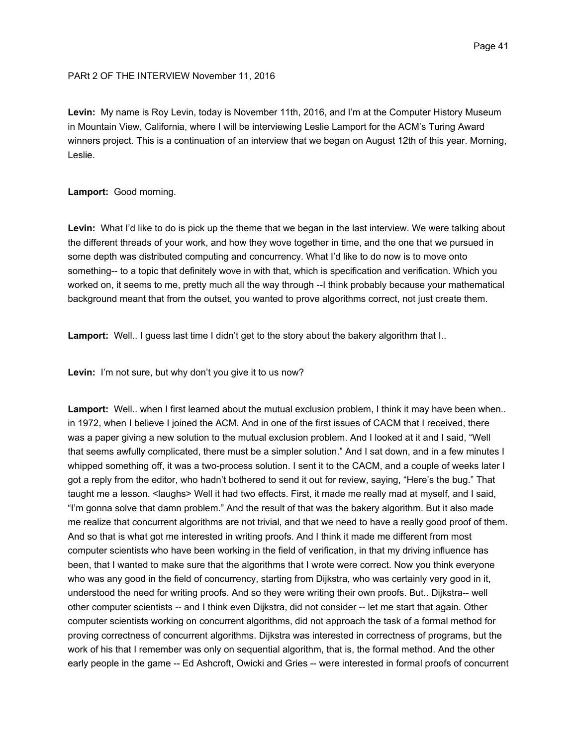PARt 2 OF THE INTERVIEW November 11, 2016

**Levin:** My name is Roy Levin, today is November 11th, 2016, and I'm at the Computer History Museum in Mountain View, California, where I will be interviewing Leslie Lamport for the ACM's Turing Award winners project. This is a continuation of an interview that we began on August 12th of this year. Morning, Leslie.

**Lamport:** Good morning.

**Levin:** What I'd like to do is pick up the theme that we began in the last interview. We were talking about the different threads of your work, and how they wove together in time, and the one that we pursued in some depth was distributed computing and concurrency. What I'd like to do now is to move onto something-- to a topic that definitely wove in with that, which is specification and verification. Which you worked on, it seems to me, pretty much all the way through --I think probably because your mathematical background meant that from the outset, you wanted to prove algorithms correct, not just create them.

**Lamport:** Well.. I guess last time I didn't get to the story about the bakery algorithm that I..

**Levin:** I'm not sure, but why don't you give it to us now?

**Lamport:** Well.. when I first learned about the mutual exclusion problem, I think it may have been when.. in 1972, when I believe I joined the ACM. And in one of the first issues of CACM that I received, there was a paper giving a new solution to the mutual exclusion problem. And I looked at it and I said, "Well that seems awfully complicated, there must be a simpler solution." And I sat down, and in a few minutes I whipped something off, it was a two-process solution. I sent it to the CACM, and a couple of weeks later I got a reply from the editor, who hadn't bothered to send it out for review, saying, "Here's the bug." That taught me a lesson. <laughs> Well it had two effects. First, it made me really mad at myself, and I said, "I'm gonna solve that damn problem." And the result of that was the bakery algorithm. But it also made me realize that concurrent algorithms are not trivial, and that we need to have a really good proof of them. And so that is what got me interested in writing proofs. And I think it made me different from most computer scientists who have been working in the field of verification, in that my driving influence has been, that I wanted to make sure that the algorithms that I wrote were correct. Now you think everyone who was any good in the field of concurrency, starting from Dijkstra, who was certainly very good in it, understood the need for writing proofs. And so they were writing their own proofs. But.. Dijkstra-- well other computer scientists -- and I think even Dijkstra, did not consider -- let me start that again. Other computer scientists working on concurrent algorithms, did not approach the task of a formal method for proving correctness of concurrent algorithms. Dijkstra was interested in correctness of programs, but the work of his that I remember was only on sequential algorithm, that is, the formal method. And the other early people in the game -- Ed Ashcroft, Owicki and Gries -- were interested in formal proofs of concurrent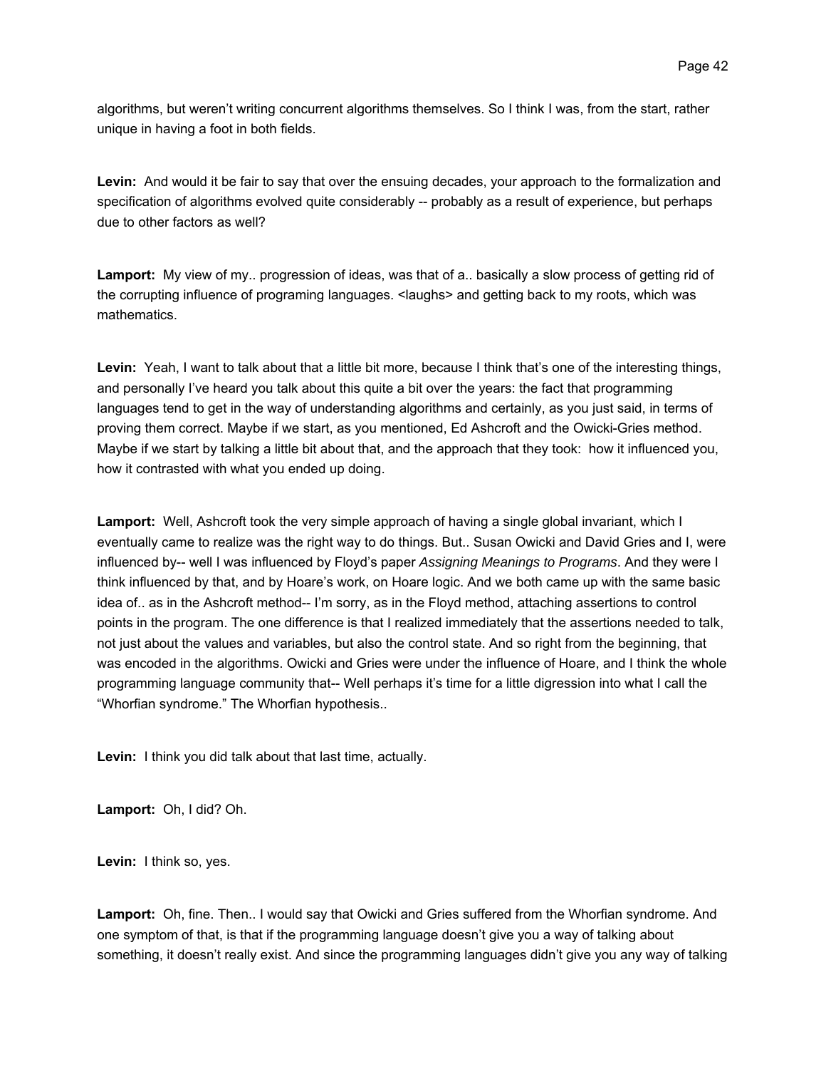algorithms, but weren't writing concurrent algorithms themselves. So I think I was, from the start, rather unique in having a foot in both fields.

**Levin:** And would it be fair to say that over the ensuing decades, your approach to the formalization and specification of algorithms evolved quite considerably -- probably as a result of experience, but perhaps due to other factors as well?

**Lamport:** My view of my.. progression of ideas, was that of a.. basically a slow process of getting rid of the corrupting influence of programing languages. <laughs> and getting back to my roots, which was mathematics.

**Levin:** Yeah, I want to talk about that a little bit more, because I think that's one of the interesting things, and personally I've heard you talk about this quite a bit over the years: the fact that programming languages tend to get in the way of understanding algorithms and certainly, as you just said, in terms of proving them correct. Maybe if we start, as you mentioned, Ed Ashcroft and the Owicki-Gries method. Maybe if we start by talking a little bit about that, and the approach that they took: how it influenced you, how it contrasted with what you ended up doing.

**Lamport:** Well, Ashcroft took the very simple approach of having a single global invariant, which I eventually came to realize was the right way to do things. But.. Susan Owicki and David Gries and I, were influenced by-- well I was influenced by Floyd's paper *Assigning Meanings to Programs*. And they were I think influenced by that, and by Hoare's work, on Hoare logic. And we both came up with the same basic idea of.. as in the Ashcroft method-- I'm sorry, as in the Floyd method, attaching assertions to control points in the program. The one difference is that I realized immediately that the assertions needed to talk, not just about the values and variables, but also the control state. And so right from the beginning, that was encoded in the algorithms. Owicki and Gries were under the influence of Hoare, and I think the whole programming language community that-- Well perhaps it's time for a little digression into what I call the "Whorfian syndrome." The Whorfian hypothesis..

**Levin:** I think you did talk about that last time, actually.

**Lamport:** Oh, I did? Oh.

**Levin:** I think so, yes.

**Lamport:** Oh, fine. Then.. I would say that Owicki and Gries suffered from the Whorfian syndrome. And one symptom of that, is that if the programming language doesn't give you a way of talking about something, it doesn't really exist. And since the programming languages didn't give you any way of talking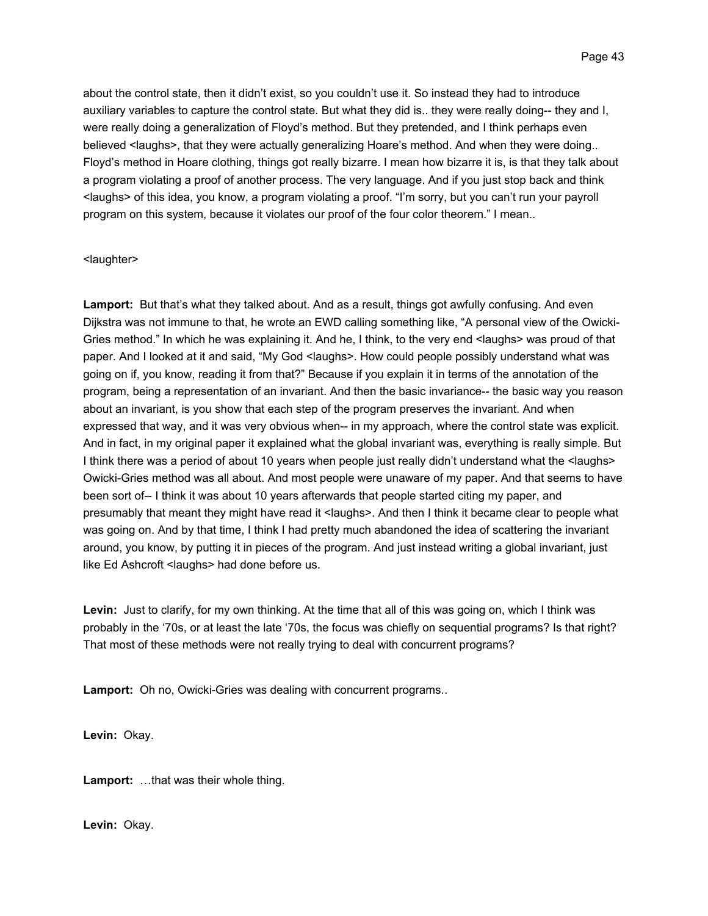about the control state, then it didn't exist, so you couldn't use it. So instead they had to introduce auxiliary variables to capture the control state. But what they did is.. they were really doing-- they and I, were really doing a generalization of Floyd's method. But they pretended, and I think perhaps even believed <laughs>, that they were actually generalizing Hoare's method. And when they were doing.. Floyd's method in Hoare clothing, things got really bizarre. I mean how bizarre it is, is that they talk about a program violating a proof of another process. The very language. And if you just stop back and think <laughs> of this idea, you know, a program violating a proof. "I'm sorry, but you can't run your payroll program on this system, because it violates our proof of the four color theorem." I mean..

<laughter>

**Lamport:** But that's what they talked about. And as a result, things got awfully confusing. And even Dijkstra was not immune to that, he wrote an EWD calling something like, "A personal view of the Owicki-Gries method." In which he was explaining it. And he, I think, to the very end <laughs> was proud of that paper. And I looked at it and said, "My God <laughs>. How could people possibly understand what was going on if, you know, reading it from that?" Because if you explain it in terms of the annotation of the program, being a representation of an invariant. And then the basic invariance-- the basic way you reason about an invariant, is you show that each step of the program preserves the invariant. And when expressed that way, and it was very obvious when-- in my approach, where the control state was explicit. And in fact, in my original paper it explained what the global invariant was, everything is really simple. But I think there was a period of about 10 years when people just really didn't understand what the <laughs> Owicki-Gries method was all about. And most people were unaware of my paper. And that seems to have been sort of-- I think it was about 10 years afterwards that people started citing my paper, and presumably that meant they might have read it <laughs>. And then I think it became clear to people what was going on. And by that time, I think I had pretty much abandoned the idea of scattering the invariant around, you know, by putting it in pieces of the program. And just instead writing a global invariant, just like Ed Ashcroft <laughs> had done before us.

**Levin:** Just to clarify, for my own thinking. At the time that all of this was going on, which I think was probably in the '70s, or at least the late '70s, the focus was chiefly on sequential programs? Is that right? That most of these methods were not really trying to deal with concurrent programs?

**Lamport:** Oh no, Owicki-Gries was dealing with concurrent programs..

**Levin:** Okay.

**Lamport:** …that was their whole thing.

**Levin:** Okay.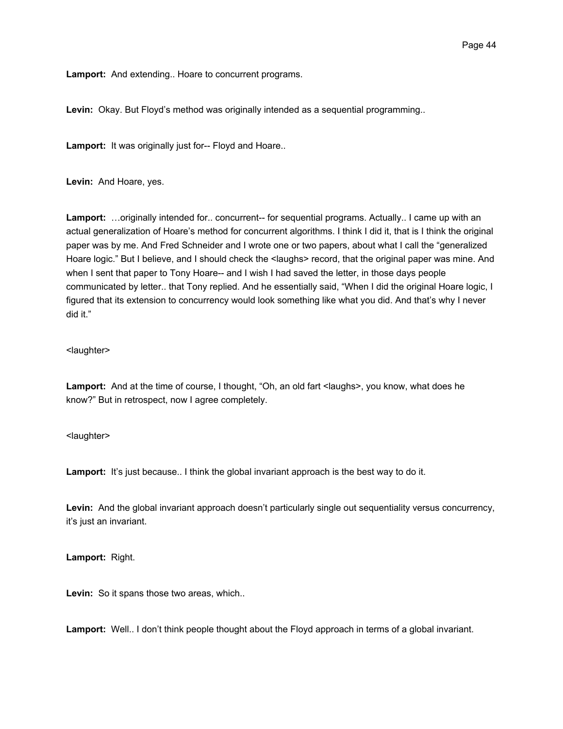**Lamport:** And extending.. Hoare to concurrent programs.

**Levin:** Okay. But Floyd's method was originally intended as a sequential programming..

**Lamport:** It was originally just for-- Floyd and Hoare..

**Levin:** And Hoare, yes.

**Lamport:** …originally intended for.. concurrent-- for sequential programs. Actually.. I came up with an actual generalization of Hoare's method for concurrent algorithms. I think I did it, that is I think the original paper was by me. And Fred Schneider and I wrote one or two papers, about what I call the "generalized Hoare logic." But I believe, and I should check the <laughs> record, that the original paper was mine. And when I sent that paper to Tony Hoare-- and I wish I had saved the letter, in those days people communicated by letter.. that Tony replied. And he essentially said, "When I did the original Hoare logic, I figured that its extension to concurrency would look something like what you did. And that's why I never did it."

<laughter>

**Lamport:** And at the time of course, I thought, "Oh, an old fart <laughs>, you know, what does he know?" But in retrospect, now I agree completely.

<laughter>

**Lamport:** It's just because.. I think the global invariant approach is the best way to do it.

**Levin:** And the global invariant approach doesn't particularly single out sequentiality versus concurrency, it's just an invariant.

**Lamport:** Right.

**Levin:** So it spans those two areas, which..

**Lamport:** Well.. I don't think people thought about the Floyd approach in terms of a global invariant.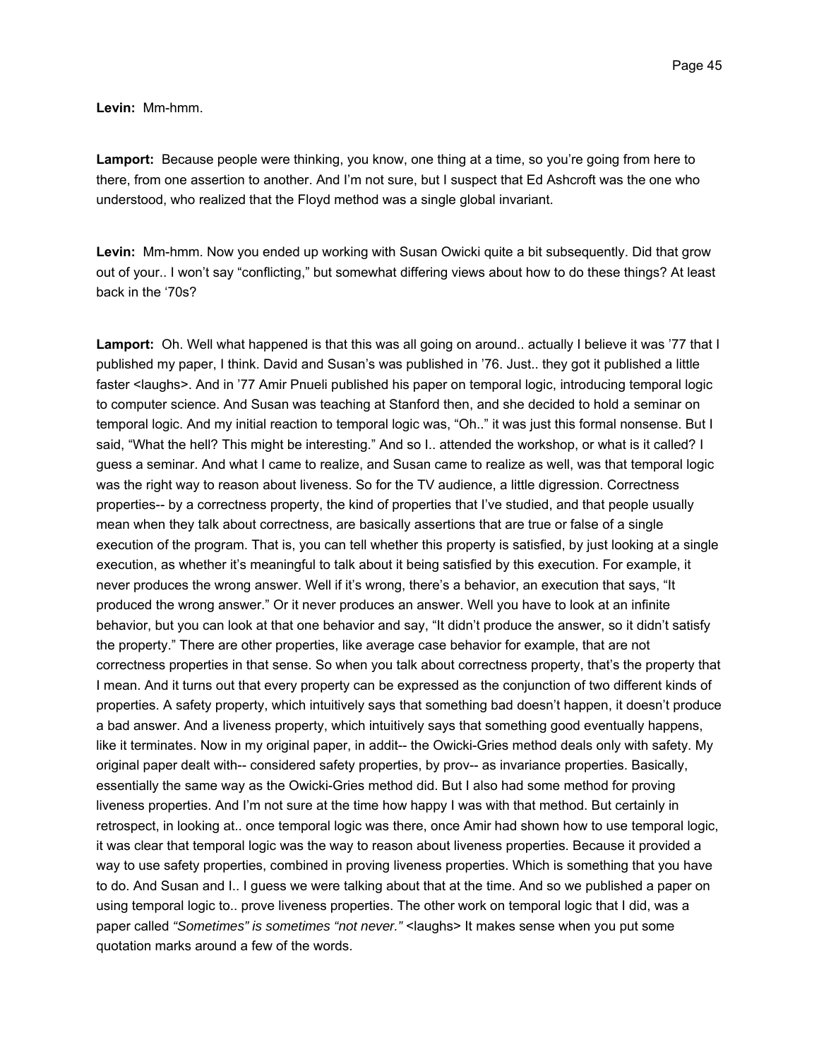**Levin:** Mm-hmm.

**Lamport:** Because people were thinking, you know, one thing at a time, so you're going from here to there, from one assertion to another. And I'm not sure, but I suspect that Ed Ashcroft was the one who understood, who realized that the Floyd method was a single global invariant.

**Levin:** Mm-hmm. Now you ended up working with Susan Owicki quite a bit subsequently. Did that grow out of your.. I won't say "conflicting," but somewhat differing views about how to do these things? At least back in the '70s?

**Lamport:** Oh. Well what happened is that this was all going on around.. actually I believe it was '77 that I published my paper, I think. David and Susan's was published in '76. Just.. they got it published a little faster <laughs>. And in '77 Amir Pnueli published his paper on temporal logic, introducing temporal logic to computer science. And Susan was teaching at Stanford then, and she decided to hold a seminar on temporal logic. And my initial reaction to temporal logic was, "Oh.." it was just this formal nonsense. But I said, "What the hell? This might be interesting." And so I.. attended the workshop, or what is it called? I guess a seminar. And what I came to realize, and Susan came to realize as well, was that temporal logic was the right way to reason about liveness. So for the TV audience, a little digression. Correctness properties-- by a correctness property, the kind of properties that I've studied, and that people usually mean when they talk about correctness, are basically assertions that are true or false of a single execution of the program. That is, you can tell whether this property is satisfied, by just looking at a single execution, as whether it's meaningful to talk about it being satisfied by this execution. For example, it never produces the wrong answer. Well if it's wrong, there's a behavior, an execution that says, "It produced the wrong answer." Or it never produces an answer. Well you have to look at an infinite behavior, but you can look at that one behavior and say, "It didn't produce the answer, so it didn't satisfy the property." There are other properties, like average case behavior for example, that are not correctness properties in that sense. So when you talk about correctness property, that's the property that I mean. And it turns out that every property can be expressed as the conjunction of two different kinds of properties. A safety property, which intuitively says that something bad doesn't happen, it doesn't produce a bad answer. And a liveness property, which intuitively says that something good eventually happens, like it terminates. Now in my original paper, in addit-- the Owicki-Gries method deals only with safety. My original paper dealt with-- considered safety properties, by prov-- as invariance properties. Basically, essentially the same way as the Owicki-Gries method did. But I also had some method for proving liveness properties. And I'm not sure at the time how happy I was with that method. But certainly in retrospect, in looking at.. once temporal logic was there, once Amir had shown how to use temporal logic, it was clear that temporal logic was the way to reason about liveness properties. Because it provided a way to use safety properties, combined in proving liveness properties. Which is something that you have to do. And Susan and I.. I guess we were talking about that at the time. And so we published a paper on using temporal logic to.. prove liveness properties. The other work on temporal logic that I did, was a paper called *"Sometimes" is sometimes "not never."* <laughs> It makes sense when you put some quotation marks around a few of the words.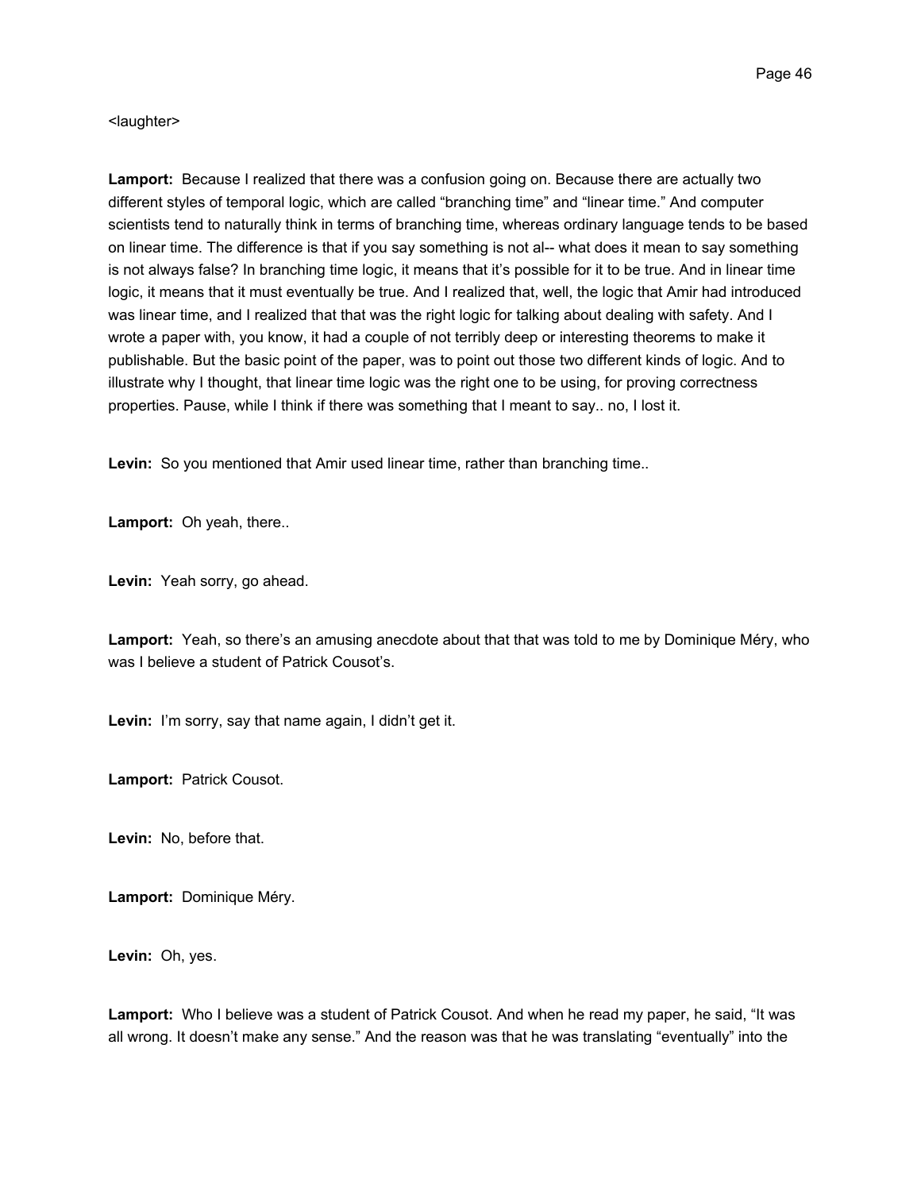<laughter>

**Lamport:** Because I realized that there was a confusion going on. Because there are actually two different styles of temporal logic, which are called “branching time” and “linear time.” And computer scientists tend to naturally think in terms of branching time, whereas ordinary language tends to be based on linear time. The difference is that if you say something is not al-- what does it mean to say something is not always false? In branching time logic, it means that it’s possible for it to be true. And in linear time logic, it means that it must eventually be true. And I realized that, well, the logic that Amir had introduced was linear time, and I realized that that was the right logic for talking about dealing with safety. And I wrote a paper with, you know, it had a couple of not terribly deep or interesting theorems to make it publishable. But the basic point of the paper, was to point out those two different kinds of logic. And to illustrate why I thought, that linear time logic was the right one to be using, for proving correctness properties. Pause, while I think if there was something that I meant to say.. no, I lost it.

**Levin:** So you mentioned that Amir used linear time, rather than branching time..

**Lamport:** Oh yeah, there..

**Levin:** Yeah sorry, go ahead.

**Lamport:** Yeah, so there’s an amusing anecdote about that that was told to me by Dominique Méry, who was I believe a student of Patrick Cousot’s.

**Levin:** I’m sorry, say that name again, I didn’t get it.

**Lamport:** Patrick Cousot.

**Levin:** No, before that.

**Lamport:** Dominique Méry.

**Levin:** Oh, yes.

**Lamport:** Who I believe was a student of Patrick Cousot. And when he read my paper, he said, “It was all wrong. It doesn’t make any sense.” And the reason was that he was translating “eventually” into the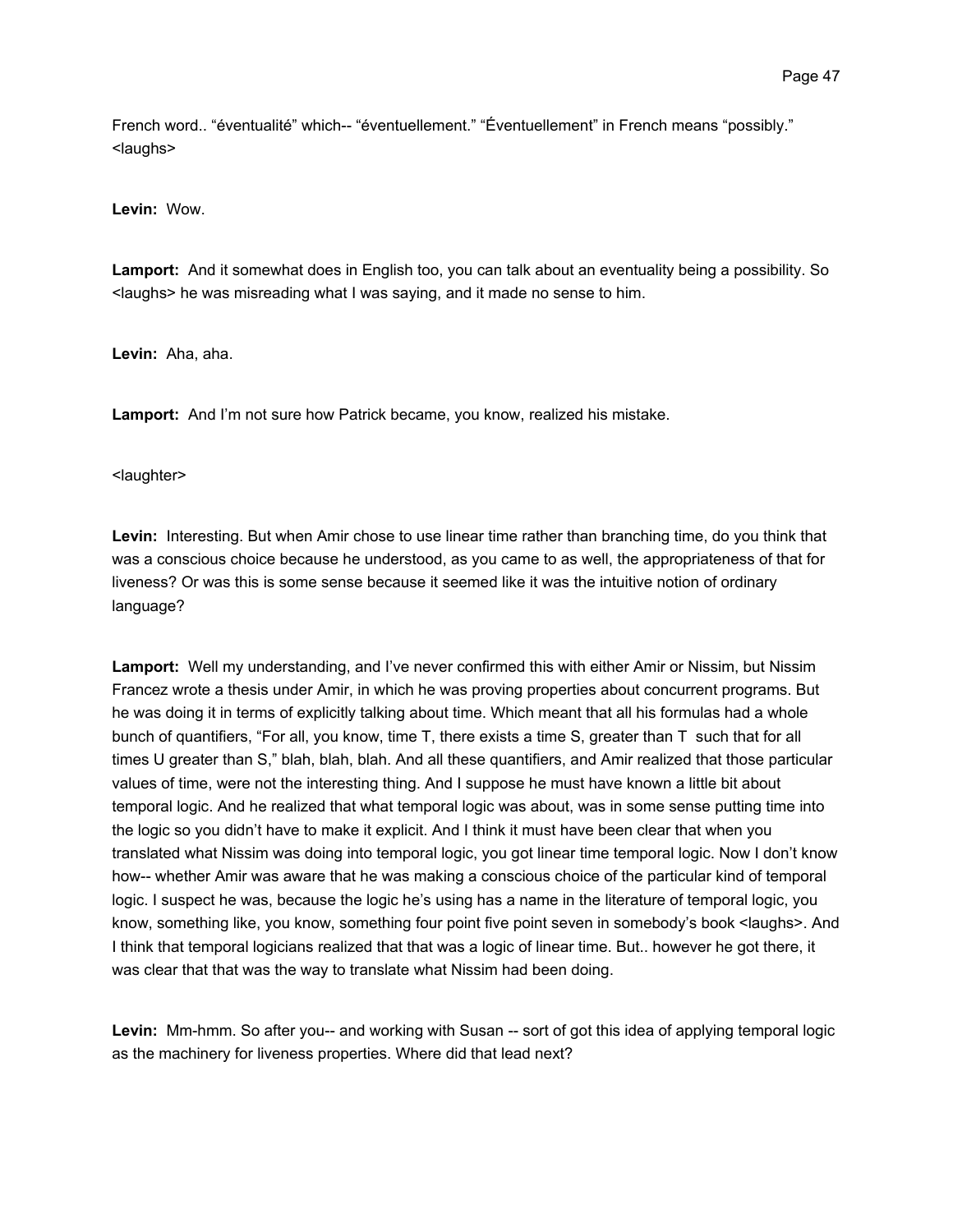French word.. “éventualité” which-- “éventuellement.” “Éventuellement” in French means “possibly.” <laughs>

**Levin:** Wow.

**Lamport:** And it somewhat does in English too, you can talk about an eventuality being a possibility. So <laughs> he was misreading what I was saying, and it made no sense to him.

**Levin:** Aha, aha.

**Lamport:** And I’m not sure how Patrick became, you know, realized his mistake.

<laughter>

**Levin:** Interesting. But when Amir chose to use linear time rather than branching time, do you think that was a conscious choice because he understood, as you came to as well, the appropriateness of that for liveness? Or was this is some sense because it seemed like it was the intuitive notion of ordinary language?

**Lamport:** Well my understanding, and I’ve never confirmed this with either Amir or Nissim, but Nissim Francez wrote a thesis under Amir, in which he was proving properties about concurrent programs. But he was doing it in terms of explicitly talking about time. Which meant that all his formulas had a whole bunch of quantifiers, “For all, you know, time T, there exists a time S, greater than T such that for all times U greater than S,” blah, blah, blah. And all these quantifiers, and Amir realized that those particular values of time, were not the interesting thing. And I suppose he must have known a little bit about temporal logic. And he realized that what temporal logic was about, was in some sense putting time into the logic so you didn’t have to make it explicit. And I think it must have been clear that when you translated what Nissim was doing into temporal logic, you got linear time temporal logic. Now I don’t know how-- whether Amir was aware that he was making a conscious choice of the particular kind of temporal logic. I suspect he was, because the logic he’s using has a name in the literature of temporal logic, you know, something like, you know, something four point five point seven in somebody’s book <laughs>. And I think that temporal logicians realized that that was a logic of linear time. But.. however he got there, it was clear that that was the way to translate what Nissim had been doing.

**Levin:** Mm-hmm. So after you-- and working with Susan -- sort of got this idea of applying temporal logic as the machinery for liveness properties. Where did that lead next?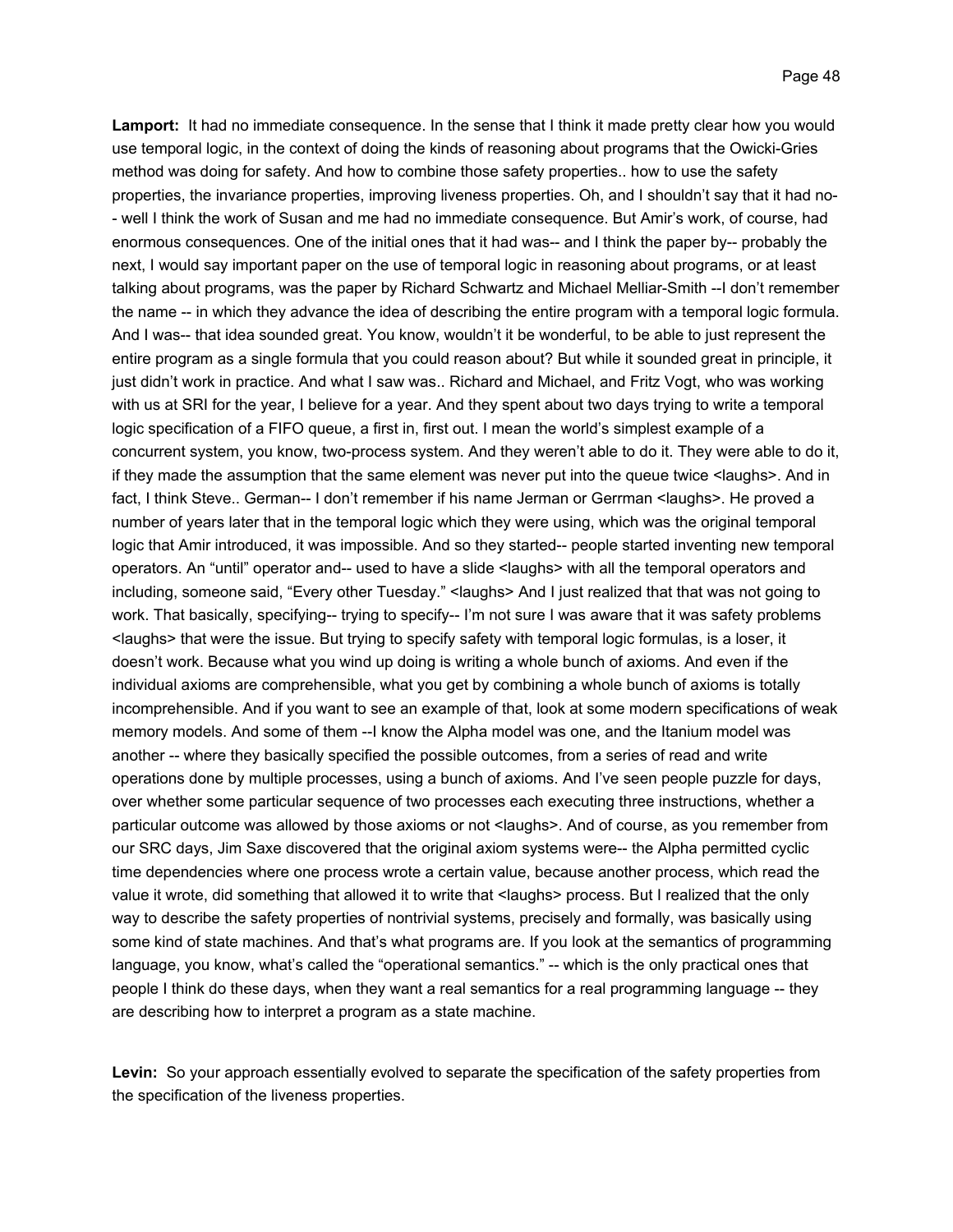**Lamport:** It had no immediate consequence. In the sense that I think it made pretty clear how you would use temporal logic, in the context of doing the kinds of reasoning about programs that the Owicki-Gries method was doing for safety. And how to combine those safety properties.. how to use the safety properties, the invariance properties, improving liveness properties. Oh, and I shouldn't say that it had no-- well I think the work of Susan and me had no immediate consequence. But Amir's work, of course, had enormous consequences. One of the initial ones that it had was-- and I think the paper by-- probably the next, I would say important paper on the use of temporal logic in reasoning about programs, or at least talking about programs, was the paper by Richard Schwartz and Michael Melliar-Smith --I don't remember the name -- in which they advance the idea of describing the entire program with a temporal logic formula. And I was-- that idea sounded great. You know, wouldn't it be wonderful, to be able to just represent the entire program as a single formula that you could reason about? But while it sounded great in principle, it just didn't work in practice. And what I saw was.. Richard and Michael, and Fritz Vogt, who was working with us at SRI for the year, I believe for a year. And they spent about two days trying to write a temporal logic specification of a FIFO queue, a first in, first out. I mean the world's simplest example of a concurrent system, you know, two-process system. And they weren't able to do it. They were able to do it, if they made the assumption that the same element was never put into the queue twice <laughs>. And in fact, I think Steve.. German-- I don't remember if his name Jerman or Gerrman <laughs>. He proved a number of years later that in the temporal logic which they were using, which was the original temporal logic that Amir introduced, it was impossible. And so they started-- people started inventing new temporal operators. An "until" operator and-- used to have a slide <laughs> with all the temporal operators and including, someone said, "Every other Tuesday." <laughs> And I just realized that that was not going to work. That basically, specifying-- trying to specify-- I'm not sure I was aware that it was safety problems <laughs> that were the issue. But trying to specify safety with temporal logic formulas, is a loser, it doesn't work. Because what you wind up doing is writing a whole bunch of axioms. And even if the individual axioms are comprehensible, what you get by combining a whole bunch of axioms is totally incomprehensible. And if you want to see an example of that, look at some modern specifications of weak memory models. And some of them --I know the Alpha model was one, and the Itanium model was another -- where they basically specified the possible outcomes, from a series of read and write operations done by multiple processes, using a bunch of axioms. And I've seen people puzzle for days, over whether some particular sequence of two processes each executing three instructions, whether a particular outcome was allowed by those axioms or not <laughs>. And of course, as you remember from our SRC days, Jim Saxe discovered that the original axiom systems were-- the Alpha permitted cyclic time dependencies where one process wrote a certain value, because another process, which read the value it wrote, did something that allowed it to write that <laughs> process. But I realized that the only way to describe the safety properties of nontrivial systems, precisely and formally, was basically using some kind of state machines. And that's what programs are. If you look at the semantics of programming language, you know, what's called the "operational semantics." -- which is the only practical ones that people I think do these days, when they want a real semantics for a real programming language -- they are describing how to interpret a program as a state machine.

**Levin:** So your approach essentially evolved to separate the specification of the safety properties from the specification of the liveness properties.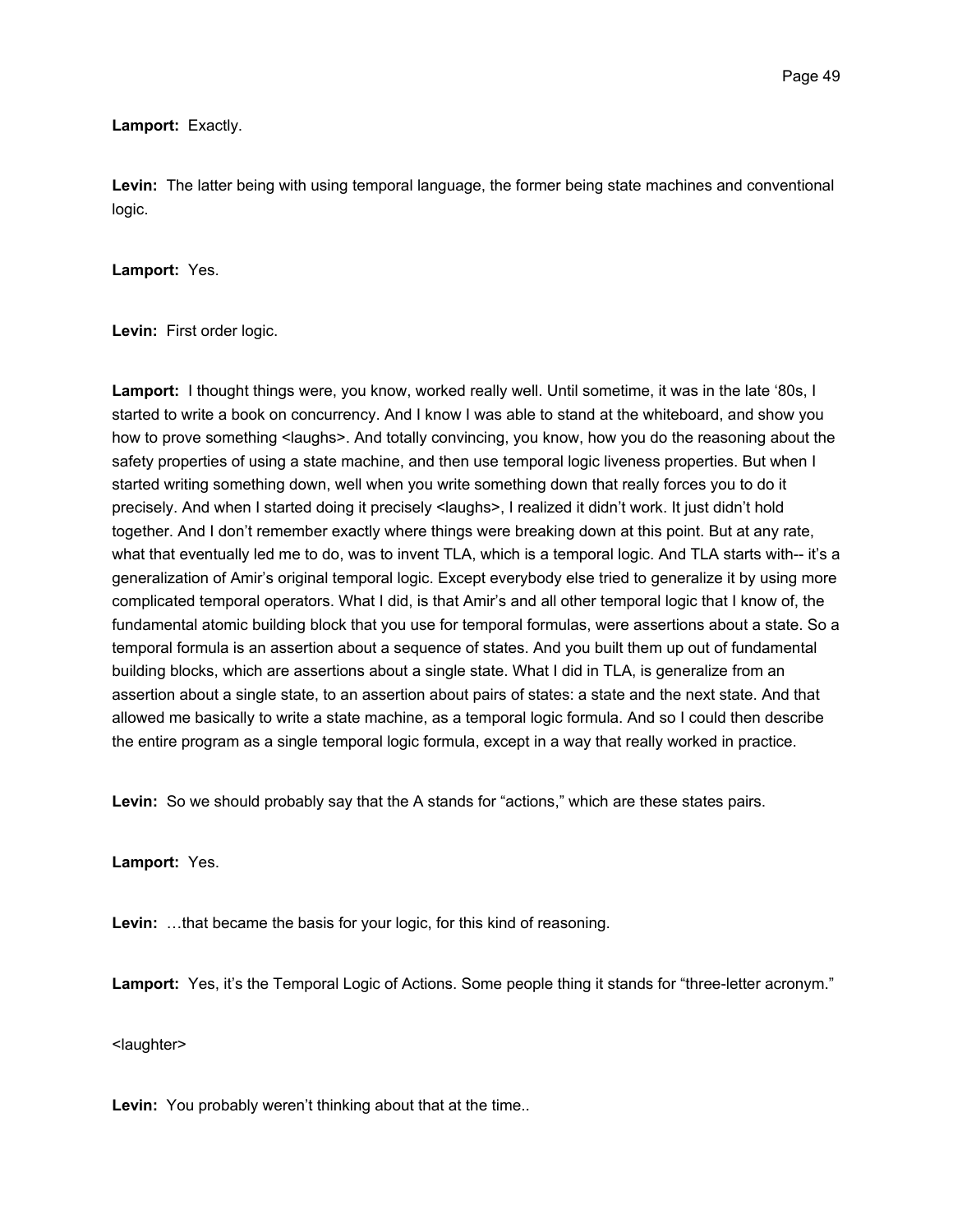**Lamport:** Exactly.

**Levin:** The latter being with using temporal language, the former being state machines and conventional logic.

**Lamport:** Yes.

**Levin:** First order logic.

**Lamport:** I thought things were, you know, worked really well. Until sometime, it was in the late '80s, I started to write a book on concurrency. And I know I was able to stand at the whiteboard, and show you how to prove something <laughs>. And totally convincing, you know, how you do the reasoning about the safety properties of using a state machine, and then use temporal logic liveness properties. But when I started writing something down, well when you write something down that really forces you to do it precisely. And when I started doing it precisely <laughs>, I realized it didn't work. It just didn't hold together. And I don't remember exactly where things were breaking down at this point. But at any rate, what that eventually led me to do, was to invent TLA, which is a temporal logic. And TLA starts with-- it's a generalization of Amir's original temporal logic. Except everybody else tried to generalize it by using more complicated temporal operators. What I did, is that Amir's and all other temporal logic that I know of, the fundamental atomic building block that you use for temporal formulas, were assertions about a state. So a temporal formula is an assertion about a sequence of states. And you built them up out of fundamental building blocks, which are assertions about a single state. What I did in TLA, is generalize from an assertion about a single state, to an assertion about pairs of states: a state and the next state. And that allowed me basically to write a state machine, as a temporal logic formula. And so I could then describe the entire program as a single temporal logic formula, except in a way that really worked in practice.

**Levin:** So we should probably say that the A stands for "actions," which are these states pairs.

**Lamport:** Yes.

**Levin:** …that became the basis for your logic, for this kind of reasoning.

**Lamport:** Yes, it's the Temporal Logic of Actions. Some people thing it stands for "three-letter acronym."

<laughter>

**Levin:** You probably weren't thinking about that at the time..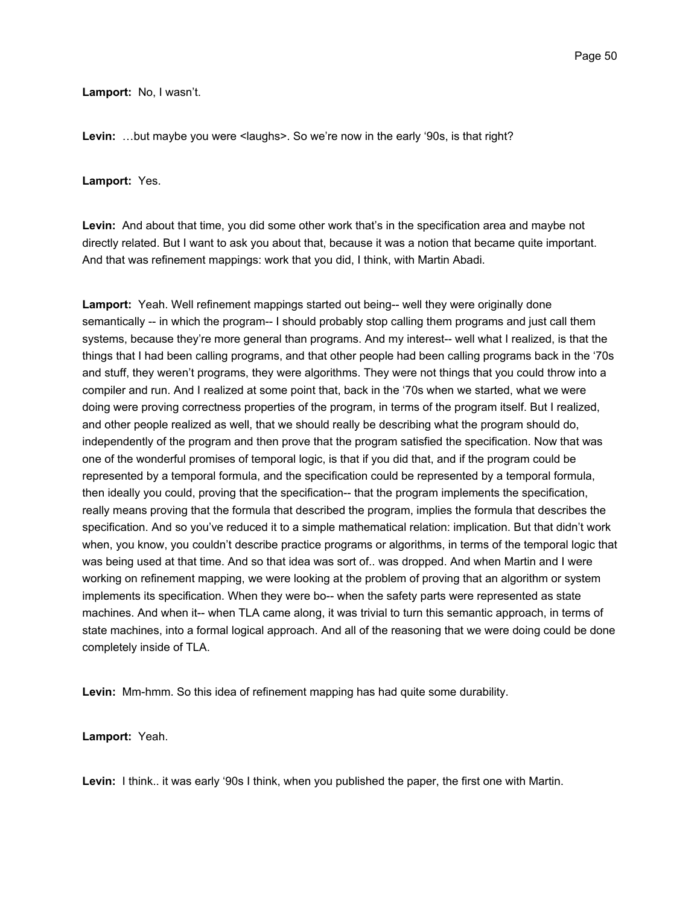**Lamport:** No, I wasn't.

**Levin:** …but maybe you were <laughs>. So we're now in the early '90s, is that right?

**Lamport:** Yes.

**Levin:** And about that time, you did some other work that's in the specification area and maybe not directly related. But I want to ask you about that, because it was a notion that became quite important. And that was refinement mappings: work that you did, I think, with Martin Abadi.

**Lamport:** Yeah. Well refinement mappings started out being-- well they were originally done semantically -- in which the program-- I should probably stop calling them programs and just call them systems, because they're more general than programs. And my interest-- well what I realized, is that the things that I had been calling programs, and that other people had been calling programs back in the '70s and stuff, they weren't programs, they were algorithms. They were not things that you could throw into a compiler and run. And I realized at some point that, back in the '70s when we started, what we were doing were proving correctness properties of the program, in terms of the program itself. But I realized, and other people realized as well, that we should really be describing what the program should do, independently of the program and then prove that the program satisfied the specification. Now that was one of the wonderful promises of temporal logic, is that if you did that, and if the program could be represented by a temporal formula, and the specification could be represented by a temporal formula, then ideally you could, proving that the specification-- that the program implements the specification, really means proving that the formula that described the program, implies the formula that describes the specification. And so you've reduced it to a simple mathematical relation: implication. But that didn't work when, you know, you couldn't describe practice programs or algorithms, in terms of the temporal logic that was being used at that time. And so that idea was sort of.. was dropped. And when Martin and I were working on refinement mapping, we were looking at the problem of proving that an algorithm or system implements its specification. When they were bo-- when the safety parts were represented as state machines. And when it-- when TLA came along, it was trivial to turn this semantic approach, in terms of state machines, into a formal logical approach. And all of the reasoning that we were doing could be done completely inside of TLA.

**Levin:** Mm-hmm. So this idea of refinement mapping has had quite some durability.

**Lamport:** Yeah.

**Levin:** I think.. it was early '90s I think, when you published the paper, the first one with Martin.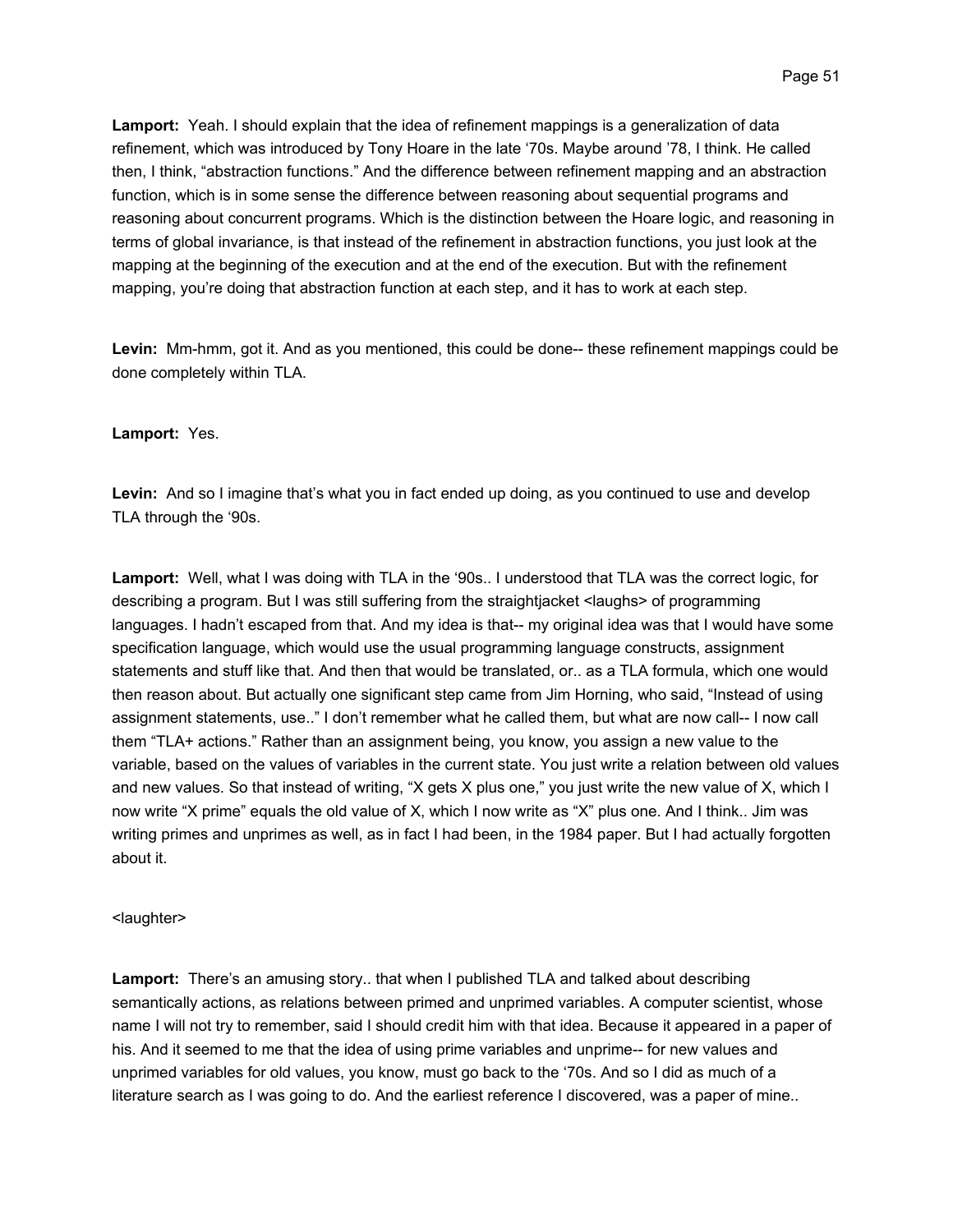**Lamport:** Yeah. I should explain that the idea of refinement mappings is a generalization of data refinement, which was introduced by Tony Hoare in the late '70s. Maybe around '78, I think. He called then, I think, "abstraction functions." And the difference between refinement mapping and an abstraction function, which is in some sense the difference between reasoning about sequential programs and reasoning about concurrent programs. Which is the distinction between the Hoare logic, and reasoning in terms of global invariance, is that instead of the refinement in abstraction functions, you just look at the mapping at the beginning of the execution and at the end of the execution. But with the refinement mapping, you're doing that abstraction function at each step, and it has to work at each step.

**Levin:** Mm-hmm, got it. And as you mentioned, this could be done-- these refinement mappings could be done completely within TLA.

**Lamport:** Yes.

**Levin:** And so I imagine that's what you in fact ended up doing, as you continued to use and develop TLA through the '90s.

**Lamport:** Well, what I was doing with TLA in the '90s.. I understood that TLA was the correct logic, for describing a program. But I was still suffering from the straightjacket <laughs> of programming languages. I hadn't escaped from that. And my idea is that-- my original idea was that I would have some specification language, which would use the usual programming language constructs, assignment statements and stuff like that. And then that would be translated, or.. as a TLA formula, which one would then reason about. But actually one significant step came from Jim Horning, who said, "Instead of using assignment statements, use.." I don't remember what he called them, but what are now call-- I now call them "TLA+ actions." Rather than an assignment being, you know, you assign a new value to the variable, based on the values of variables in the current state. You just write a relation between old values and new values. So that instead of writing, "X gets X plus one," you just write the new value of X, which I now write "X prime" equals the old value of X, which I now write as "X" plus one. And I think.. Jim was writing primes and unprimes as well, as in fact I had been, in the 1984 paper. But I had actually forgotten about it.

<laughter>

**Lamport:** There's an amusing story.. that when I published TLA and talked about describing semantically actions, as relations between primed and unprimed variables. A computer scientist, whose name I will not try to remember, said I should credit him with that idea. Because it appeared in a paper of his. And it seemed to me that the idea of using prime variables and unprime-- for new values and unprimed variables for old values, you know, must go back to the '70s. And so I did as much of a literature search as I was going to do. And the earliest reference I discovered, was a paper of mine..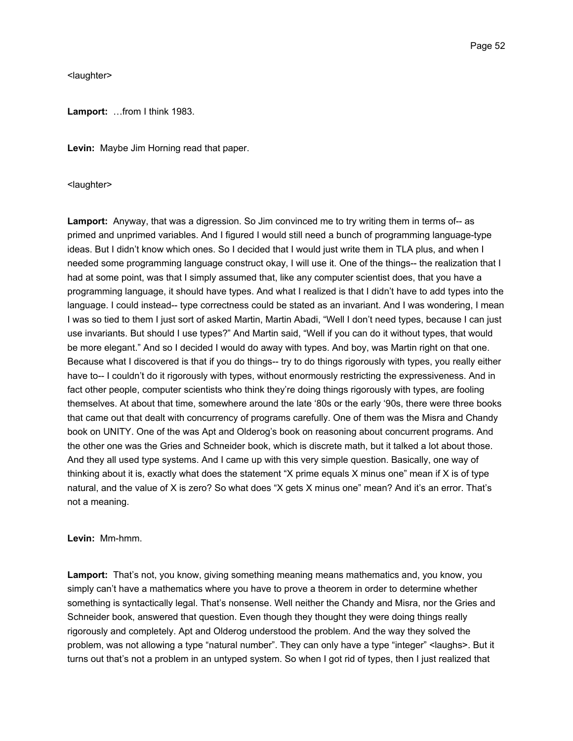<laughter>

**Lamport:** …from I think 1983.

**Levin:** Maybe Jim Horning read that paper.

<laughter>

**Lamport:** Anyway, that was a digression. So Jim convinced me to try writing them in terms of-- as primed and unprimed variables. And I figured I would still need a bunch of programming language-type ideas. But I didn't know which ones. So I decided that I would just write them in TLA plus, and when I needed some programming language construct okay, I will use it. One of the things-- the realization that I had at some point, was that I simply assumed that, like any computer scientist does, that you have a programming language, it should have types. And what I realized is that I didn't have to add types into the language. I could instead-- type correctness could be stated as an invariant. And I was wondering, I mean I was so tied to them I just sort of asked Martin, Martin Abadi, "Well I don't need types, because I can just use invariants. But should I use types?" And Martin said, "Well if you can do it without types, that would be more elegant." And so I decided I would do away with types. And boy, was Martin right on that one. Because what I discovered is that if you do things-- try to do things rigorously with types, you really either have to-- I couldn't do it rigorously with types, without enormously restricting the expressiveness. And in fact other people, computer scientists who think they're doing things rigorously with types, are fooling themselves. At about that time, somewhere around the late '80s or the early '90s, there were three books that came out that dealt with concurrency of programs carefully. One of them was the Misra and Chandy book on UNITY. One of the was Apt and Olderog's book on reasoning about concurrent programs. And the other one was the Gries and Schneider book, which is discrete math, but it talked a lot about those. And they all used type systems. And I came up with this very simple question. Basically, one way of thinking about it is, exactly what does the statement "X prime equals X minus one" mean if X is of type natural, and the value of X is zero? So what does "X gets X minus one" mean? And it's an error. That's not a meaning.

**Levin:** Mm-hmm.

**Lamport:** That's not, you know, giving something meaning means mathematics and, you know, you simply can't have a mathematics where you have to prove a theorem in order to determine whether something is syntactically legal. That's nonsense. Well neither the Chandy and Misra, nor the Gries and Schneider book, answered that question. Even though they thought they were doing things really rigorously and completely. Apt and Olderog understood the problem. And the way they solved the problem, was not allowing a type "natural number". They can only have a type "integer" <laughs>. But it turns out that's not a problem in an untyped system. So when I got rid of types, then I just realized that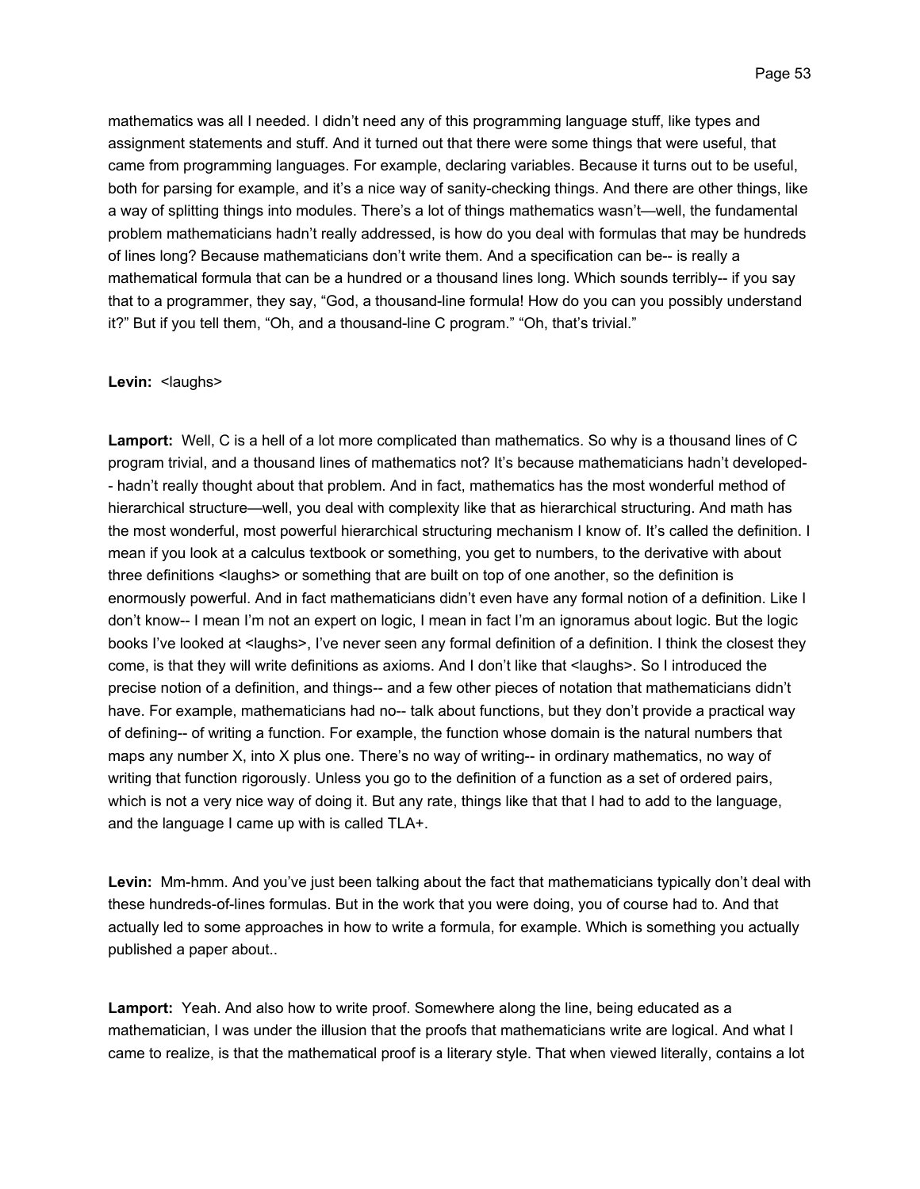mathematics was all I needed. I didn't need any of this programming language stuff, like types and assignment statements and stuff. And it turned out that there were some things that were useful, that came from programming languages. For example, declaring variables. Because it turns out to be useful, both for parsing for example, and it's a nice way of sanity-checking things. And there are other things, like a way of splitting things into modules. There's a lot of things mathematics wasn't—well, the fundamental problem mathematicians hadn't really addressed, is how do you deal with formulas that may be hundreds of lines long? Because mathematicians don't write them. And a specification can be-- is really a mathematical formula that can be a hundred or a thousand lines long. Which sounds terribly-- if you say that to a programmer, they say, "God, a thousand-line formula! How do you can you possibly understand it?" But if you tell them, "Oh, and a thousand-line C program." "Oh, that's trivial."

**Levin:** <laughs>

**Lamport:** Well, C is a hell of a lot more complicated than mathematics. So why is a thousand lines of C program trivial, and a thousand lines of mathematics not? It's because mathematicians hadn't developed-- hadn't really thought about that problem. And in fact, mathematics has the most wonderful method of hierarchical structure—well, you deal with complexity like that as hierarchical structuring. And math has the most wonderful, most powerful hierarchical structuring mechanism I know of. It's called the definition. I mean if you look at a calculus textbook or something, you get to numbers, to the derivative with about three definitions <laughs> or something that are built on top of one another, so the definition is enormously powerful. And in fact mathematicians didn't even have any formal notion of a definition. Like I don't know-- I mean I'm not an expert on logic, I mean in fact I'm an ignoramus about logic. But the logic books I've looked at <laughs>, I've never seen any formal definition of a definition. I think the closest they come, is that they will write definitions as axioms. And I don't like that <laughs>. So I introduced the precise notion of a definition, and things-- and a few other pieces of notation that mathematicians didn't have. For example, mathematicians had no-- talk about functions, but they don't provide a practical way of defining-- of writing a function. For example, the function whose domain is the natural numbers that maps any number X, into X plus one. There's no way of writing-- in ordinary mathematics, no way of writing that function rigorously. Unless you go to the definition of a function as a set of ordered pairs, which is not a very nice way of doing it. But any rate, things like that that I had to add to the language, and the language I came up with is called TLA+.

**Levin:** Mm-hmm. And you've just been talking about the fact that mathematicians typically don't deal with these hundreds-of-lines formulas. But in the work that you were doing, you of course had to. And that actually led to some approaches in how to write a formula, for example. Which is something you actually published a paper about..

**Lamport:** Yeah. And also how to write proof. Somewhere along the line, being educated as a mathematician, I was under the illusion that the proofs that mathematicians write are logical. And what I came to realize, is that the mathematical proof is a literary style. That when viewed literally, contains a lot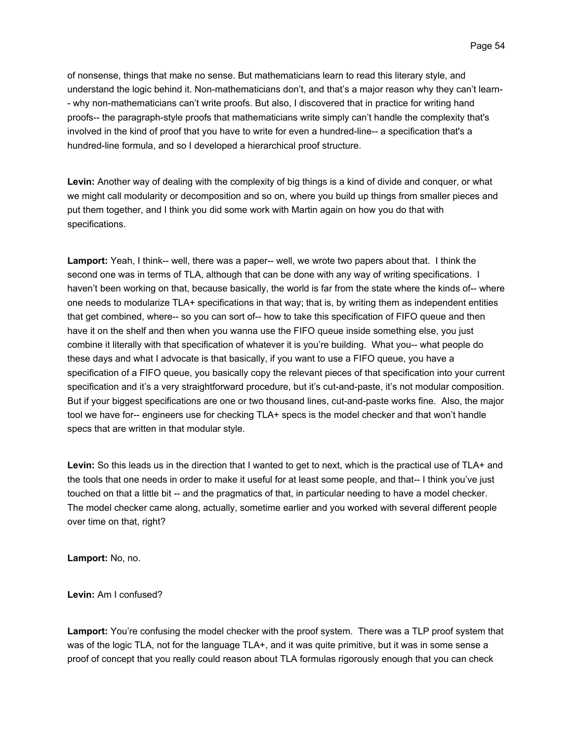of nonsense, things that make no sense. But mathematicians learn to read this literary style, and understand the logic behind it. Non-mathematicians don't, and that's a major reason why they can't learn-- why non-mathematicians can't write proofs. But also, I discovered that in practice for writing hand proofs-- the paragraph-style proofs that mathematicians write simply can't handle the complexity that's involved in the kind of proof that you have to write for even a hundred-line-- a specification that's a hundred-line formula, and so I developed a hierarchical proof structure.

**Levin:** Another way of dealing with the complexity of big things is a kind of divide and conquer, or what we might call modularity or decomposition and so on, where you build up things from smaller pieces and put them together, and I think you did some work with Martin again on how you do that with specifications.

**Lamport:** Yeah, I think-- well, there was a paper-- well, we wrote two papers about that. I think the second one was in terms of TLA, although that can be done with any way of writing specifications. I haven't been working on that, because basically, the world is far from the state where the kinds of-- where one needs to modularize TLA+ specifications in that way; that is, by writing them as independent entities that get combined, where-- so you can sort of-- how to take this specification of FIFO queue and then have it on the shelf and then when you wanna use the FIFO queue inside something else, you just combine it literally with that specification of whatever it is you're building. What you-- what people do these days and what I advocate is that basically, if you want to use a FIFO queue, you have a specification of a FIFO queue, you basically copy the relevant pieces of that specification into your current specification and it's a very straightforward procedure, but it's cut-and-paste, it's not modular composition. But if your biggest specifications are one or two thousand lines, cut-and-paste works fine. Also, the major tool we have for-- engineers use for checking TLA+ specs is the model checker and that won't handle specs that are written in that modular style.

**Levin:** So this leads us in the direction that I wanted to get to next, which is the practical use of TLA+ and the tools that one needs in order to make it useful for at least some people, and that-- I think you've just touched on that a little bit -- and the pragmatics of that, in particular needing to have a model checker. The model checker came along, actually, sometime earlier and you worked with several different people over time on that, right?

**Lamport:** No, no.

**Levin:** Am I confused?

**Lamport:** You're confusing the model checker with the proof system. There was a TLP proof system that was of the logic TLA, not for the language TLA+, and it was quite primitive, but it was in some sense a proof of concept that you really could reason about TLA formulas rigorously enough that you can check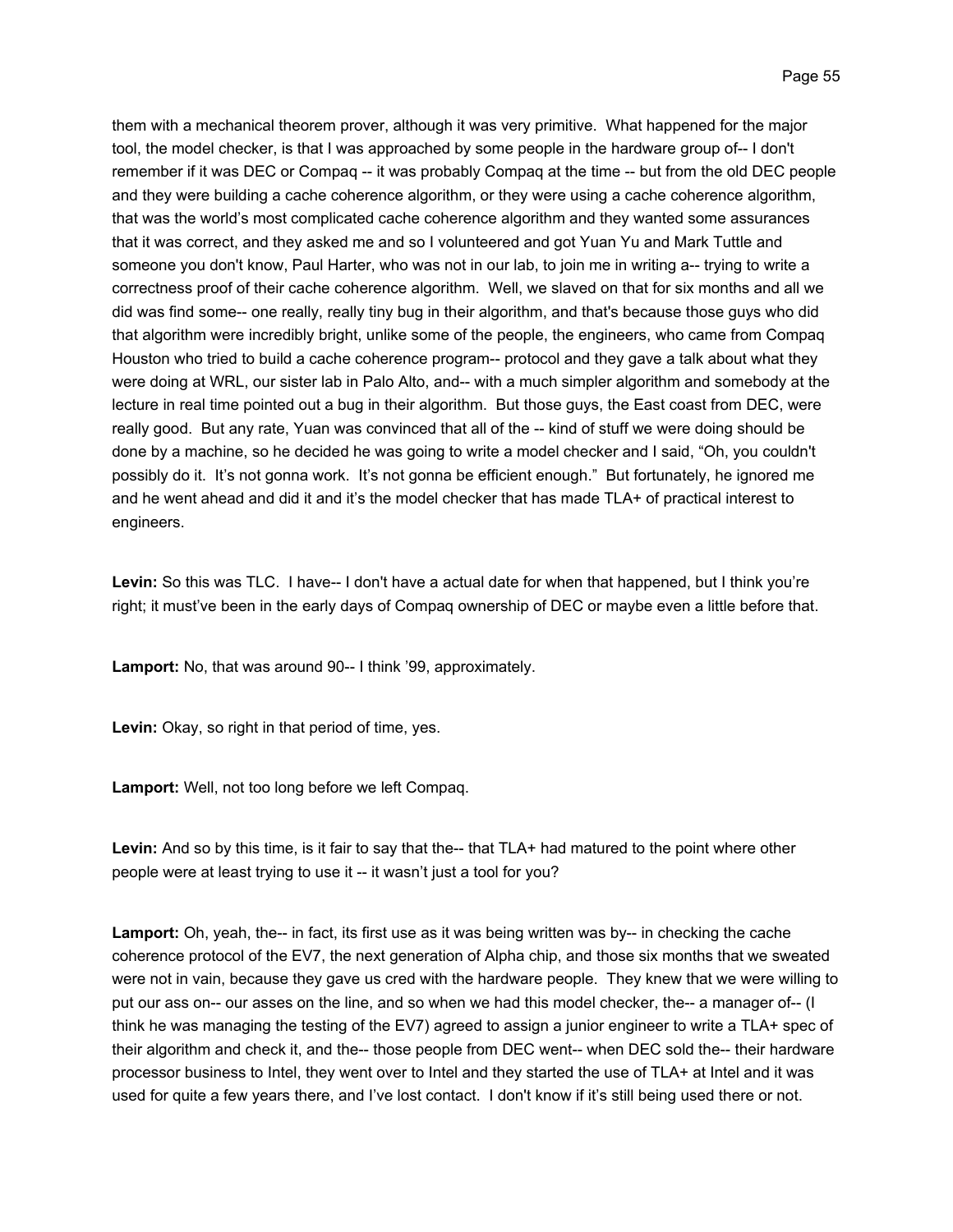them with a mechanical theorem prover, although it was very primitive. What happened for the major tool, the model checker, is that I was approached by some people in the hardware group of-- I don't remember if it was DEC or Compaq -- it was probably Compaq at the time -- but from the old DEC people and they were building a cache coherence algorithm, or they were using a cache coherence algorithm, that was the world's most complicated cache coherence algorithm and they wanted some assurances that it was correct, and they asked me and so I volunteered and got Yuan Yu and Mark Tuttle and someone you don't know, Paul Harter, who was not in our lab, to join me in writing a-- trying to write a correctness proof of their cache coherence algorithm. Well, we slaved on that for six months and all we did was find some-- one really, really tiny bug in their algorithm, and that's because those guys who did that algorithm were incredibly bright, unlike some of the people, the engineers, who came from Compaq Houston who tried to build a cache coherence program-- protocol and they gave a talk about what they were doing at WRL, our sister lab in Palo Alto, and-- with a much simpler algorithm and somebody at the lecture in real time pointed out a bug in their algorithm. But those guys, the East coast from DEC, were really good. But any rate, Yuan was convinced that all of the -- kind of stuff we were doing should be done by a machine, so he decided he was going to write a model checker and I said, "Oh, you couldn't possibly do it. It's not gonna work. It's not gonna be efficient enough." But fortunately, he ignored me and he went ahead and did it and it's the model checker that has made TLA+ of practical interest to engineers.

**Levin:** So this was TLC. I have-- I don't have a actual date for when that happened, but I think you're right; it must've been in the early days of Compaq ownership of DEC or maybe even a little before that.

**Lamport:** No, that was around 90-- I think '99, approximately.

**Levin:** Okay, so right in that period of time, yes.

**Lamport:** Well, not too long before we left Compaq.

**Levin:** And so by this time, is it fair to say that the-- that TLA+ had matured to the point where other people were at least trying to use it -- it wasn't just a tool for you?

**Lamport:** Oh, yeah, the-- in fact, its first use as it was being written was by-- in checking the cache coherence protocol of the EV7, the next generation of Alpha chip, and those six months that we sweated were not in vain, because they gave us cred with the hardware people. They knew that we were willing to put our ass on-- our asses on the line, and so when we had this model checker, the-- a manager of-- (I think he was managing the testing of the EV7) agreed to assign a junior engineer to write a TLA+ spec of their algorithm and check it, and the-- those people from DEC went-- when DEC sold the-- their hardware processor business to Intel, they went over to Intel and they started the use of TLA+ at Intel and it was used for quite a few years there, and I've lost contact. I don't know if it's still being used there or not.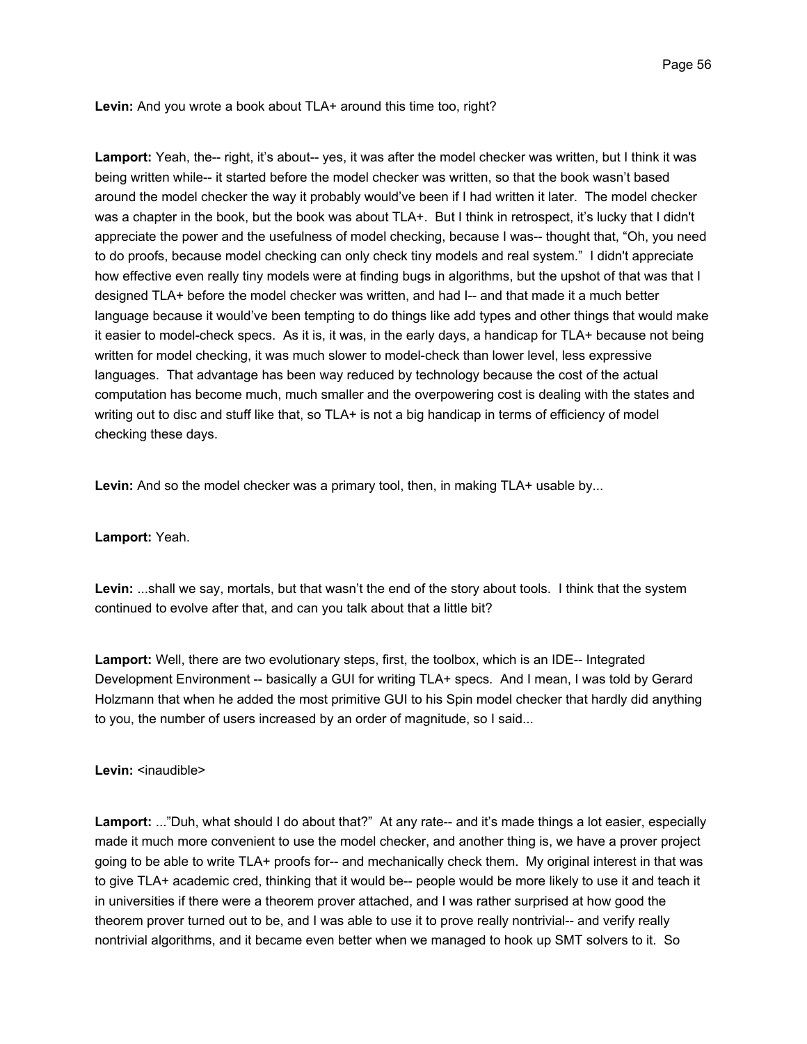**Levin:** And you wrote a book about TLA+ around this time too, right?

**Lamport:** Yeah, the-- right, it's about-- yes, it was after the model checker was written, but I think it was being written while-- it started before the model checker was written, so that the book wasn't based around the model checker the way it probably would've been if I had written it later. The model checker was a chapter in the book, but the book was about TLA+. But I think in retrospect, it's lucky that I didn't appreciate the power and the usefulness of model checking, because I was-- thought that, "Oh, you need to do proofs, because model checking can only check tiny models and real system." I didn't appreciate how effective even really tiny models were at finding bugs in algorithms, but the upshot of that was that I designed TLA+ before the model checker was written, and had I-- and that made it a much better language because it would've been tempting to do things like add types and other things that would make it easier to model-check specs. As it is, it was, in the early days, a handicap for TLA+ because not being written for model checking, it was much slower to model-check than lower level, less expressive languages. That advantage has been way reduced by technology because the cost of the actual computation has become much, much smaller and the overpowering cost is dealing with the states and writing out to disc and stuff like that, so TLA+ is not a big handicap in terms of efficiency of model checking these days.

**Levin:** And so the model checker was a primary tool, then, in making TLA+ usable by...

**Lamport:** Yeah.

**Levin:** ...shall we say, mortals, but that wasn't the end of the story about tools. I think that the system continued to evolve after that, and can you talk about that a little bit?

**Lamport:** Well, there are two evolutionary steps, first, the toolbox, which is an IDE-- Integrated Development Environment -- basically a GUI for writing TLA+ specs. And I mean, I was told by Gerard Holzmann that when he added the most primitive GUI to his Spin model checker that hardly did anything to you, the number of users increased by an order of magnitude, so I said...

**Levin:** <inaudible>

**Lamport:** ..."Duh, what should I do about that?" At any rate-- and it's made things a lot easier, especially made it much more convenient to use the model checker, and another thing is, we have a prover project going to be able to write TLA+ proofs for-- and mechanically check them. My original interest in that was to give TLA+ academic cred, thinking that it would be-- people would be more likely to use it and teach it in universities if there were a theorem prover attached, and I was rather surprised at how good the theorem prover turned out to be, and I was able to use it to prove really nontrivial-- and verify really nontrivial algorithms, and it became even better when we managed to hook up SMT solvers to it. So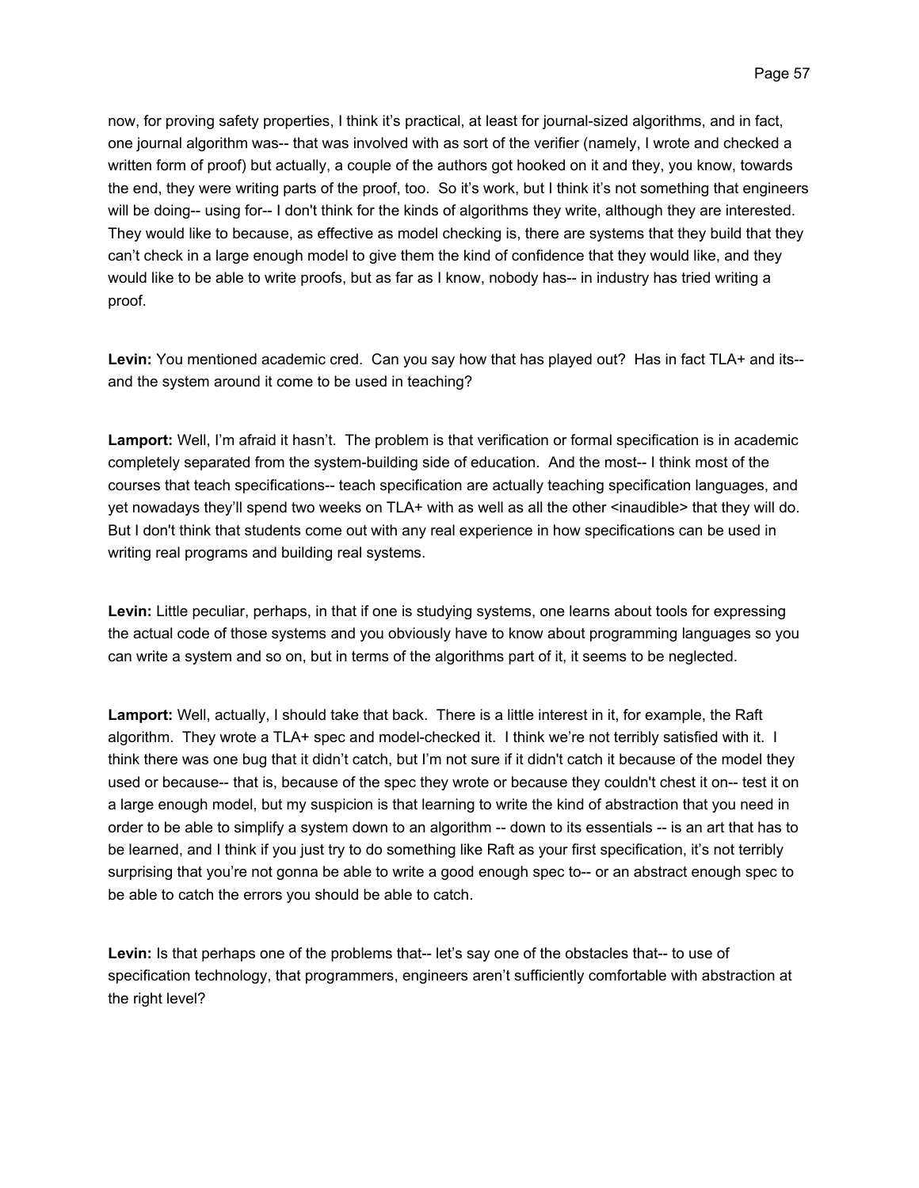now, for proving safety properties, I think it's practical, at least for journal-sized algorithms, and in fact, one journal algorithm was-- that was involved with as sort of the verifier (namely, I wrote and checked a written form of proof) but actually, a couple of the authors got hooked on it and they, you know, towards the end, they were writing parts of the proof, too. So it's work, but I think it's not something that engineers will be doing-- using for-- I don't think for the kinds of algorithms they write, although they are interested. They would like to because, as effective as model checking is, there are systems that they build that they can't check in a large enough model to give them the kind of confidence that they would like, and they would like to be able to write proofs, but as far as I know, nobody has-- in industry has tried writing a proof.

**Levin:** You mentioned academic cred. Can you say how that has played out? Has in fact TLA+ and its-- and the system around it come to be used in teaching?

**Lamport:** Well, I'm afraid it hasn't. The problem is that verification or formal specification is in academic completely separated from the system-building side of education. And the most-- I think most of the courses that teach specifications-- teach specification are actually teaching specification languages, and yet nowadays they'll spend two weeks on TLA+ with as well as all the other <inaudible> that they will do. But I don't think that students come out with any real experience in how specifications can be used in writing real programs and building real systems.

**Levin:** Little peculiar, perhaps, in that if one is studying systems, one learns about tools for expressing the actual code of those systems and you obviously have to know about programming languages so you can write a system and so on, but in terms of the algorithms part of it, it seems to be neglected.

**Lamport:** Well, actually, I should take that back. There is a little interest in it, for example, the Raft algorithm. They wrote a TLA+ spec and model-checked it. I think we're not terribly satisfied with it. I think there was one bug that it didn't catch, but I'm not sure if it didn't catch it because of the model they used or because-- that is, because of the spec they wrote or because they couldn't chest it on-- test it on a large enough model, but my suspicion is that learning to write the kind of abstraction that you need in order to be able to simplify a system down to an algorithm -- down to its essentials -- is an art that has to be learned, and I think if you just try to do something like Raft as your first specification, it's not terribly surprising that you're not gonna be able to write a good enough spec to-- or an abstract enough spec to be able to catch the errors you should be able to catch.

**Levin:** Is that perhaps one of the problems that-- let's say one of the obstacles that-- to use of specification technology, that programmers, engineers aren't sufficiently comfortable with abstraction at the right level?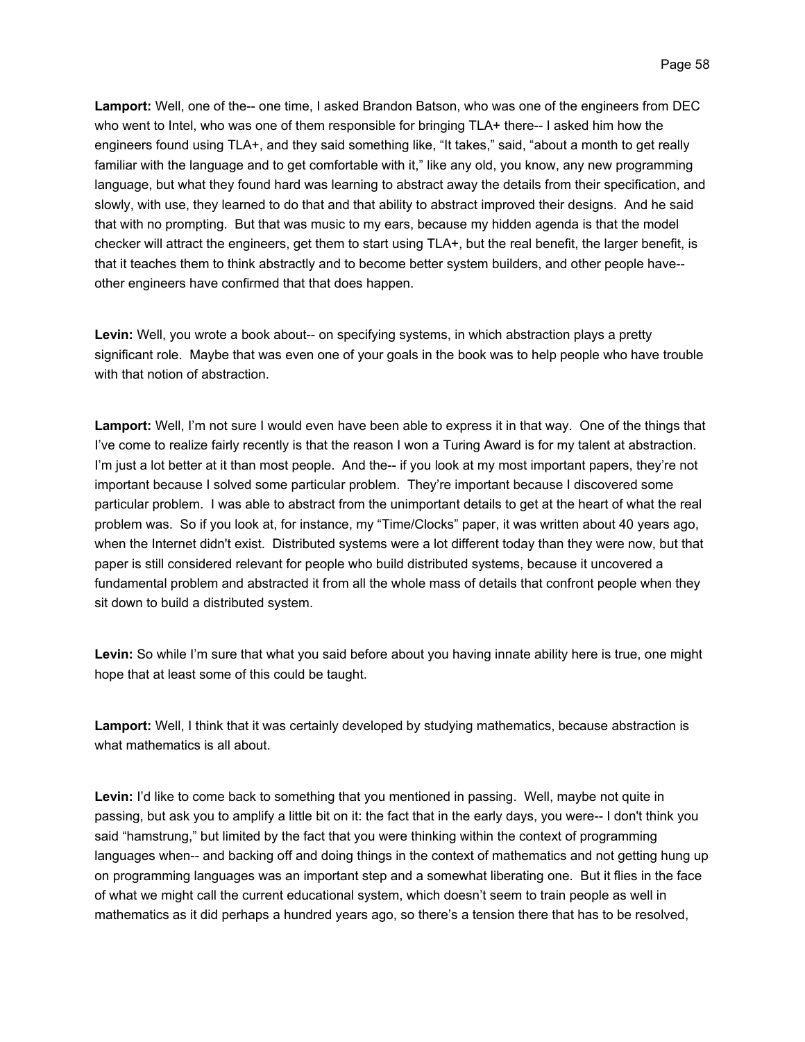**Lamport:** Well, one of the-- one time, I asked Brandon Batson, who was one of the engineers from DEC who went to Intel, who was one of them responsible for bringing TLA+ there-- I asked him how the engineers found using TLA+, and they said something like, "It takes," said, "about a month to get really familiar with the language and to get comfortable with it," like any old, you know, any new programming language, but what they found hard was learning to abstract away the details from their specification, and slowly, with use, they learned to do that and that ability to abstract improved their designs. And he said that with no prompting. But that was music to my ears, because my hidden agenda is that the model checker will attract the engineers, get them to start using TLA+, but the real benefit, the larger benefit, is that it teaches them to think abstractly and to become better system builders, and other people have-- other engineers have confirmed that that does happen.

**Levin:** Well, you wrote a book about-- on specifying systems, in which abstraction plays a pretty significant role. Maybe that was even one of your goals in the book was to help people who have trouble with that notion of abstraction.

**Lamport:** Well, I'm not sure I would even have been able to express it in that way. One of the things that I've come to realize fairly recently is that the reason I won a Turing Award is for my talent at abstraction. I'm just a lot better at it than most people. And the-- if you look at my most important papers, they're not important because I solved some particular problem. They're important because I discovered some particular problem. I was able to abstract from the unimportant details to get at the heart of what the real problem was. So if you look at, for instance, my "Time/Clocks" paper, it was written about 40 years ago, when the Internet didn't exist. Distributed systems were a lot different today than they were now, but that paper is still considered relevant for people who build distributed systems, because it uncovered a fundamental problem and abstracted it from all the whole mass of details that confront people when they sit down to build a distributed system.

**Levin:** So while I'm sure that what you said before about you having innate ability here is true, one might hope that at least some of this could be taught.

**Lamport:** Well, I think that it was certainly developed by studying mathematics, because abstraction is what mathematics is all about.

**Levin:** I'd like to come back to something that you mentioned in passing. Well, maybe not quite in passing, but ask you to amplify a little bit on it: the fact that in the early days, you were-- I don't think you said "hamstrung," but limited by the fact that you were thinking within the context of programming languages when-- and backing off and doing things in the context of mathematics and not getting hung up on programming languages was an important step and a somewhat liberating one. But it flies in the face of what we might call the current educational system, which doesn't seem to train people as well in mathematics as it did perhaps a hundred years ago, so there's a tension there that has to be resolved,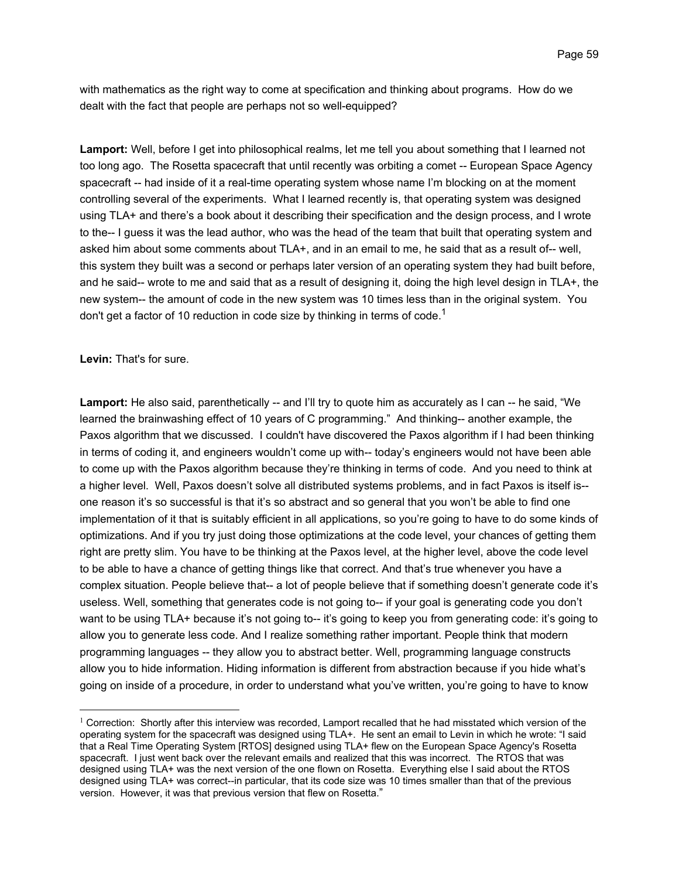with mathematics as the right way to come at specification and thinking about programs. How do we dealt with the fact that people are perhaps not so well-equipped?

**Lamport:** Well, before I get into philosophical realms, let me tell you about something that I learned not too long ago. The Rosetta spacecraft that until recently was orbiting a comet -- European Space Agency spacecraft -- had inside of it a real-time operating system whose name I'm blocking on at the moment controlling several of the experiments. What I learned recently is, that operating system was designed using TLA+ and there's a book about it describing their specification and the design process, and I wrote to the-- I guess it was the lead author, who was the head of the team that built that operating system and asked him about some comments about TLA+, and in an email to me, he said that as a result of-- well, this system they built was a second or perhaps later version of an operating system they had built before, and he said-- wrote to me and said that as a result of designing it, doing the high level design in TLA+, the new system-- the amount of code in the new system was 10 times less than in the original system. You don't get a factor of 10 reduction in code size by thinking in terms of code.[1]

**Levin:** That's for sure.

**Lamport:** He also said, parenthetically -- and I'll try to quote him as accurately as I can -- he said, "We learned the brainwashing effect of 10 years of C programming." And thinking-- another example, the Paxos algorithm that we discussed. I couldn't have discovered the Paxos algorithm if I had been thinking in terms of coding it, and engineers wouldn't come up with-- today's engineers would not have been able to come up with the Paxos algorithm because they're thinking in terms of code. And you need to think at a higher level. Well, Paxos doesn't solve all distributed systems problems, and in fact Paxos is itself is-- one reason it's so successful is that it's so abstract and so general that you won't be able to find one implementation of it that is suitably efficient in all applications, so you're going to have to do some kinds of optimizations. And if you try just doing those optimizations at the code level, your chances of getting them right are pretty slim. You have to be thinking at the Paxos level, at the higher level, above the code level to be able to have a chance of getting things like that correct. And that's true whenever you have a complex situation. People believe that-- a lot of people believe that if something doesn't generate code it's useless. Well, something that generates code is not going to-- if your goal is generating code you don't want to be using TLA+ because it's not going to-- it's going to keep you from generating code: it's going to allow you to generate less code. And I realize something rather important. People think that modern programming languages -- they allow you to abstract better. Well, programming language constructs allow you to hide information. Hiding information is different from abstraction because if you hide what's going on inside of a procedure, in order to understand what you've written, you're going to have to know

---

[1] Correction: Shortly after this interview was recorded, Lamport recalled that he had misstated which version of the operating system for the spacecraft was designed using TLA+. He sent an email to Levin in which he wrote: "I said that a Real Time Operating System [RTOS] designed using TLA+ flew on the European Space Agency's Rosetta spacecraft. I just went back over the relevant emails and realized that this was incorrect. The RTOS that was designed using TLA+ was the next version of the one flown on Rosetta. Everything else I said about the RTOS designed using TLA+ was correct--in particular, that its code size was 10 times smaller than that of the previous version. However, it was that previous version that flew on Rosetta."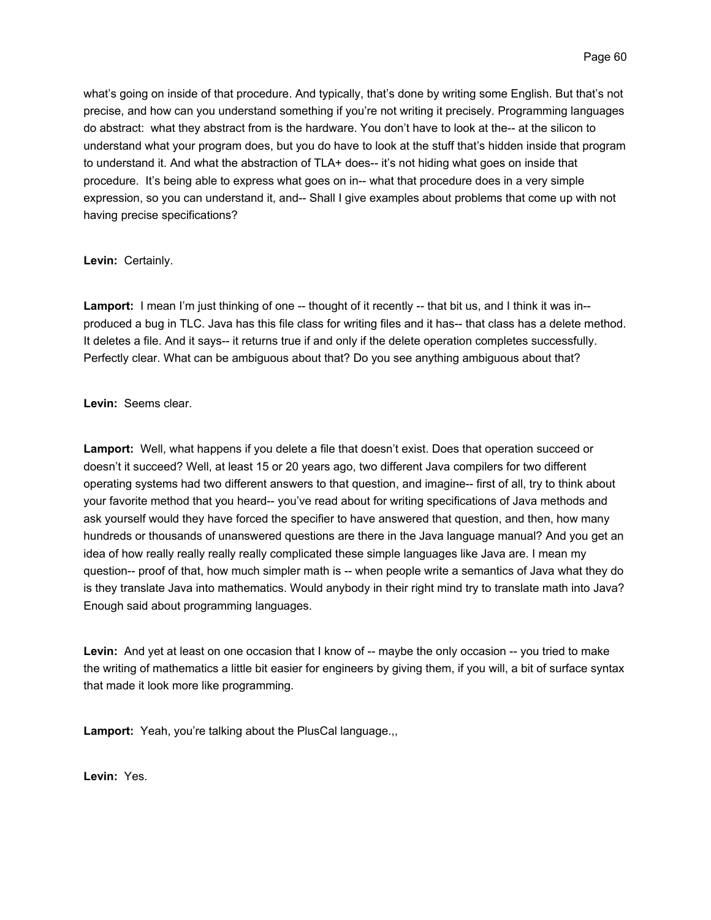what's going on inside of that procedure. And typically, that's done by writing some English. But that's not precise, and how can you understand something if you're not writing it precisely. Programming languages do abstract: what they abstract from is the hardware. You don't have to look at the-- at the silicon to understand what your program does, but you do have to look at the stuff that's hidden inside that program to understand it. And what the abstraction of TLA+ does-- it's not hiding what goes on inside that procedure. It's being able to express what goes on in-- what that procedure does in a very simple expression, so you can understand it, and-- Shall I give examples about problems that come up with not having precise specifications?

**Levin:** Certainly.

**Lamport:** I mean I'm just thinking of one -- thought of it recently -- that bit us, and I think it was in-- produced a bug in TLC. Java has this file class for writing files and it has-- that class has a delete method. It deletes a file. And it says-- it returns true if and only if the delete operation completes successfully. Perfectly clear. What can be ambiguous about that? Do you see anything ambiguous about that?

**Levin:** Seems clear.

**Lamport:** Well, what happens if you delete a file that doesn't exist. Does that operation succeed or doesn't it succeed? Well, at least 15 or 20 years ago, two different Java compilers for two different operating systems had two different answers to that question, and imagine-- first of all, try to think about your favorite method that you heard-- you've read about for writing specifications of Java methods and ask yourself would they have forced the specifier to have answered that question, and then, how many hundreds or thousands of unanswered questions are there in the Java language manual? And you get an idea of how really really really really complicated these simple languages like Java are. I mean my question-- proof of that, how much simpler math is -- when people write a semantics of Java what they do is they translate Java into mathematics. Would anybody in their right mind try to translate math into Java? Enough said about programming languages.

**Levin:** And yet at least on one occasion that I know of -- maybe the only occasion -- you tried to make the writing of mathematics a little bit easier for engineers by giving them, if you will, a bit of surface syntax that made it look more like programming.

**Lamport:** Yeah, you're talking about the PlusCal language.,,

**Levin:** Yes.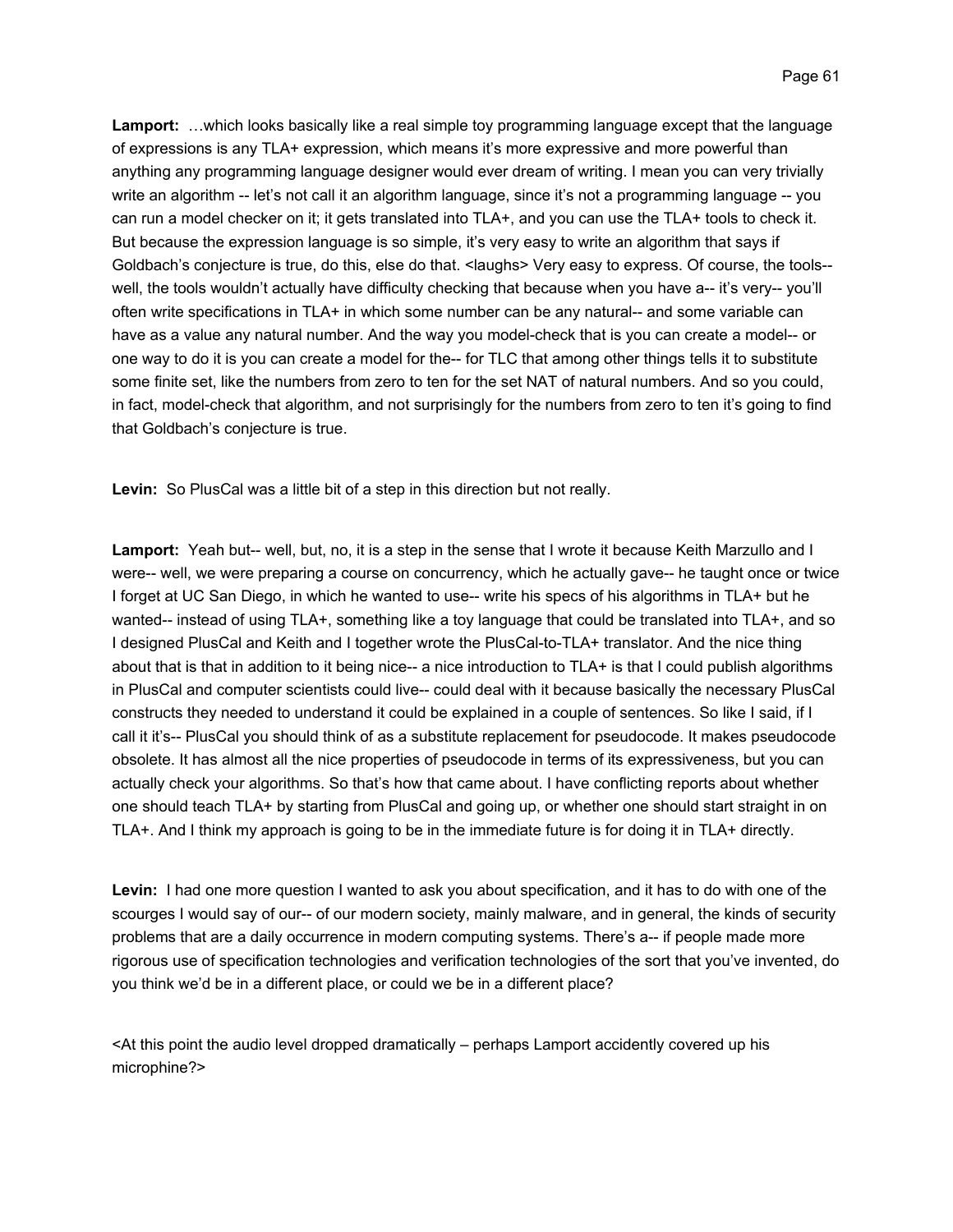**Lamport:** …which looks basically like a real simple toy programming language except that the language of expressions is any TLA+ expression, which means it's more expressive and more powerful than anything any programming language designer would ever dream of writing. I mean you can very trivially write an algorithm -- let's not call it an algorithm language, since it's not a programming language -- you can run a model checker on it; it gets translated into TLA+, and you can use the TLA+ tools to check it. But because the expression language is so simple, it's very easy to write an algorithm that says if Goldbach's conjecture is true, do this, else do that. <laughs> Very easy to express. Of course, the tools-- well, the tools wouldn't actually have difficulty checking that because when you have a-- it's very-- you'll often write specifications in TLA+ in which some number can be any natural-- and some variable can have as a value any natural number. And the way you model-check that is you can create a model-- or one way to do it is you can create a model for the-- for TLC that among other things tells it to substitute some finite set, like the numbers from zero to ten for the set NAT of natural numbers. And so you could, in fact, model-check that algorithm, and not surprisingly for the numbers from zero to ten it's going to find that Goldbach's conjecture is true.

**Levin:** So PlusCal was a little bit of a step in this direction but not really.

**Lamport:** Yeah but-- well, but, no, it is a step in the sense that I wrote it because Keith Marzullo and I were-- well, we were preparing a course on concurrency, which he actually gave-- he taught once or twice I forget at UC San Diego, in which he wanted to use-- write his specs of his algorithms in TLA+ but he wanted-- instead of using TLA+, something like a toy language that could be translated into TLA+, and so I designed PlusCal and Keith and I together wrote the PlusCal-to-TLA+ translator. And the nice thing about that is that in addition to it being nice-- a nice introduction to TLA+ is that I could publish algorithms in PlusCal and computer scientists could live-- could deal with it because basically the necessary PlusCal constructs they needed to understand it could be explained in a couple of sentences. So like I said, if I call it it's-- PlusCal you should think of as a substitute replacement for pseudocode. It makes pseudocode obsolete. It has almost all the nice properties of pseudocode in terms of its expressiveness, but you can actually check your algorithms. So that's how that came about. I have conflicting reports about whether one should teach TLA+ by starting from PlusCal and going up, or whether one should start straight in on TLA+. And I think my approach is going to be in the immediate future is for doing it in TLA+ directly.

**Levin:** I had one more question I wanted to ask you about specification, and it has to do with one of the scourges I would say of our-- of our modern society, mainly malware, and in general, the kinds of security problems that are a daily occurrence in modern computing systems. There's a-- if people made more rigorous use of specification technologies and verification technologies of the sort that you've invented, do you think we'd be in a different place, or could we be in a different place?

<At this point the audio level dropped dramatically – perhaps Lamport accidently covered up his microphine?>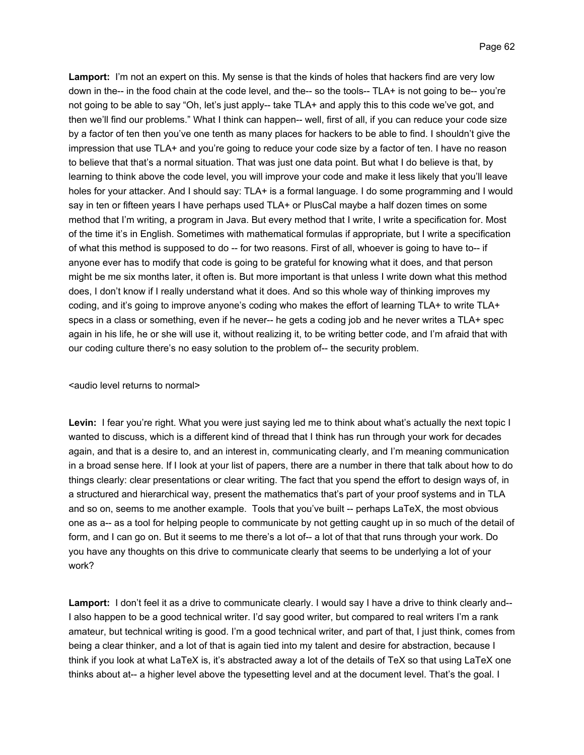**Lamport:** I'm not an expert on this. My sense is that the kinds of holes that hackers find are very low down in the-- in the food chain at the code level, and the-- so the tools-- TLA+ is not going to be-- you're not going to be able to say "Oh, let's just apply-- take TLA+ and apply this to this code we've got, and then we'll find our problems." What I think can happen-- well, first of all, if you can reduce your code size by a factor of ten then you've one tenth as many places for hackers to be able to find. I shouldn't give the impression that use TLA+ and you're going to reduce your code size by a factor of ten. I have no reason to believe that that's a normal situation. That was just one data point. But what I do believe is that, by learning to think above the code level, you will improve your code and make it less likely that you'll leave holes for your attacker. And I should say: TLA+ is a formal language. I do some programming and I would say in ten or fifteen years I have perhaps used TLA+ or PlusCal maybe a half dozen times on some method that I'm writing, a program in Java. But every method that I write, I write a specification for. Most of the time it's in English. Sometimes with mathematical formulas if appropriate, but I write a specification of what this method is supposed to do -- for two reasons. First of all, whoever is going to have to-- if anyone ever has to modify that code is going to be grateful for knowing what it does, and that person might be me six months later, it often is. But more important is that unless I write down what this method does, I don't know if I really understand what it does. And so this whole way of thinking improves my coding, and it's going to improve anyone's coding who makes the effort of learning TLA+ to write TLA+ specs in a class or something, even if he never-- he gets a coding job and he never writes a TLA+ spec again in his life, he or she will use it, without realizing it, to be writing better code, and I'm afraid that with our coding culture there's no easy solution to the problem of-- the security problem.

<audio level returns to normal>

**Levin:** I fear you're right. What you were just saying led me to think about what's actually the next topic I wanted to discuss, which is a different kind of thread that I think has run through your work for decades again, and that is a desire to, and an interest in, communicating clearly, and I'm meaning communication in a broad sense here. If I look at your list of papers, there are a number in there that talk about how to do things clearly: clear presentations or clear writing. The fact that you spend the effort to design ways of, in a structured and hierarchical way, present the mathematics that's part of your proof systems and in TLA and so on, seems to me another example. Tools that you've built -- perhaps LaTeX, the most obvious one as a-- as a tool for helping people to communicate by not getting caught up in so much of the detail of form, and I can go on. But it seems to me there's a lot of-- a lot of that that runs through your work. Do you have any thoughts on this drive to communicate clearly that seems to be underlying a lot of your work?

**Lamport:** I don't feel it as a drive to communicate clearly. I would say I have a drive to think clearly and-- I also happen to be a good technical writer. I'd say good writer, but compared to real writers I'm a rank amateur, but technical writing is good. I'm a good technical writer, and part of that, I just think, comes from being a clear thinker, and a lot of that is again tied into my talent and desire for abstraction, because I think if you look at what LaTeX is, it's abstracted away a lot of the details of TeX so that using LaTeX one thinks about at-- a higher level above the typesetting level and at the document level. That's the goal. I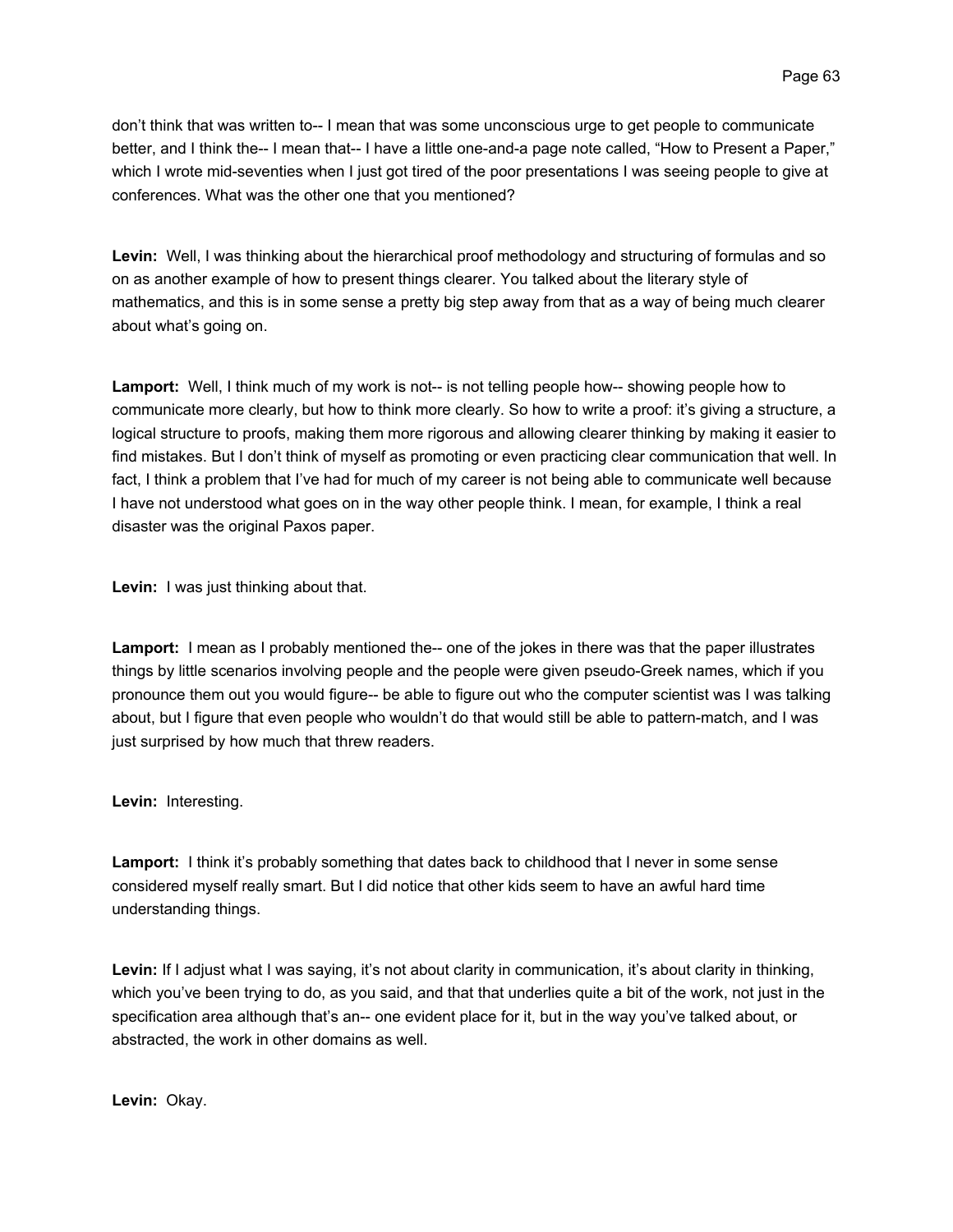don't think that was written to-- I mean that was some unconscious urge to get people to communicate better, and I think the-- I mean that-- I have a little one-and-a page note called, "How to Present a Paper," which I wrote mid-seventies when I just got tired of the poor presentations I was seeing people to give at conferences. What was the other one that you mentioned?

**Levin:** Well, I was thinking about the hierarchical proof methodology and structuring of formulas and so on as another example of how to present things clearer. You talked about the literary style of mathematics, and this is in some sense a pretty big step away from that as a way of being much clearer about what's going on.

**Lamport:** Well, I think much of my work is not-- is not telling people how-- showing people how to communicate more clearly, but how to think more clearly. So how to write a proof: it's giving a structure, a logical structure to proofs, making them more rigorous and allowing clearer thinking by making it easier to find mistakes. But I don't think of myself as promoting or even practicing clear communication that well. In fact, I think a problem that I've had for much of my career is not being able to communicate well because I have not understood what goes on in the way other people think. I mean, for example, I think a real disaster was the original Paxos paper.

**Levin:** I was just thinking about that.

**Lamport:** I mean as I probably mentioned the-- one of the jokes in there was that the paper illustrates things by little scenarios involving people and the people were given pseudo-Greek names, which if you pronounce them out you would figure-- be able to figure out who the computer scientist was I was talking about, but I figure that even people who wouldn't do that would still be able to pattern-match, and I was just surprised by how much that threw readers.

**Levin:** Interesting.

**Lamport:** I think it's probably something that dates back to childhood that I never in some sense considered myself really smart. But I did notice that other kids seem to have an awful hard time understanding things.

**Levin:** If I adjust what I was saying, it's not about clarity in communication, it's about clarity in thinking, which you've been trying to do, as you said, and that that underlies quite a bit of the work, not just in the specification area although that's an-- one evident place for it, but in the way you've talked about, or abstracted, the work in other domains as well.

**Levin:** Okay.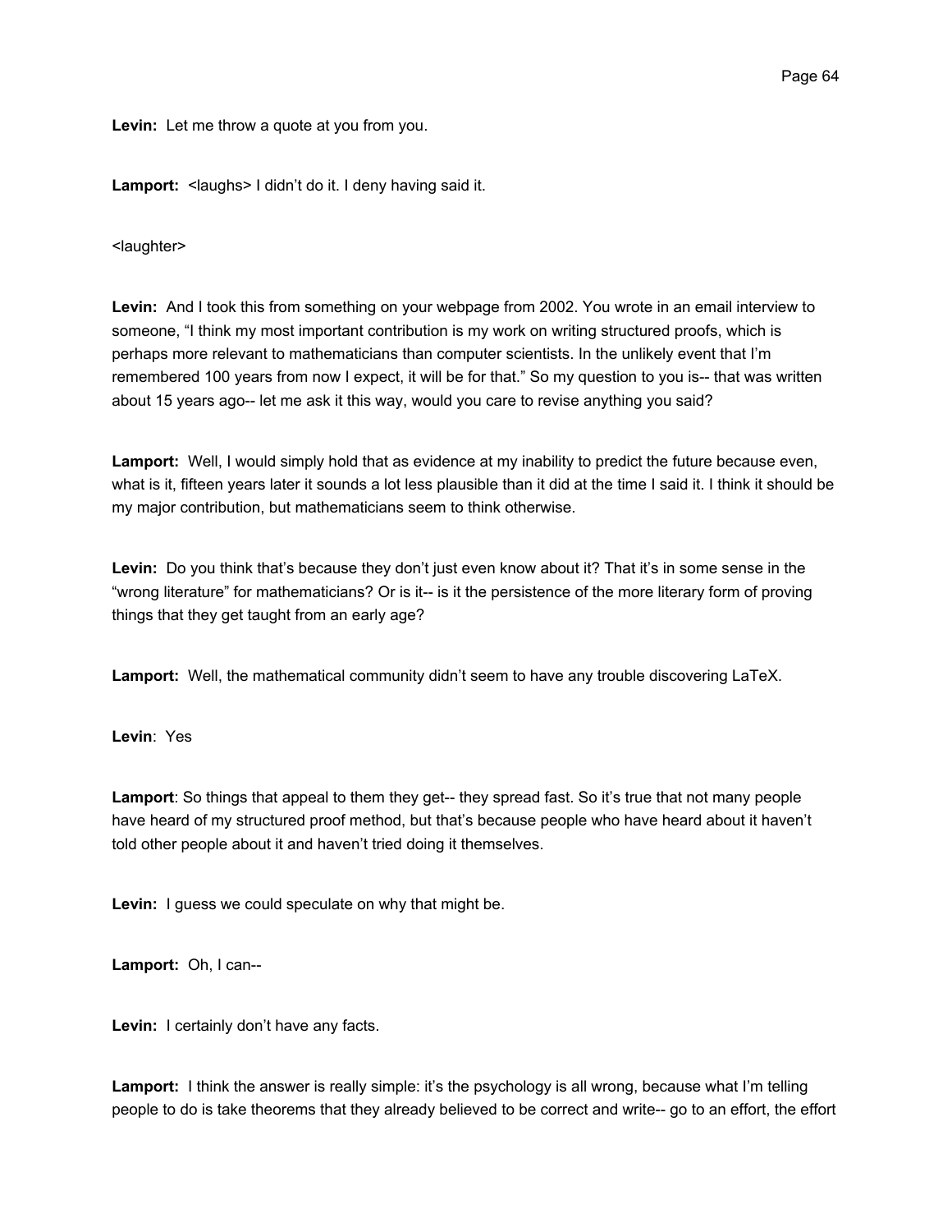**Levin:** Let me throw a quote at you from you.

**Lamport:** <laughs> I didn't do it. I deny having said it.

<laughter>

**Levin:** And I took this from something on your webpage from 2002. You wrote in an email interview to someone, "I think my most important contribution is my work on writing structured proofs, which is perhaps more relevant to mathematicians than computer scientists. In the unlikely event that I'm remembered 100 years from now I expect, it will be for that." So my question to you is-- that was written about 15 years ago-- let me ask it this way, would you care to revise anything you said?

**Lamport:** Well, I would simply hold that as evidence at my inability to predict the future because even, what is it, fifteen years later it sounds a lot less plausible than it did at the time I said it. I think it should be my major contribution, but mathematicians seem to think otherwise.

**Levin:** Do you think that's because they don't just even know about it? That it's in some sense in the "wrong literature" for mathematicians? Or is it-- is it the persistence of the more literary form of proving things that they get taught from an early age?

**Lamport:** Well, the mathematical community didn't seem to have any trouble discovering LaTeX.

**Levin**: Yes

**Lamport**: So things that appeal to them they get-- they spread fast. So it's true that not many people have heard of my structured proof method, but that's because people who have heard about it haven't told other people about it and haven't tried doing it themselves.

**Levin:** I guess we could speculate on why that might be.

**Lamport:** Oh, I can--

**Levin:** I certainly don't have any facts.

**Lamport:** I think the answer is really simple: it's the psychology is all wrong, because what I'm telling people to do is take theorems that they already believed to be correct and write-- go to an effort, the effort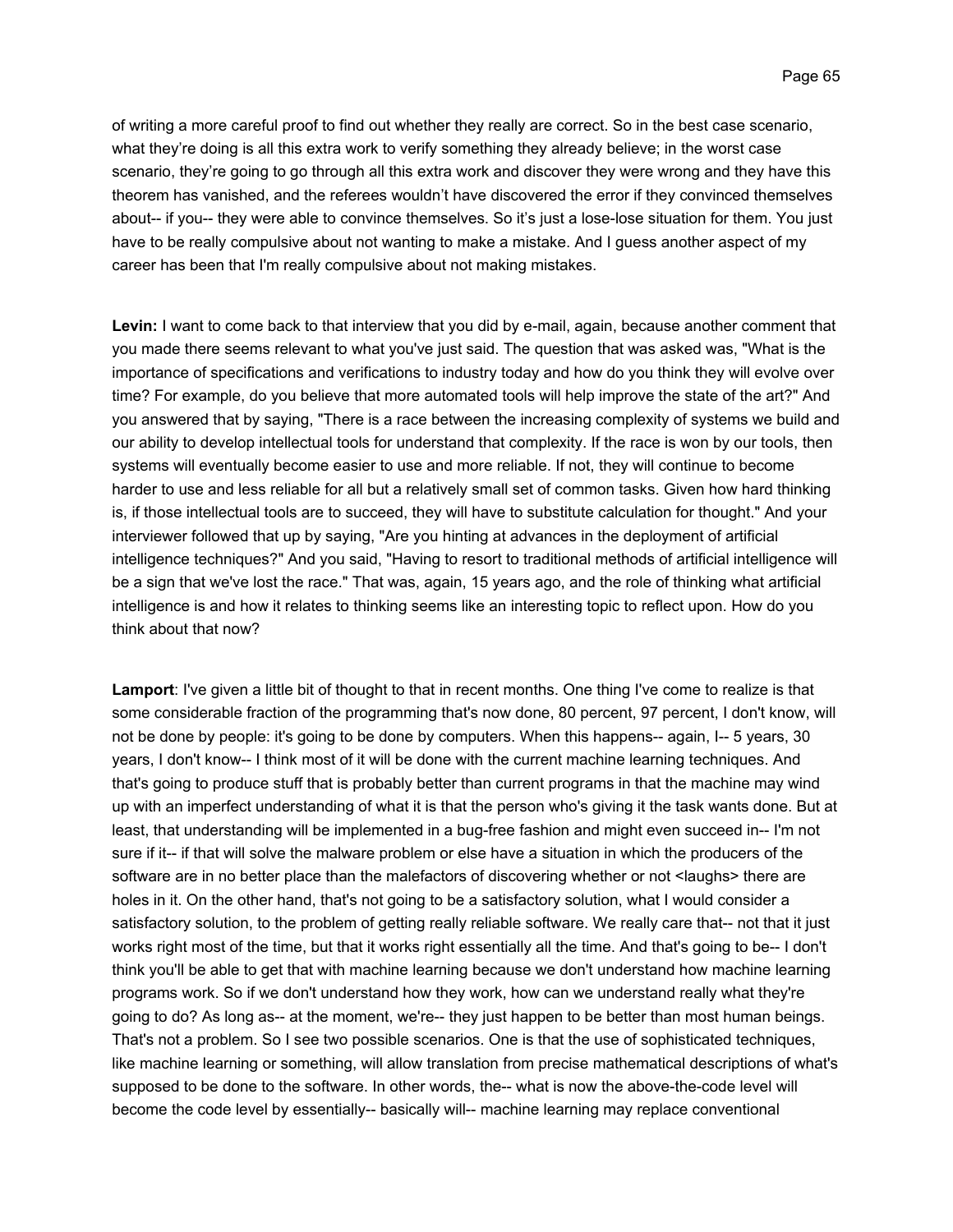of writing a more careful proof to find out whether they really are correct. So in the best case scenario, what they're doing is all this extra work to verify something they already believe; in the worst case scenario, they're going to go through all this extra work and discover they were wrong and they have this theorem has vanished, and the referees wouldn't have discovered the error if they convinced themselves about-- if you-- they were able to convince themselves. So it's just a lose-lose situation for them. You just have to be really compulsive about not wanting to make a mistake. And I guess another aspect of my career has been that I'm really compulsive about not making mistakes.

**Levin:** I want to come back to that interview that you did by e-mail, again, because another comment that you made there seems relevant to what you've just said. The question that was asked was, "What is the importance of specifications and verifications to industry today and how do you think they will evolve over time? For example, do you believe that more automated tools will help improve the state of the art?" And you answered that by saying, "There is a race between the increasing complexity of systems we build and our ability to develop intellectual tools for understand that complexity. If the race is won by our tools, then systems will eventually become easier to use and more reliable. If not, they will continue to become harder to use and less reliable for all but a relatively small set of common tasks. Given how hard thinking is, if those intellectual tools are to succeed, they will have to substitute calculation for thought." And your interviewer followed that up by saying, "Are you hinting at advances in the deployment of artificial intelligence techniques?" And you said, "Having to resort to traditional methods of artificial intelligence will be a sign that we've lost the race." That was, again, 15 years ago, and the role of thinking what artificial intelligence is and how it relates to thinking seems like an interesting topic to reflect upon. How do you think about that now?

**Lamport**: I've given a little bit of thought to that in recent months. One thing I've come to realize is that some considerable fraction of the programming that's now done, 80 percent, 97 percent, I don't know, will not be done by people: it's going to be done by computers. When this happens-- again, I-- 5 years, 30 years, I don't know-- I think most of it will be done with the current machine learning techniques. And that's going to produce stuff that is probably better than current programs in that the machine may wind up with an imperfect understanding of what it is that the person who's giving it the task wants done. But at least, that understanding will be implemented in a bug-free fashion and might even succeed in-- I'm not sure if it-- if that will solve the malware problem or else have a situation in which the producers of the software are in no better place than the malefactors of discovering whether or not <laughs> there are holes in it. On the other hand, that's not going to be a satisfactory solution, what I would consider a satisfactory solution, to the problem of getting really reliable software. We really care that-- not that it just works right most of the time, but that it works right essentially all the time. And that's going to be-- I don't think you'll be able to get that with machine learning because we don't understand how machine learning programs work. So if we don't understand how they work, how can we understand really what they're going to do? As long as-- at the moment, we're-- they just happen to be better than most human beings. That's not a problem. So I see two possible scenarios. One is that the use of sophisticated techniques, like machine learning or something, will allow translation from precise mathematical descriptions of what's supposed to be done to the software. In other words, the-- what is now the above-the-code level will become the code level by essentially-- basically will-- machine learning may replace conventional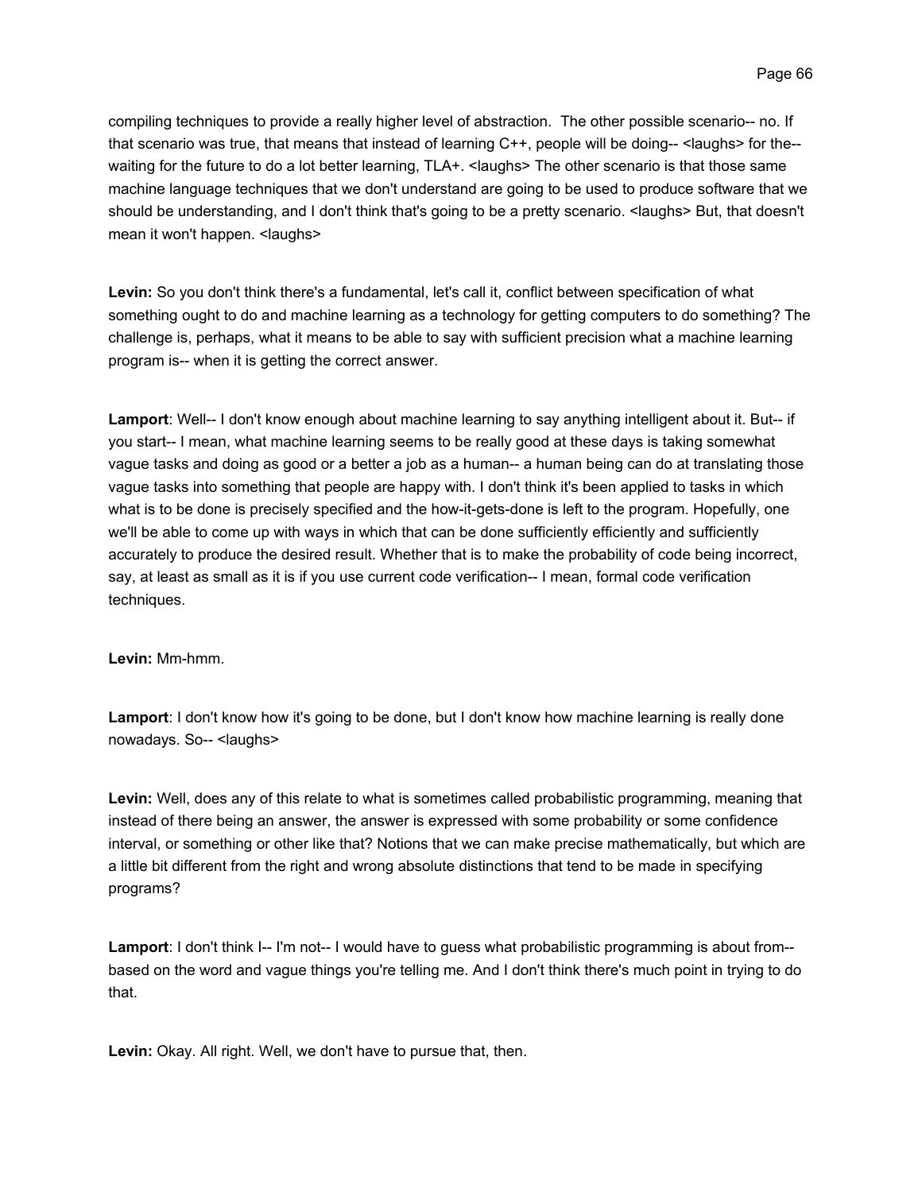compiling techniques to provide a really higher level of abstraction. The other possible scenario-- no. If that scenario was true, that means that instead of learning C++, people will be doing-- <laughs> for the-- waiting for the future to do a lot better learning, TLA+. <laughs> The other scenario is that those same machine language techniques that we don't understand are going to be used to produce software that we should be understanding, and I don't think that's going to be a pretty scenario. <laughs> But, that doesn't mean it won't happen. <laughs>

**Levin:** So you don't think there's a fundamental, let's call it, conflict between specification of what something ought to do and machine learning as a technology for getting computers to do something? The challenge is, perhaps, what it means to be able to say with sufficient precision what a machine learning program is-- when it is getting the correct answer.

**Lamport**: Well-- I don't know enough about machine learning to say anything intelligent about it. But-- if you start-- I mean, what machine learning seems to be really good at these days is taking somewhat vague tasks and doing as good or a better a job as a human-- a human being can do at translating those vague tasks into something that people are happy with. I don't think it's been applied to tasks in which what is to be done is precisely specified and the how-it-gets-done is left to the program. Hopefully, one we'll be able to come up with ways in which that can be done sufficiently efficiently and sufficiently accurately to produce the desired result. Whether that is to make the probability of code being incorrect, say, at least as small as it is if you use current code verification-- I mean, formal code verification techniques.

**Levin:** Mm-hmm.

**Lamport**: I don't know how it's going to be done, but I don't know how machine learning is really done nowadays. So-- <laughs>

**Levin:** Well, does any of this relate to what is sometimes called probabilistic programming, meaning that instead of there being an answer, the answer is expressed with some probability or some confidence interval, or something or other like that? Notions that we can make precise mathematically, but which are a little bit different from the right and wrong absolute distinctions that tend to be made in specifying programs?

**Lamport**: I don't think I-- I'm not-- I would have to guess what probabilistic programming is about from-- based on the word and vague things you're telling me. And I don't think there's much point in trying to do that.

**Levin:** Okay. All right. Well, we don't have to pursue that, then.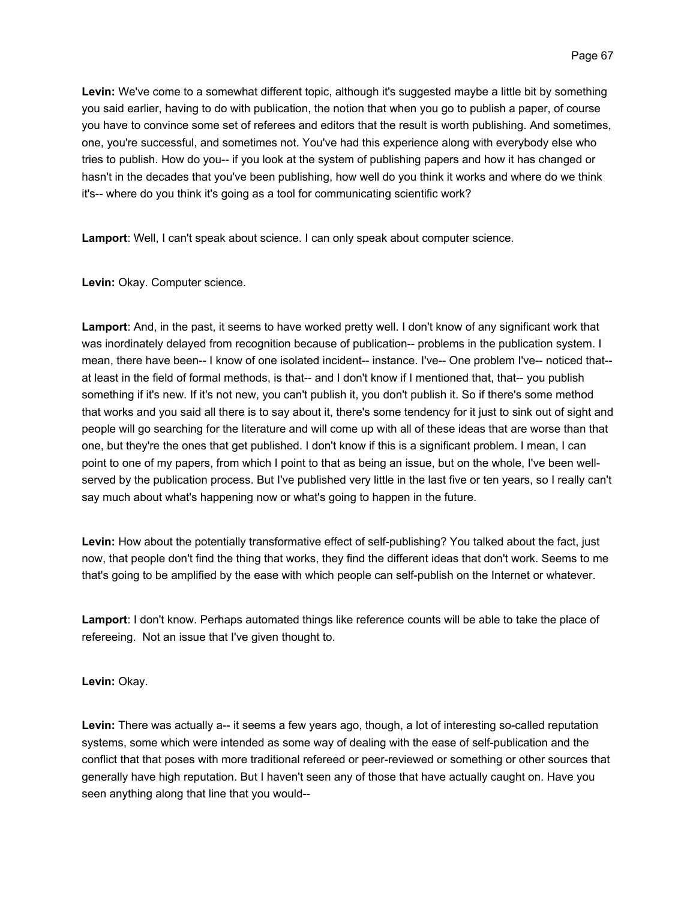**Levin:** We've come to a somewhat different topic, although it's suggested maybe a little bit by something you said earlier, having to do with publication, the notion that when you go to publish a paper, of course you have to convince some set of referees and editors that the result is worth publishing. And sometimes, one, you're successful, and sometimes not. You've had this experience along with everybody else who tries to publish. How do you-- if you look at the system of publishing papers and how it has changed or hasn't in the decades that you've been publishing, how well do you think it works and where do we think it's-- where do you think it's going as a tool for communicating scientific work?

**Lamport**: Well, I can't speak about science. I can only speak about computer science.

**Levin:** Okay. Computer science.

**Lamport**: And, in the past, it seems to have worked pretty well. I don't know of any significant work that was inordinately delayed from recognition because of publication-- problems in the publication system. I mean, there have been-- I know of one isolated incident-- instance. I've-- One problem I've-- noticed that-- at least in the field of formal methods, is that-- and I don't know if I mentioned that, that-- you publish something if it's new. If it's not new, you can't publish it, you don't publish it. So if there's some method that works and you said all there is to say about it, there's some tendency for it just to sink out of sight and people will go searching for the literature and will come up with all of these ideas that are worse than that one, but they're the ones that get published. I don't know if this is a significant problem. I mean, I can point to one of my papers, from which I point to that as being an issue, but on the whole, I've been well-served by the publication process. But I've published very little in the last five or ten years, so I really can't say much about what's happening now or what's going to happen in the future.

**Levin:** How about the potentially transformative effect of self-publishing? You talked about the fact, just now, that people don't find the thing that works, they find the different ideas that don't work. Seems to me that's going to be amplified by the ease with which people can self-publish on the Internet or whatever.

**Lamport**: I don't know. Perhaps automated things like reference counts will be able to take the place of refereeing. Not an issue that I've given thought to.

**Levin:** Okay.

**Levin:** There was actually a-- it seems a few years ago, though, a lot of interesting so-called reputation systems, some which were intended as some way of dealing with the ease of self-publication and the conflict that that poses with more traditional refereed or peer-reviewed or something or other sources that generally have high reputation. But I haven't seen any of those that have actually caught on. Have you seen anything along that line that you would--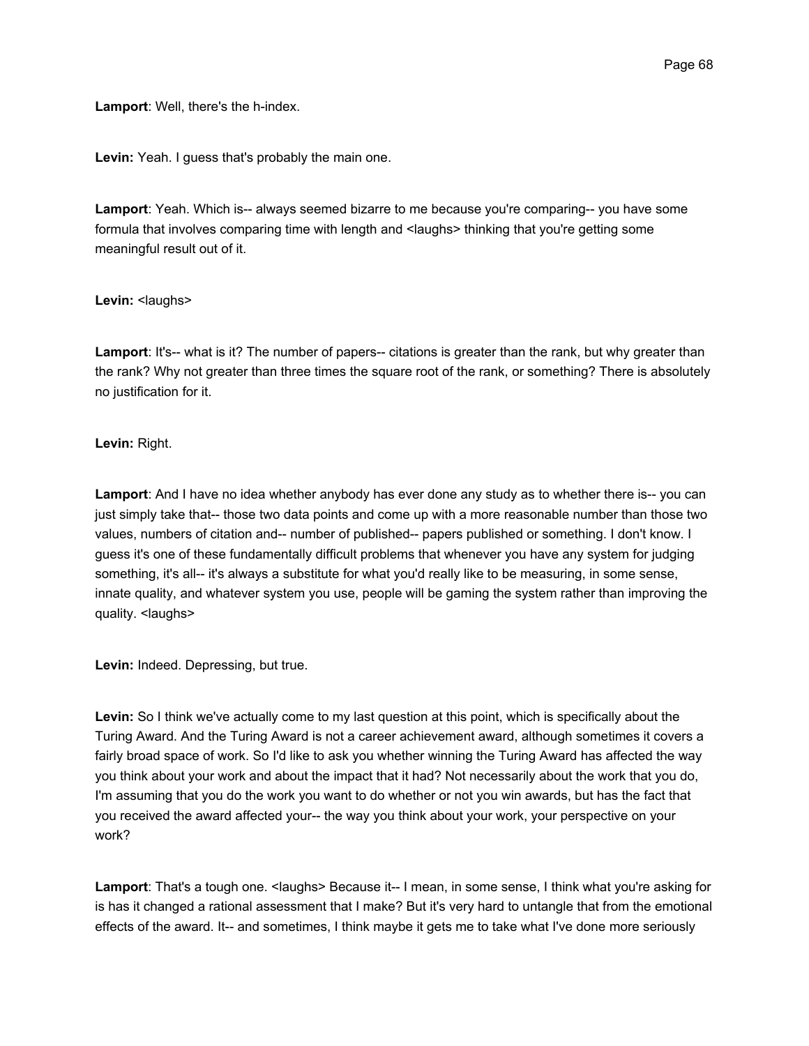**Lamport**: Well, there's the h-index.

**Levin:** Yeah. I guess that's probably the main one.

**Lamport**: Yeah. Which is-- always seemed bizarre to me because you're comparing-- you have some formula that involves comparing time with length and <laughs> thinking that you're getting some meaningful result out of it.

**Levin:** <laughs>

**Lamport**: It's-- what is it? The number of papers-- citations is greater than the rank, but why greater than the rank? Why not greater than three times the square root of the rank, or something? There is absolutely no justification for it.

**Levin:** Right.

**Lamport**: And I have no idea whether anybody has ever done any study as to whether there is-- you can just simply take that-- those two data points and come up with a more reasonable number than those two values, numbers of citation and-- number of published-- papers published or something. I don't know. I guess it's one of these fundamentally difficult problems that whenever you have any system for judging something, it's all-- it's always a substitute for what you'd really like to be measuring, in some sense, innate quality, and whatever system you use, people will be gaming the system rather than improving the quality. <laughs>

**Levin:** Indeed. Depressing, but true.

**Levin:** So I think we've actually come to my last question at this point, which is specifically about the Turing Award. And the Turing Award is not a career achievement award, although sometimes it covers a fairly broad space of work. So I'd like to ask you whether winning the Turing Award has affected the way you think about your work and about the impact that it had? Not necessarily about the work that you do, I'm assuming that you do the work you want to do whether or not you win awards, but has the fact that you received the award affected your-- the way you think about your work, your perspective on your work?

**Lamport**: That's a tough one. <laughs> Because it-- I mean, in some sense, I think what you're asking for is has it changed a rational assessment that I make? But it's very hard to untangle that from the emotional effects of the award. It-- and sometimes, I think maybe it gets me to take what I've done more seriously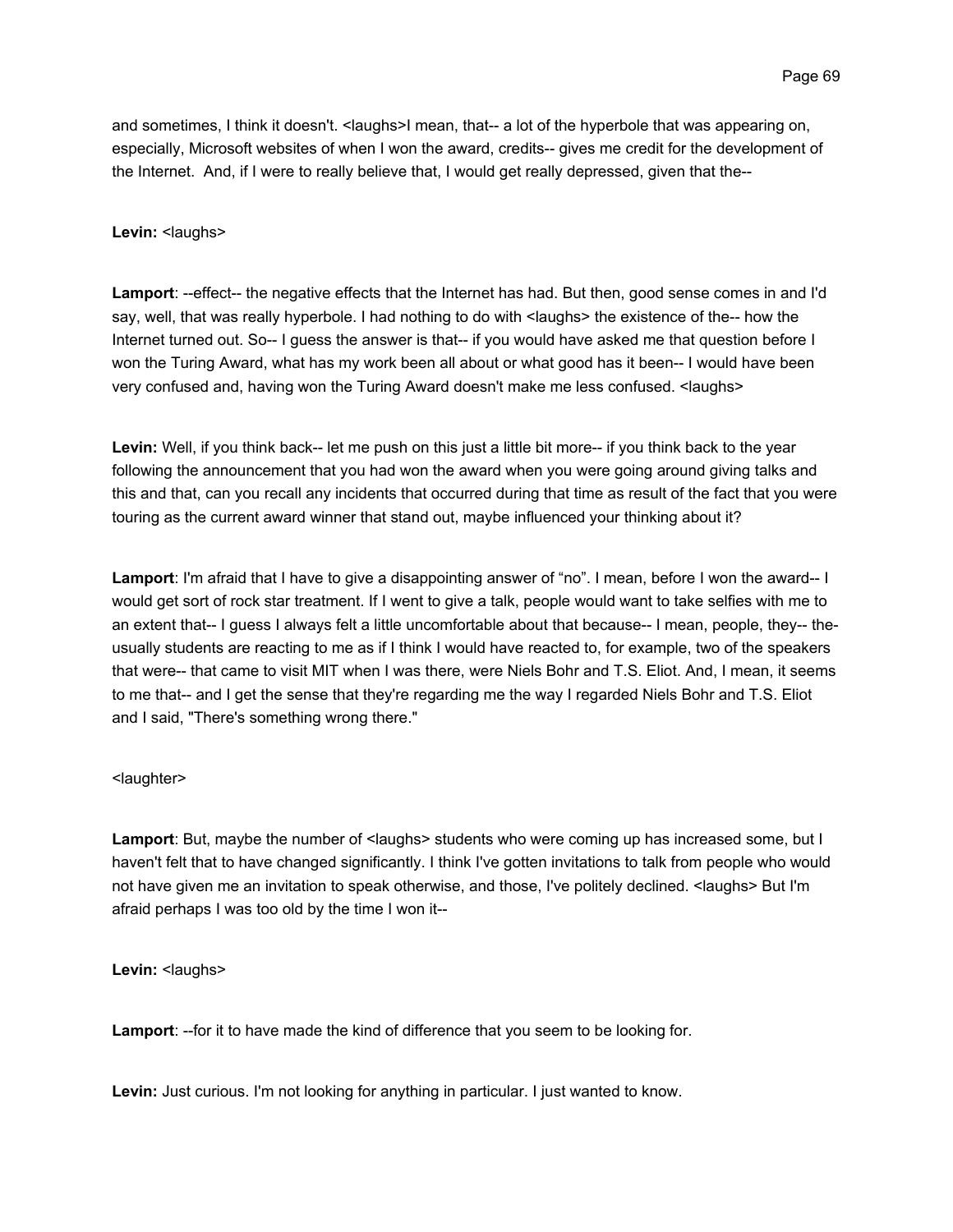and sometimes, I think it doesn't. <laughs>I mean, that-- a lot of the hyperbole that was appearing on, especially, Microsoft websites of when I won the award, credits-- gives me credit for the development of the Internet. And, if I were to really believe that, I would get really depressed, given that the--

**Levin:** <laughs>

**Lamport**: --effect-- the negative effects that the Internet has had. But then, good sense comes in and I'd say, well, that was really hyperbole. I had nothing to do with <laughs> the existence of the-- how the Internet turned out. So-- I guess the answer is that-- if you would have asked me that question before I won the Turing Award, what has my work been all about or what good has it been-- I would have been very confused and, having won the Turing Award doesn't make me less confused. <laughs>

**Levin:** Well, if you think back-- let me push on this just a little bit more-- if you think back to the year following the announcement that you had won the award when you were going around giving talks and this and that, can you recall any incidents that occurred during that time as result of the fact that you were touring as the current award winner that stand out, maybe influenced your thinking about it?

**Lamport**: I'm afraid that I have to give a disappointing answer of "no". I mean, before I won the award-- I would get sort of rock star treatment. If I went to give a talk, people would want to take selfies with me to an extent that-- I guess I always felt a little uncomfortable about that because-- I mean, people, they-- the-usually students are reacting to me as if I think I would have reacted to, for example, two of the speakers that were-- that came to visit MIT when I was there, were Niels Bohr and T.S. Eliot. And, I mean, it seems to me that-- and I get the sense that they're regarding me the way I regarded Niels Bohr and T.S. Eliot and I said, "There's something wrong there."

<laughter>

**Lamport**: But, maybe the number of <laughs> students who were coming up has increased some, but I haven't felt that to have changed significantly. I think I've gotten invitations to talk from people who would not have given me an invitation to speak otherwise, and those, I've politely declined. <laughs> But I'm afraid perhaps I was too old by the time I won it--

**Levin:** <laughs>

**Lamport**: --for it to have made the kind of difference that you seem to be looking for.

**Levin:** Just curious. I'm not looking for anything in particular. I just wanted to know.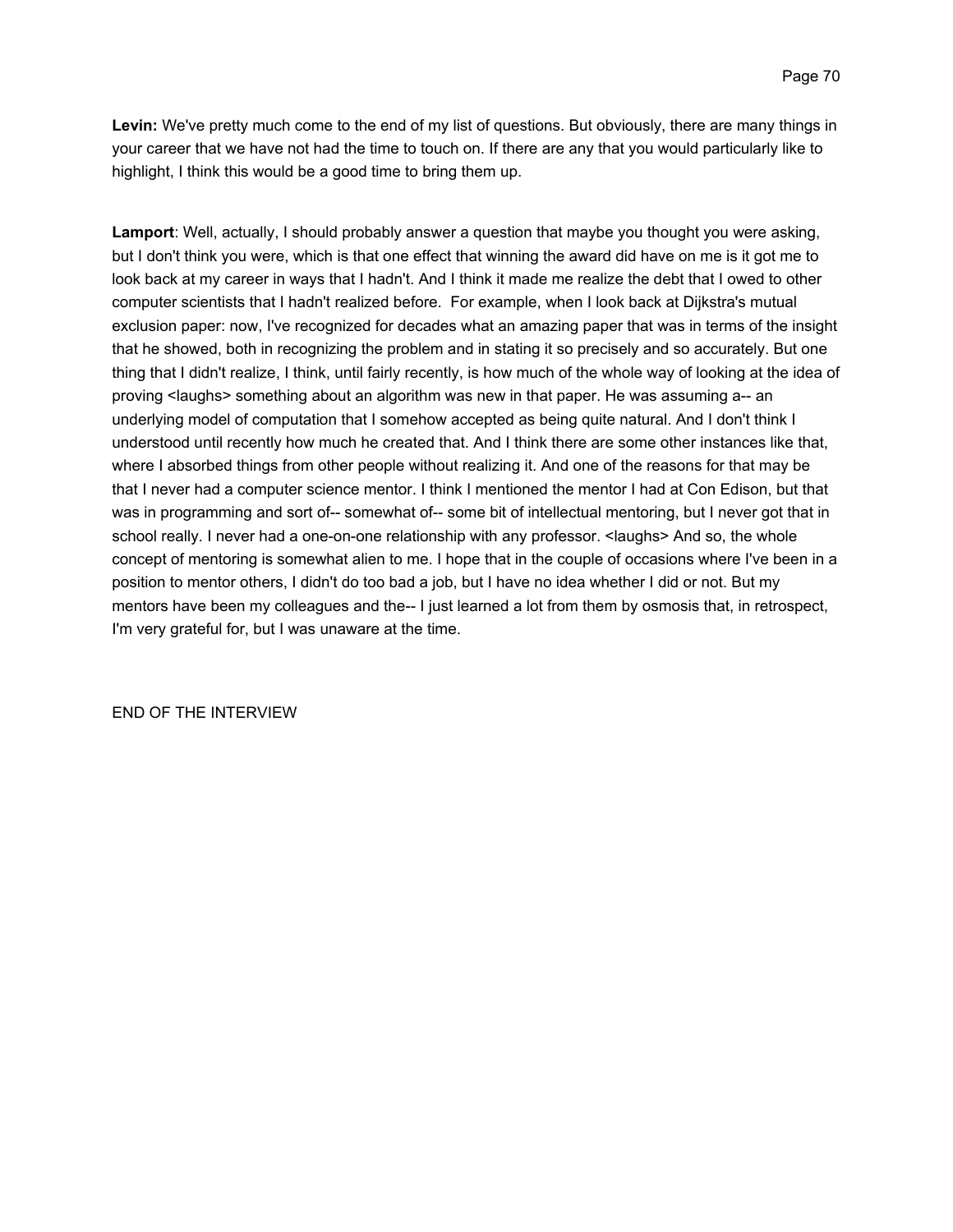**Levin:** We've pretty much come to the end of my list of questions. But obviously, there are many things in your career that we have not had the time to touch on. If there are any that you would particularly like to highlight, I think this would be a good time to bring them up.

**Lamport**: Well, actually, I should probably answer a question that maybe you thought you were asking, but I don't think you were, which is that one effect that winning the award did have on me is it got me to look back at my career in ways that I hadn't. And I think it made me realize the debt that I owed to other computer scientists that I hadn't realized before. For example, when I look back at Dijkstra's mutual exclusion paper: now, I've recognized for decades what an amazing paper that was in terms of the insight that he showed, both in recognizing the problem and in stating it so precisely and so accurately. But one thing that I didn't realize, I think, until fairly recently, is how much of the whole way of looking at the idea of proving <laughs> something about an algorithm was new in that paper. He was assuming a-- an underlying model of computation that I somehow accepted as being quite natural. And I don't think I understood until recently how much he created that. And I think there are some other instances like that, where I absorbed things from other people without realizing it. And one of the reasons for that may be that I never had a computer science mentor. I think I mentioned the mentor I had at Con Edison, but that was in programming and sort of-- somewhat of-- some bit of intellectual mentoring, but I never got that in school really. I never had a one-on-one relationship with any professor. <laughs> And so, the whole concept of mentoring is somewhat alien to me. I hope that in the couple of occasions where I've been in a position to mentor others, I didn't do too bad a job, but I have no idea whether I did or not. But my mentors have been my colleagues and the-- I just learned a lot from them by osmosis that, in retrospect, I'm very grateful for, but I was unaware at the time.

END OF THE INTERVIEW